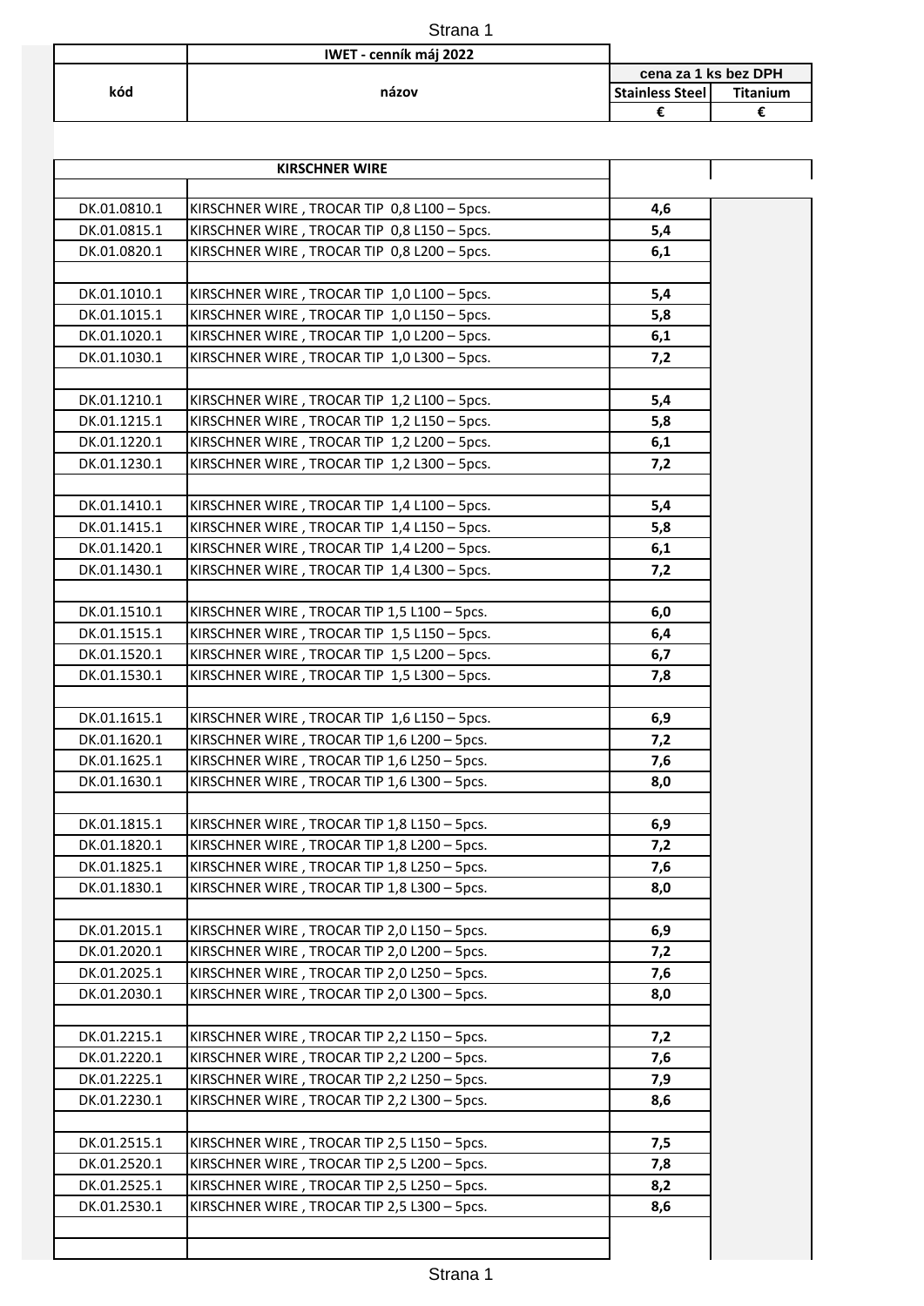| kód | IWET - cenník máj 2022 | cena za 1 ks bez DPH | |
|---|---|---|---|
| | názov | Stainless Steel | Titanium |
| | | € | € |
| | **KIRSCHNER WIRE** | | |
| | | | |
| DK.01.0810.1 | KIRSCHNER WIRE , TROCAR TIP 0,8 L100 – 5pcs. | 4,6 | |
| DK.01.0815.1 | KIRSCHNER WIRE , TROCAR TIP 0,8 L150 – 5pcs. | 5,4 | |
| DK.01.0820.1 | KIRSCHNER WIRE , TROCAR TIP 0,8 L200 – 5pcs. | 6,1 | |
| | | | |
| DK.01.1010.1 | KIRSCHNER WIRE , TROCAR TIP 1,0 L100 – 5pcs. | 5,4 | |
| DK.01.1015.1 | KIRSCHNER WIRE , TROCAR TIP 1,0 L150 – 5pcs. | 5,8 | |
| DK.01.1020.1 | KIRSCHNER WIRE , TROCAR TIP 1,0 L200 – 5pcs. | 6,1 | |
| DK.01.1030.1 | KIRSCHNER WIRE , TROCAR TIP 1,0 L300 – 5pcs. | 7,2 | |
| | | | |
| DK.01.1210.1 | KIRSCHNER WIRE , TROCAR TIP 1,2 L100 – 5pcs. | 5,4 | |
| DK.01.1215.1 | KIRSCHNER WIRE , TROCAR TIP 1,2 L150 – 5pcs. | 5,8 | |
| DK.01.1220.1 | KIRSCHNER WIRE , TROCAR TIP 1,2 L200 – 5pcs. | 6,1 | |
| DK.01.1230.1 | KIRSCHNER WIRE , TROCAR TIP 1,2 L300 – 5pcs. | 7,2 | |
| | | | |
| DK.01.1410.1 | KIRSCHNER WIRE , TROCAR TIP 1,4 L100 – 5pcs. | 5,4 | |
| DK.01.1415.1 | KIRSCHNER WIRE , TROCAR TIP 1,4 L150 – 5pcs. | 5,8 | |
| DK.01.1420.1 | KIRSCHNER WIRE , TROCAR TIP 1,4 L200 – 5pcs. | 6,1 | |
| DK.01.1430.1 | KIRSCHNER WIRE , TROCAR TIP 1,4 L300 – 5pcs. | 7,2 | |
| | | | |
| DK.01.1510.1 | KIRSCHNER WIRE , TROCAR TIP 1,5 L100 – 5pcs. | 6,0 | |
| DK.01.1515.1 | KIRSCHNER WIRE , TROCAR TIP 1,5 L150 – 5pcs. | 6,4 | |
| DK.01.1520.1 | KIRSCHNER WIRE , TROCAR TIP 1,5 L200 – 5pcs. | 6,7 | |
| DK.01.1530.1 | KIRSCHNER WIRE , TROCAR TIP 1,5 L300 – 5pcs. | 7,8 | |
| | | | |
| DK.01.1615.1 | KIRSCHNER WIRE , TROCAR TIP 1,6 L150 – 5pcs. | 6,9 | |
| DK.01.1620.1 | KIRSCHNER WIRE , TROCAR TIP 1,6 L200 – 5pcs. | 7,2 | |
| DK.01.1625.1 | KIRSCHNER WIRE , TROCAR TIP 1,6 L250 – 5pcs. | 7,6 | |
| DK.01.1630.1 | KIRSCHNER WIRE , TROCAR TIP 1,6 L300 – 5pcs. | 8,0 | |
| | | | |
| DK.01.1815.1 | KIRSCHNER WIRE , TROCAR TIP 1,8 L150 – 5pcs. | 6,9 | |
| DK.01.1820.1 | KIRSCHNER WIRE , TROCAR TIP 1,8 L200 – 5pcs. | 7,2 | |
| DK.01.1825.1 | KIRSCHNER WIRE , TROCAR TIP 1,8 L250 – 5pcs. | 7,6 | |
| DK.01.1830.1 | KIRSCHNER WIRE , TROCAR TIP 1,8 L300 – 5pcs. | 8,0 | |
| | | | |
| DK.01.2015.1 | KIRSCHNER WIRE , TROCAR TIP 2,0 L150 – 5pcs. | 6,9 | |
| DK.01.2020.1 | KIRSCHNER WIRE , TROCAR TIP 2,0 L200 – 5pcs. | 7,2 | |
| DK.01.2025.1 | KIRSCHNER WIRE , TROCAR TIP 2,0 L250 – 5pcs. | 7,6 | |
| DK.01.2030.1 | KIRSCHNER WIRE , TROCAR TIP 2,0 L300 – 5pcs. | 8,0 | |
| | | | |
| DK.01.2215.1 | KIRSCHNER WIRE , TROCAR TIP 2,2 L150 – 5pcs. | 7,2 | |
| DK.01.2220.1 | KIRSCHNER WIRE , TROCAR TIP 2,2 L200 – 5pcs. | 7,6 | |
| DK.01.2225.1 | KIRSCHNER WIRE , TROCAR TIP 2,2 L250 – 5pcs. | 7,9 | |
| DK.01.2230.1 | KIRSCHNER WIRE , TROCAR TIP 2,2 L300 – 5pcs. | 8,6 | |
| | | | |
| DK.01.2515.1 | KIRSCHNER WIRE , TROCAR TIP 2,5 L150 – 5pcs. | 7,5 | |
| DK.01.2520.1 | KIRSCHNER WIRE , TROCAR TIP 2,5 L200 – 5pcs. | 7,8 | |
| DK.01.2525.1 | KIRSCHNER WIRE , TROCAR TIP 2,5 L250 – 5pcs. | 8,2 | |
| DK.01.2530.1 | KIRSCHNER WIRE , TROCAR TIP 2,5 L300 – 5pcs. | 8,6 | |
| | | | |
| | | | |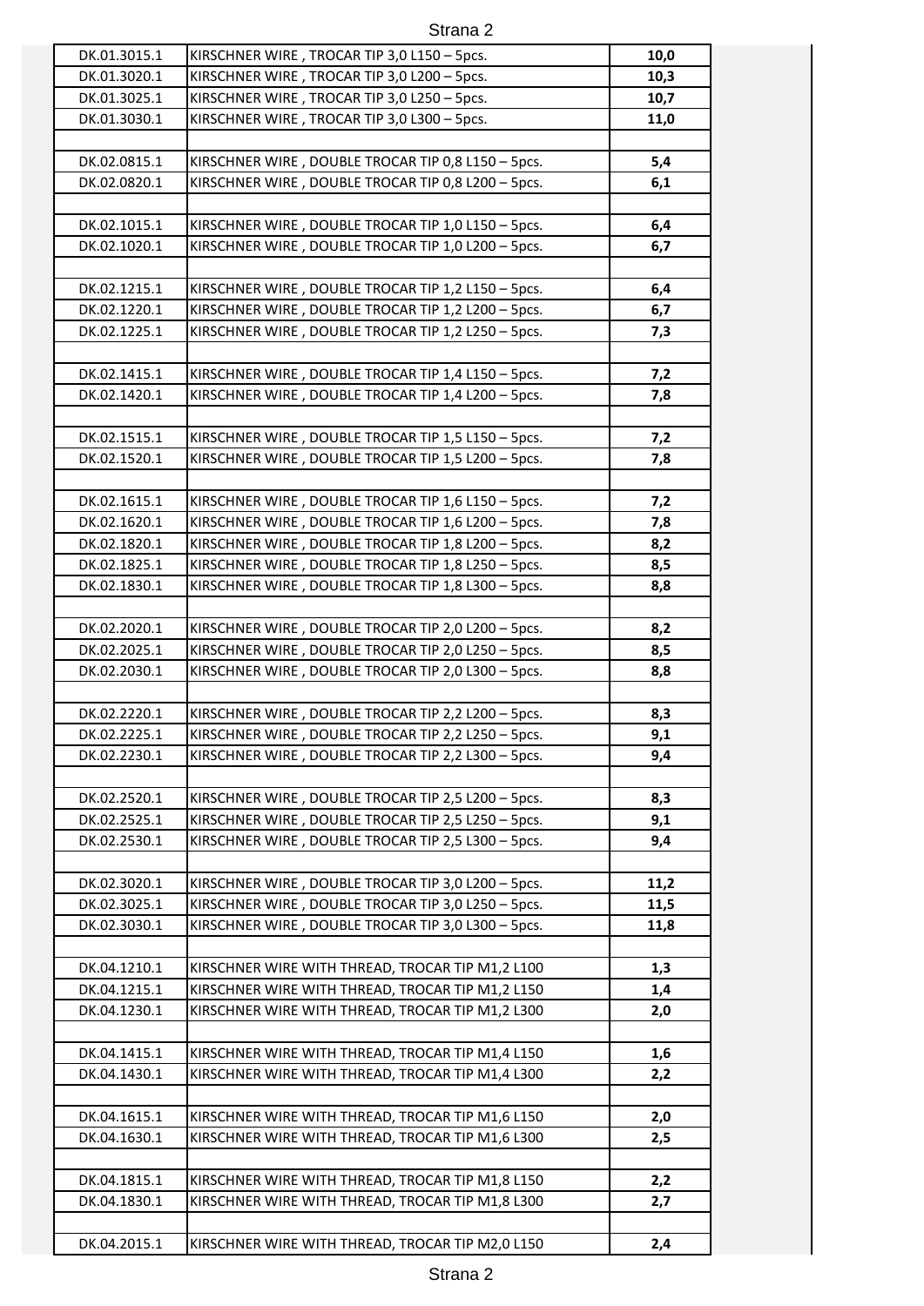| | | |
|---|---|---|
| DK.01.3015.1 | KIRSCHNER WIRE , TROCAR TIP 3,0 L150 – 5pcs. | **10,0** |
| DK.01.3020.1 | KIRSCHNER WIRE , TROCAR TIP 3,0 L200 – 5pcs. | **10,3** |
| DK.01.3025.1 | KIRSCHNER WIRE , TROCAR TIP 3,0 L250 – 5pcs. | **10,7** |
| DK.01.3030.1 | KIRSCHNER WIRE , TROCAR TIP 3,0 L300 – 5pcs. | **11,0** |
| | | |
| DK.02.0815.1 | KIRSCHNER WIRE , DOUBLE TROCAR TIP 0,8 L150 – 5pcs. | **5,4** |
| DK.02.0820.1 | KIRSCHNER WIRE , DOUBLE TROCAR TIP 0,8 L200 – 5pcs. | **6,1** |
| | | |
| DK.02.1015.1 | KIRSCHNER WIRE , DOUBLE TROCAR TIP 1,0 L150 – 5pcs. | **6,4** |
| DK.02.1020.1 | KIRSCHNER WIRE , DOUBLE TROCAR TIP 1,0 L200 – 5pcs. | **6,7** |
| | | |
| DK.02.1215.1 | KIRSCHNER WIRE , DOUBLE TROCAR TIP 1,2 L150 – 5pcs. | **6,4** |
| DK.02.1220.1 | KIRSCHNER WIRE , DOUBLE TROCAR TIP 1,2 L200 – 5pcs. | **6,7** |
| DK.02.1225.1 | KIRSCHNER WIRE , DOUBLE TROCAR TIP 1,2 L250 – 5pcs. | **7,3** |
| | | |
| DK.02.1415.1 | KIRSCHNER WIRE , DOUBLE TROCAR TIP 1,4 L150 – 5pcs. | **7,2** |
| DK.02.1420.1 | KIRSCHNER WIRE , DOUBLE TROCAR TIP 1,4 L200 – 5pcs. | **7,8** |
| | | |
| DK.02.1515.1 | KIRSCHNER WIRE , DOUBLE TROCAR TIP 1,5 L150 – 5pcs. | **7,2** |
| DK.02.1520.1 | KIRSCHNER WIRE , DOUBLE TROCAR TIP 1,5 L200 – 5pcs. | **7,8** |
| | | |
| DK.02.1615.1 | KIRSCHNER WIRE , DOUBLE TROCAR TIP 1,6 L150 – 5pcs. | **7,2** |
| DK.02.1620.1 | KIRSCHNER WIRE , DOUBLE TROCAR TIP 1,6 L200 – 5pcs. | **7,8** |
| DK.02.1820.1 | KIRSCHNER WIRE , DOUBLE TROCAR TIP 1,8 L200 – 5pcs. | **8,2** |
| DK.02.1825.1 | KIRSCHNER WIRE , DOUBLE TROCAR TIP 1,8 L250 – 5pcs. | **8,5** |
| DK.02.1830.1 | KIRSCHNER WIRE , DOUBLE TROCAR TIP 1,8 L300 – 5pcs. | **8,8** |
| | | |
| DK.02.2020.1 | KIRSCHNER WIRE , DOUBLE TROCAR TIP 2,0 L200 – 5pcs. | **8,2** |
| DK.02.2025.1 | KIRSCHNER WIRE , DOUBLE TROCAR TIP 2,0 L250 – 5pcs. | **8,5** |
| DK.02.2030.1 | KIRSCHNER WIRE , DOUBLE TROCAR TIP 2,0 L300 – 5pcs. | **8,8** |
| | | |
| DK.02.2220.1 | KIRSCHNER WIRE , DOUBLE TROCAR TIP 2,2 L200 – 5pcs. | **8,3** |
| DK.02.2225.1 | KIRSCHNER WIRE , DOUBLE TROCAR TIP 2,2 L250 – 5pcs. | **9,1** |
| DK.02.2230.1 | KIRSCHNER WIRE , DOUBLE TROCAR TIP 2,2 L300 – 5pcs. | **9,4** |
| | | |
| DK.02.2520.1 | KIRSCHNER WIRE , DOUBLE TROCAR TIP 2,5 L200 – 5pcs. | **8,3** |
| DK.02.2525.1 | KIRSCHNER WIRE , DOUBLE TROCAR TIP 2,5 L250 – 5pcs. | **9,1** |
| DK.02.2530.1 | KIRSCHNER WIRE , DOUBLE TROCAR TIP 2,5 L300 – 5pcs. | **9,4** |
| | | |
| DK.02.3020.1 | KIRSCHNER WIRE , DOUBLE TROCAR TIP 3,0 L200 – 5pcs. | **11,2** |
| DK.02.3025.1 | KIRSCHNER WIRE , DOUBLE TROCAR TIP 3,0 L250 – 5pcs. | **11,5** |
| DK.02.3030.1 | KIRSCHNER WIRE , DOUBLE TROCAR TIP 3,0 L300 – 5pcs. | **11,8** |
| | | |
| DK.04.1210.1 | KIRSCHNER WIRE WITH THREAD, TROCAR TIP M1,2 L100 | **1,3** |
| DK.04.1215.1 | KIRSCHNER WIRE WITH THREAD, TROCAR TIP M1,2 L150 | **1,4** |
| DK.04.1230.1 | KIRSCHNER WIRE WITH THREAD, TROCAR TIP M1,2 L300 | **2,0** |
| | | |
| DK.04.1415.1 | KIRSCHNER WIRE WITH THREAD, TROCAR TIP M1,4 L150 | **1,6** |
| DK.04.1430.1 | KIRSCHNER WIRE WITH THREAD, TROCAR TIP M1,4 L300 | **2,2** |
| | | |
| DK.04.1615.1 | KIRSCHNER WIRE WITH THREAD, TROCAR TIP M1,6 L150 | **2,0** |
| DK.04.1630.1 | KIRSCHNER WIRE WITH THREAD, TROCAR TIP M1,6 L300 | **2,5** |
| | | |
| DK.04.1815.1 | KIRSCHNER WIRE WITH THREAD, TROCAR TIP M1,8 L150 | **2,2** |
| DK.04.1830.1 | KIRSCHNER WIRE WITH THREAD, TROCAR TIP M1,8 L300 | **2,7** |
| | | |
| DK.04.2015.1 | KIRSCHNER WIRE WITH THREAD, TROCAR TIP M2,0 L150 | **2,4** |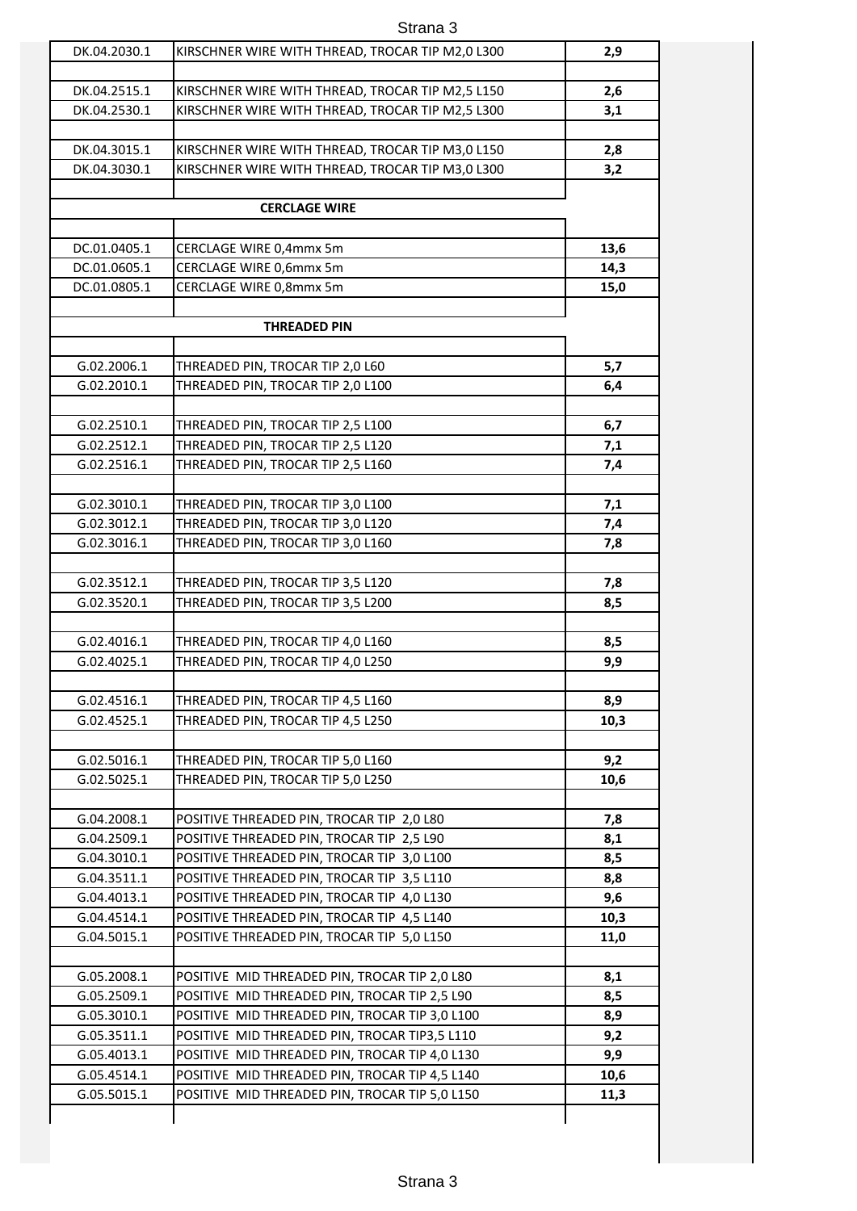| | | |
|---|---|---|
| DK.04.2030.1 | KIRSCHNER WIRE WITH THREAD, TROCAR TIP M2,0 L300 | **2,9** |
| | | |
| DK.04.2515.1 | KIRSCHNER WIRE WITH THREAD, TROCAR TIP M2,5 L150 | **2,6** |
| DK.04.2530.1 | KIRSCHNER WIRE WITH THREAD, TROCAR TIP M2,5 L300 | **3,1** |
| | | |
| DK.04.3015.1 | KIRSCHNER WIRE WITH THREAD, TROCAR TIP M3,0 L150 | **2,8** |
| DK.04.3030.1 | KIRSCHNER WIRE WITH THREAD, TROCAR TIP M3,0 L300 | **3,2** |
| | | |
| | **CERCLAGE WIRE** | |
| | | |
| DC.01.0405.1 | CERCLAGE WIRE 0,4mmx 5m | **13,6** |
| DC.01.0605.1 | CERCLAGE WIRE 0,6mmx 5m | **14,3** |
| DC.01.0805.1 | CERCLAGE WIRE 0,8mmx 5m | **15,0** |
| | | |
| | **THREADED PIN** | |
| | | |
| G.02.2006.1 | THREADED PIN, TROCAR TIP 2,0 L60 | **5,7** |
| G.02.2010.1 | THREADED PIN, TROCAR TIP 2,0 L100 | **6,4** |
| | | |
| G.02.2510.1 | THREADED PIN, TROCAR TIP 2,5 L100 | **6,7** |
| G.02.2512.1 | THREADED PIN, TROCAR TIP 2,5 L120 | **7,1** |
| G.02.2516.1 | THREADED PIN, TROCAR TIP 2,5 L160 | **7,4** |
| | | |
| G.02.3010.1 | THREADED PIN, TROCAR TIP 3,0 L100 | **7,1** |
| G.02.3012.1 | THREADED PIN, TROCAR TIP 3,0 L120 | **7,4** |
| G.02.3016.1 | THREADED PIN, TROCAR TIP 3,0 L160 | **7,8** |
| | | |
| G.02.3512.1 | THREADED PIN, TROCAR TIP 3,5 L120 | **7,8** |
| G.02.3520.1 | THREADED PIN, TROCAR TIP 3,5 L200 | **8,5** |
| | | |
| G.02.4016.1 | THREADED PIN, TROCAR TIP 4,0 L160 | **8,5** |
| G.02.4025.1 | THREADED PIN, TROCAR TIP 4,0 L250 | **9,9** |
| | | |
| G.02.4516.1 | THREADED PIN, TROCAR TIP 4,5 L160 | **8,9** |
| G.02.4525.1 | THREADED PIN, TROCAR TIP 4,5 L250 | **10,3** |
| | | |
| G.02.5016.1 | THREADED PIN, TROCAR TIP 5,0 L160 | **9,2** |
| G.02.5025.1 | THREADED PIN, TROCAR TIP 5,0 L250 | **10,6** |
| | | |
| G.04.2008.1 | POSITIVE THREADED PIN, TROCAR TIP 2,0 L80 | **7,8** |
| G.04.2509.1 | POSITIVE THREADED PIN, TROCAR TIP 2,5 L90 | **8,1** |
| G.04.3010.1 | POSITIVE THREADED PIN, TROCAR TIP 3,0 L100 | **8,5** |
| G.04.3511.1 | POSITIVE THREADED PIN, TROCAR TIP 3,5 L110 | **8,8** |
| G.04.4013.1 | POSITIVE THREADED PIN, TROCAR TIP 4,0 L130 | **9,6** |
| G.04.4514.1 | POSITIVE THREADED PIN, TROCAR TIP 4,5 L140 | **10,3** |
| G.04.5015.1 | POSITIVE THREADED PIN, TROCAR TIP 5,0 L150 | **11,0** |
| | | |
| G.05.2008.1 | POSITIVE MID THREADED PIN, TROCAR TIP 2,0 L80 | **8,1** |
| G.05.2509.1 | POSITIVE MID THREADED PIN, TROCAR TIP 2,5 L90 | **8,5** |
| G.05.3010.1 | POSITIVE MID THREADED PIN, TROCAR TIP 3,0 L100 | **8,9** |
| G.05.3511.1 | POSITIVE MID THREADED PIN, TROCAR TIP3,5 L110 | **9,2** |
| G.05.4013.1 | POSITIVE MID THREADED PIN, TROCAR TIP 4,0 L130 | **9,9** |
| G.05.4514.1 | POSITIVE MID THREADED PIN, TROCAR TIP 4,5 L140 | **10,6** |
| G.05.5015.1 | POSITIVE MID THREADED PIN, TROCAR TIP 5,0 L150 | **11,3** |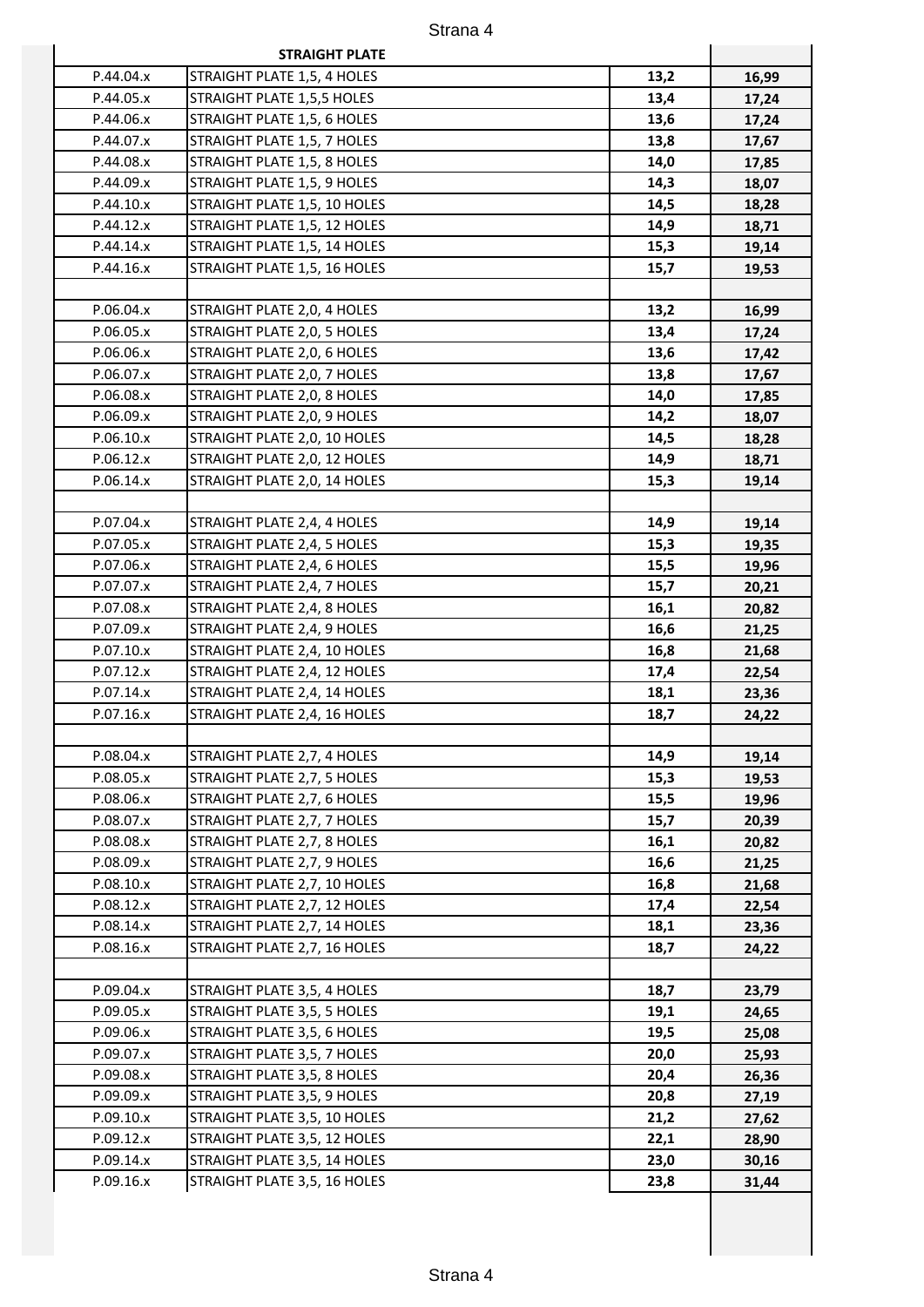| | STRAIGHT PLATE | | |
|---|---|---|---|
| P.44.04.x | STRAIGHT PLATE 1,5, 4 HOLES | **13,2** | **16,99** |
| P.44.05.x | STRAIGHT PLATE 1,5,5 HOLES | **13,4** | **17,24** |
| P.44.06.x | STRAIGHT PLATE 1,5, 6 HOLES | **13,6** | **17,24** |
| P.44.07.x | STRAIGHT PLATE 1,5, 7 HOLES | **13,8** | **17,67** |
| P.44.08.x | STRAIGHT PLATE 1,5, 8 HOLES | **14,0** | **17,85** |
| P.44.09.x | STRAIGHT PLATE 1,5, 9 HOLES | **14,3** | **18,07** |
| P.44.10.x | STRAIGHT PLATE 1,5, 10 HOLES | **14,5** | **18,28** |
| P.44.12.x | STRAIGHT PLATE 1,5, 12 HOLES | **14,9** | **18,71** |
| P.44.14.x | STRAIGHT PLATE 1,5, 14 HOLES | **15,3** | **19,14** |
| P.44.16.x | STRAIGHT PLATE 1,5, 16 HOLES | **15,7** | **19,53** |
| | | | |
| P.06.04.x | STRAIGHT PLATE 2,0, 4 HOLES | **13,2** | **16,99** |
| P.06.05.x | STRAIGHT PLATE 2,0, 5 HOLES | **13,4** | **17,24** |
| P.06.06.x | STRAIGHT PLATE 2,0, 6 HOLES | **13,6** | **17,42** |
| P.06.07.x | STRAIGHT PLATE 2,0, 7 HOLES | **13,8** | **17,67** |
| P.06.08.x | STRAIGHT PLATE 2,0, 8 HOLES | **14,0** | **17,85** |
| P.06.09.x | STRAIGHT PLATE 2,0, 9 HOLES | **14,2** | **18,07** |
| P.06.10.x | STRAIGHT PLATE 2,0, 10 HOLES | **14,5** | **18,28** |
| P.06.12.x | STRAIGHT PLATE 2,0, 12 HOLES | **14,9** | **18,71** |
| P.06.14.x | STRAIGHT PLATE 2,0, 14 HOLES | **15,3** | **19,14** |
| | | | |
| P.07.04.x | STRAIGHT PLATE 2,4, 4 HOLES | **14,9** | **19,14** |
| P.07.05.x | STRAIGHT PLATE 2,4, 5 HOLES | **15,3** | **19,35** |
| P.07.06.x | STRAIGHT PLATE 2,4, 6 HOLES | **15,5** | **19,96** |
| P.07.07.x | STRAIGHT PLATE 2,4, 7 HOLES | **15,7** | **20,21** |
| P.07.08.x | STRAIGHT PLATE 2,4, 8 HOLES | **16,1** | **20,82** |
| P.07.09.x | STRAIGHT PLATE 2,4, 9 HOLES | **16,6** | **21,25** |
| P.07.10.x | STRAIGHT PLATE 2,4, 10 HOLES | **16,8** | **21,68** |
| P.07.12.x | STRAIGHT PLATE 2,4, 12 HOLES | **17,4** | **22,54** |
| P.07.14.x | STRAIGHT PLATE 2,4, 14 HOLES | **18,1** | **23,36** |
| P.07.16.x | STRAIGHT PLATE 2,4, 16 HOLES | **18,7** | **24,22** |
| | | | |
| P.08.04.x | STRAIGHT PLATE 2,7, 4 HOLES | **14,9** | **19,14** |
| P.08.05.x | STRAIGHT PLATE 2,7, 5 HOLES | **15,3** | **19,53** |
| P.08.06.x | STRAIGHT PLATE 2,7, 6 HOLES | **15,5** | **19,96** |
| P.08.07.x | STRAIGHT PLATE 2,7, 7 HOLES | **15,7** | **20,39** |
| P.08.08.x | STRAIGHT PLATE 2,7, 8 HOLES | **16,1** | **20,82** |
| P.08.09.x | STRAIGHT PLATE 2,7, 9 HOLES | **16,6** | **21,25** |
| P.08.10.x | STRAIGHT PLATE 2,7, 10 HOLES | **16,8** | **21,68** |
| P.08.12.x | STRAIGHT PLATE 2,7, 12 HOLES | **17,4** | **22,54** |
| P.08.14.x | STRAIGHT PLATE 2,7, 14 HOLES | **18,1** | **23,36** |
| P.08.16.x | STRAIGHT PLATE 2,7, 16 HOLES | **18,7** | **24,22** |
| | | | |
| P.09.04.x | STRAIGHT PLATE 3,5, 4 HOLES | **18,7** | **23,79** |
| P.09.05.x | STRAIGHT PLATE 3,5, 5 HOLES | **19,1** | **24,65** |
| P.09.06.x | STRAIGHT PLATE 3,5, 6 HOLES | **19,5** | **25,08** |
| P.09.07.x | STRAIGHT PLATE 3,5, 7 HOLES | **20,0** | **25,93** |
| P.09.08.x | STRAIGHT PLATE 3,5, 8 HOLES | **20,4** | **26,36** |
| P.09.09.x | STRAIGHT PLATE 3,5, 9 HOLES | **20,8** | **27,19** |
| P.09.10.x | STRAIGHT PLATE 3,5, 10 HOLES | **21,2** | **27,62** |
| P.09.12.x | STRAIGHT PLATE 3,5, 12 HOLES | **22,1** | **28,90** |
| P.09.14.x | STRAIGHT PLATE 3,5, 14 HOLES | **23,0** | **30,16** |
| P.09.16.x | STRAIGHT PLATE 3,5, 16 HOLES | **23,8** | **31,44** |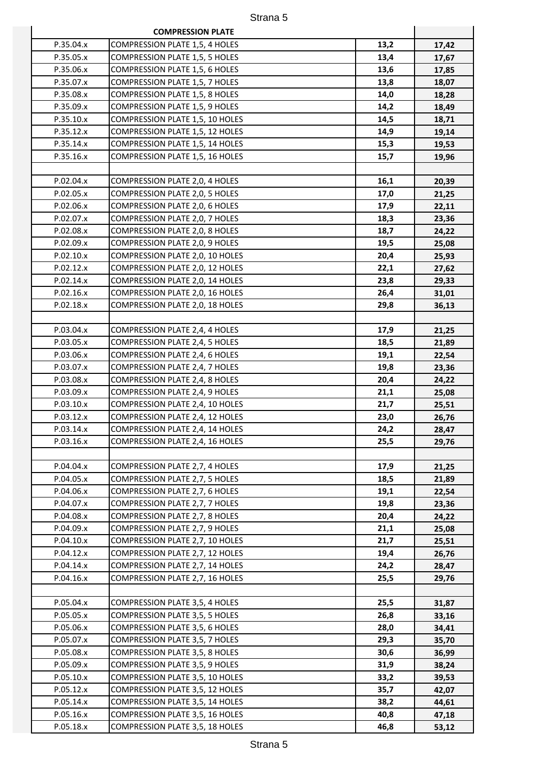| COMPRESSION PLATE | | | |
|---|---|---|---|
| P.35.04.x | COMPRESSION PLATE 1,5, 4 HOLES | **13,2** | **17,42** |
| P.35.05.x | COMPRESSION PLATE 1,5, 5 HOLES | **13,4** | **17,67** |
| P.35.06.x | COMPRESSION PLATE 1,5, 6 HOLES | **13,6** | **17,85** |
| P.35.07.x | COMPRESSION PLATE 1,5, 7 HOLES | **13,8** | **18,07** |
| P.35.08.x | COMPRESSION PLATE 1,5, 8 HOLES | **14,0** | **18,28** |
| P.35.09.x | COMPRESSION PLATE 1,5, 9 HOLES | **14,2** | **18,49** |
| P.35.10.x | COMPRESSION PLATE 1,5, 10 HOLES | **14,5** | **18,71** |
| P.35.12.x | COMPRESSION PLATE 1,5, 12 HOLES | **14,9** | **19,14** |
| P.35.14.x | COMPRESSION PLATE 1,5, 14 HOLES | **15,3** | **19,53** |
| P.35.16.x | COMPRESSION PLATE 1,5, 16 HOLES | **15,7** | **19,96** |
| | | | |
| P.02.04.x | COMPRESSION PLATE 2,0, 4 HOLES | **16,1** | **20,39** |
| P.02.05.x | COMPRESSION PLATE 2,0, 5 HOLES | **17,0** | **21,25** |
| P.02.06.x | COMPRESSION PLATE 2,0, 6 HOLES | **17,9** | **22,11** |
| P.02.07.x | COMPRESSION PLATE 2,0, 7 HOLES | **18,3** | **23,36** |
| P.02.08.x | COMPRESSION PLATE 2,0, 8 HOLES | **18,7** | **24,22** |
| P.02.09.x | COMPRESSION PLATE 2,0, 9 HOLES | **19,5** | **25,08** |
| P.02.10.x | COMPRESSION PLATE 2,0, 10 HOLES | **20,4** | **25,93** |
| P.02.12.x | COMPRESSION PLATE 2,0, 12 HOLES | **22,1** | **27,62** |
| P.02.14.x | COMPRESSION PLATE 2,0, 14 HOLES | **23,8** | **29,33** |
| P.02.16.x | COMPRESSION PLATE 2,0, 16 HOLES | **26,4** | **31,01** |
| P.02.18.x | COMPRESSION PLATE 2,0, 18 HOLES | **29,8** | **36,13** |
| | | | |
| P.03.04.x | COMPRESSION PLATE 2,4, 4 HOLES | **17,9** | **21,25** |
| P.03.05.x | COMPRESSION PLATE 2,4, 5 HOLES | **18,5** | **21,89** |
| P.03.06.x | COMPRESSION PLATE 2,4, 6 HOLES | **19,1** | **22,54** |
| P.03.07.x | COMPRESSION PLATE 2,4, 7 HOLES | **19,8** | **23,36** |
| P.03.08.x | COMPRESSION PLATE 2,4, 8 HOLES | **20,4** | **24,22** |
| P.03.09.x | COMPRESSION PLATE 2,4, 9 HOLES | **21,1** | **25,08** |
| P.03.10.x | COMPRESSION PLATE 2,4, 10 HOLES | **21,7** | **25,51** |
| P.03.12.x | COMPRESSION PLATE 2,4, 12 HOLES | **23,0** | **26,76** |
| P.03.14.x | COMPRESSION PLATE 2,4, 14 HOLES | **24,2** | **28,47** |
| P.03.16.x | COMPRESSION PLATE 2,4, 16 HOLES | **25,5** | **29,76** |
| | | | |
| P.04.04.x | COMPRESSION PLATE 2,7, 4 HOLES | **17,9** | **21,25** |
| P.04.05.x | COMPRESSION PLATE 2,7, 5 HOLES | **18,5** | **21,89** |
| P.04.06.x | COMPRESSION PLATE 2,7, 6 HOLES | **19,1** | **22,54** |
| P.04.07.x | COMPRESSION PLATE 2,7, 7 HOLES | **19,8** | **23,36** |
| P.04.08.x | COMPRESSION PLATE 2,7, 8 HOLES | **20,4** | **24,22** |
| P.04.09.x | COMPRESSION PLATE 2,7, 9 HOLES | **21,1** | **25,08** |
| P.04.10.x | COMPRESSION PLATE 2,7, 10 HOLES | **21,7** | **25,51** |
| P.04.12.x | COMPRESSION PLATE 2,7, 12 HOLES | **19,4** | **26,76** |
| P.04.14.x | COMPRESSION PLATE 2,7, 14 HOLES | **24,2** | **28,47** |
| P.04.16.x | COMPRESSION PLATE 2,7, 16 HOLES | **25,5** | **29,76** |
| | | | |
| P.05.04.x | COMPRESSION PLATE 3,5, 4 HOLES | **25,5** | **31,87** |
| P.05.05.x | COMPRESSION PLATE 3,5, 5 HOLES | **26,8** | **33,16** |
| P.05.06.x | COMPRESSION PLATE 3,5, 6 HOLES | **28,0** | **34,41** |
| P.05.07.x | COMPRESSION PLATE 3,5, 7 HOLES | **29,3** | **35,70** |
| P.05.08.x | COMPRESSION PLATE 3,5, 8 HOLES | **30,6** | **36,99** |
| P.05.09.x | COMPRESSION PLATE 3,5, 9 HOLES | **31,9** | **38,24** |
| P.05.10.x | COMPRESSION PLATE 3,5, 10 HOLES | **33,2** | **39,53** |
| P.05.12.x | COMPRESSION PLATE 3,5, 12 HOLES | **35,7** | **42,07** |
| P.05.14.x | COMPRESSION PLATE 3,5, 14 HOLES | **38,2** | **44,61** |
| P.05.16.x | COMPRESSION PLATE 3,5, 16 HOLES | **40,8** | **47,18** |
| P.05.18.x | COMPRESSION PLATE 3,5, 18 HOLES | **46,8** | **53,12** |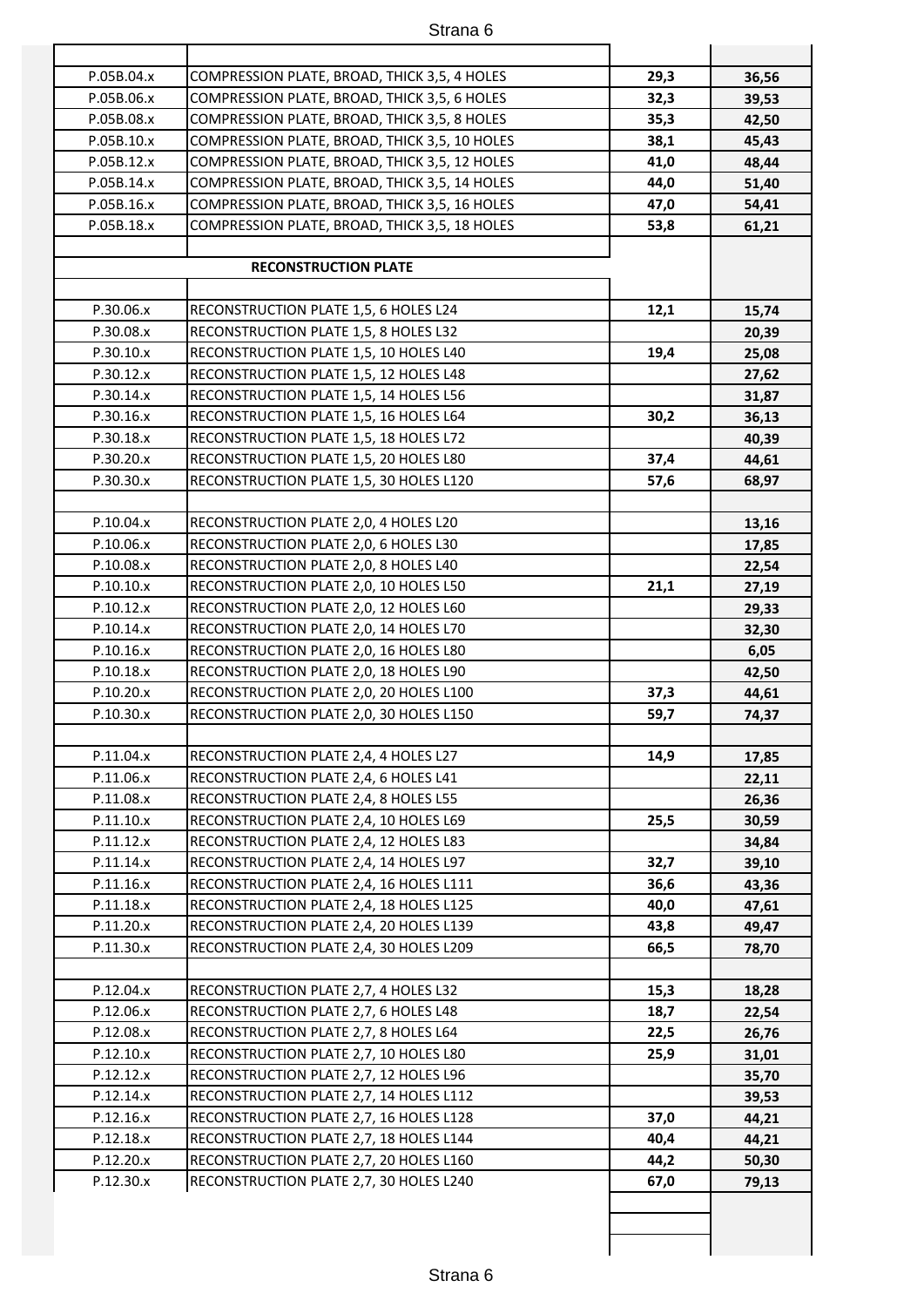| | | | |
|---|---|---|---|
| P.05B.04.x | COMPRESSION PLATE, BROAD, THICK 3,5, 4 HOLES | **29,3** | **36,56** |
| P.05B.06.x | COMPRESSION PLATE, BROAD, THICK 3,5, 6 HOLES | **32,3** | **39,53** |
| P.05B.08.x | COMPRESSION PLATE, BROAD, THICK 3,5, 8 HOLES | **35,3** | **42,50** |
| P.05B.10.x | COMPRESSION PLATE, BROAD, THICK 3,5, 10 HOLES | **38,1** | **45,43** |
| P.05B.12.x | COMPRESSION PLATE, BROAD, THICK 3,5, 12 HOLES | **41,0** | **48,44** |
| P.05B.14.x | COMPRESSION PLATE, BROAD, THICK 3,5, 14 HOLES | **44,0** | **51,40** |
| P.05B.16.x | COMPRESSION PLATE, BROAD, THICK 3,5, 16 HOLES | **47,0** | **54,41** |
| P.05B.18.x | COMPRESSION PLATE, BROAD, THICK 3,5, 18 HOLES | **53,8** | **61,21** |
| | | | |
| | **RECONSTRUCTION PLATE** | | |
| | | | |
| P.30.06.x | RECONSTRUCTION PLATE 1,5, 6 HOLES L24 | **12,1** | **15,74** |
| P.30.08.x | RECONSTRUCTION PLATE 1,5, 8 HOLES L32 | | **20,39** |
| P.30.10.x | RECONSTRUCTION PLATE 1,5, 10 HOLES L40 | **19,4** | **25,08** |
| P.30.12.x | RECONSTRUCTION PLATE 1,5, 12 HOLES L48 | | **27,62** |
| P.30.14.x | RECONSTRUCTION PLATE 1,5, 14 HOLES L56 | | **31,87** |
| P.30.16.x | RECONSTRUCTION PLATE 1,5, 16 HOLES L64 | **30,2** | **36,13** |
| P.30.18.x | RECONSTRUCTION PLATE 1,5, 18 HOLES L72 | | **40,39** |
| P.30.20.x | RECONSTRUCTION PLATE 1,5, 20 HOLES L80 | **37,4** | **44,61** |
| P.30.30.x | RECONSTRUCTION PLATE 1,5, 30 HOLES L120 | **57,6** | **68,97** |
| | | | |
| P.10.04.x | RECONSTRUCTION PLATE 2,0, 4 HOLES L20 | | **13,16** |
| P.10.06.x | RECONSTRUCTION PLATE 2,0, 6 HOLES L30 | | **17,85** |
| P.10.08.x | RECONSTRUCTION PLATE 2,0, 8 HOLES L40 | | **22,54** |
| P.10.10.x | RECONSTRUCTION PLATE 2,0, 10 HOLES L50 | **21,1** | **27,19** |
| P.10.12.x | RECONSTRUCTION PLATE 2,0, 12 HOLES L60 | | **29,33** |
| P.10.14.x | RECONSTRUCTION PLATE 2,0, 14 HOLES L70 | | **32,30** |
| P.10.16.x | RECONSTRUCTION PLATE 2,0, 16 HOLES L80 | | **6,05** |
| P.10.18.x | RECONSTRUCTION PLATE 2,0, 18 HOLES L90 | | **42,50** |
| P.10.20.x | RECONSTRUCTION PLATE 2,0, 20 HOLES L100 | **37,3** | **44,61** |
| P.10.30.x | RECONSTRUCTION PLATE 2,0, 30 HOLES L150 | **59,7** | **74,37** |
| | | | |
| P.11.04.x | RECONSTRUCTION PLATE 2,4, 4 HOLES L27 | **14,9** | **17,85** |
| P.11.06.x | RECONSTRUCTION PLATE 2,4, 6 HOLES L41 | | **22,11** |
| P.11.08.x | RECONSTRUCTION PLATE 2,4, 8 HOLES L55 | | **26,36** |
| P.11.10.x | RECONSTRUCTION PLATE 2,4, 10 HOLES L69 | **25,5** | **30,59** |
| P.11.12.x | RECONSTRUCTION PLATE 2,4, 12 HOLES L83 | | **34,84** |
| P.11.14.x | RECONSTRUCTION PLATE 2,4, 14 HOLES L97 | **32,7** | **39,10** |
| P.11.16.x | RECONSTRUCTION PLATE 2,4, 16 HOLES L111 | **36,6** | **43,36** |
| P.11.18.x | RECONSTRUCTION PLATE 2,4, 18 HOLES L125 | **40,0** | **47,61** |
| P.11.20.x | RECONSTRUCTION PLATE 2,4, 20 HOLES L139 | **43,8** | **49,47** |
| P.11.30.x | RECONSTRUCTION PLATE 2,4, 30 HOLES L209 | **66,5** | **78,70** |
| | | | |
| P.12.04.x | RECONSTRUCTION PLATE 2,7, 4 HOLES L32 | **15,3** | **18,28** |
| P.12.06.x | RECONSTRUCTION PLATE 2,7, 6 HOLES L48 | **18,7** | **22,54** |
| P.12.08.x | RECONSTRUCTION PLATE 2,7, 8 HOLES L64 | **22,5** | **26,76** |
| P.12.10.x | RECONSTRUCTION PLATE 2,7, 10 HOLES L80 | **25,9** | **31,01** |
| P.12.12.x | RECONSTRUCTION PLATE 2,7, 12 HOLES L96 | | **35,70** |
| P.12.14.x | RECONSTRUCTION PLATE 2,7, 14 HOLES L112 | | **39,53** |
| P.12.16.x | RECONSTRUCTION PLATE 2,7, 16 HOLES L128 | **37,0** | **44,21** |
| P.12.18.x | RECONSTRUCTION PLATE 2,7, 18 HOLES L144 | **40,4** | **44,21** |
| P.12.20.x | RECONSTRUCTION PLATE 2,7, 20 HOLES L160 | **44,2** | **50,30** |
| P.12.30.x | RECONSTRUCTION PLATE 2,7, 30 HOLES L240 | **67,0** | **79,13** |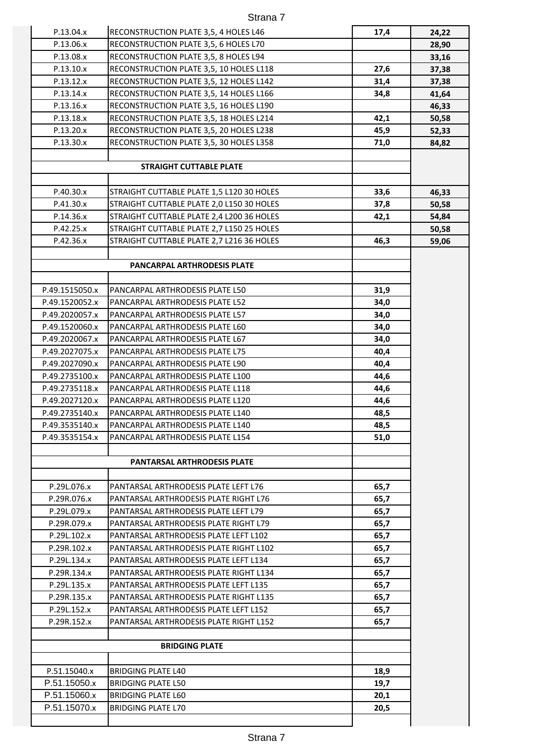| | | | |
|---|---|---|---|
| P.13.04.x | RECONSTRUCTION PLATE 3,5, 4 HOLES L46 | **17,4** | **24,22** |
| P.13.06.x | RECONSTRUCTION PLATE 3,5, 6 HOLES L70 | | **28,90** |
| P.13.08.x | RECONSTRUCTION PLATE 3,5, 8 HOLES L94 | | **33,16** |
| P.13.10.x | RECONSTRUCTION PLATE 3,5, 10 HOLES L118 | **27,6** | **37,38** |
| P.13.12.x | RECONSTRUCTION PLATE 3,5, 12 HOLES L142 | **31,4** | **37,38** |
| P.13.14.x | RECONSTRUCTION PLATE 3,5, 14 HOLES L166 | **34,8** | **41,64** |
| P.13.16.x | RECONSTRUCTION PLATE 3,5, 16 HOLES L190 | | **46,33** |
| P.13.18.x | RECONSTRUCTION PLATE 3,5, 18 HOLES L214 | **42,1** | **50,58** |
| P.13.20.x | RECONSTRUCTION PLATE 3,5, 20 HOLES L238 | **45,9** | **52,33** |
| P.13.30.x | RECONSTRUCTION PLATE 3,5, 30 HOLES L358 | **71,0** | **84,82** |
| | | | |
| | **STRAIGHT CUTTABLE PLATE** | | |
| | | | |
| P.40.30.x | STRAIGHT CUTTABLE PLATE 1,5 L120 30 HOLES | **33,6** | **46,33** |
| P.41.30.x | STRAIGHT CUTTABLE PLATE 2,0 L150 30 HOLES | **37,8** | **50,58** |
| P.14.36.x | STRAIGHT CUTTABLE PLATE 2,4 L200 36 HOLES | **42,1** | **54,84** |
| P.42.25.x | STRAIGHT CUTTABLE PLATE 2,7 L150 25 HOLES | | **50,58** |
| P.42.36.x | STRAIGHT CUTTABLE PLATE 2,7 L216 36 HOLES | **46,3** | **59,06** |
| | | | |
| | **PANCARPAL ARTHRODESIS PLATE** | | |
| | | | |
| P.49.1515050.x | PANCARPAL ARTHRODESIS PLATE L50 | **31,9** | |
| P.49.1520052.x | PANCARPAL ARTHRODESIS PLATE L52 | **34,0** | |
| P.49.2020057.x | PANCARPAL ARTHRODESIS PLATE L57 | **34,0** | |
| P.49.1520060.x | PANCARPAL ARTHRODESIS PLATE L60 | **34,0** | |
| P.49.2020067.x | PANCARPAL ARTHRODESIS PLATE L67 | **34,0** | |
| P.49.2027075.x | PANCARPAL ARTHRODESIS PLATE L75 | **40,4** | |
| P.49.2027090.x | PANCARPAL ARTHRODESIS PLATE L90 | **40,4** | |
| P.49.2735100.x | PANCARPAL ARTHRODESIS PLATE L100 | **44,6** | |
| P.49.2735118.x | PANCARPAL ARTHRODESIS PLATE L118 | **44,6** | |
| P.49.2027120.x | PANCARPAL ARTHRODESIS PLATE L120 | **44,6** | |
| P.49.2735140.x | PANCARPAL ARTHRODESIS PLATE L140 | **48,5** | |
| P.49.3535140.x | PANCARPAL ARTHRODESIS PLATE L140 | **48,5** | |
| P.49.3535154.x | PANCARPAL ARTHRODESIS PLATE L154 | **51,0** | |
| | | | |
| | **PANTARSAL ARTHRODESIS PLATE** | | |
| | | | |
| P.29L.076.x | PANTARSAL ARTHRODESIS PLATE LEFT L76 | **65,7** | |
| P.29R.076.x | PANTARSAL ARTHRODESIS PLATE RIGHT L76 | **65,7** | |
| P.29L.079.x | PANTARSAL ARTHRODESIS PLATE LEFT L79 | **65,7** | |
| P.29R.079.x | PANTARSAL ARTHRODESIS PLATE RIGHT L79 | **65,7** | |
| P.29L.102.x | PANTARSAL ARTHRODESIS PLATE LEFT L102 | **65,7** | |
| P.29R.102.x | PANTARSAL ARTHRODESIS PLATE RIGHT L102 | **65,7** | |
| P.29L.134.x | PANTARSAL ARTHRODESIS PLATE LEFT L134 | **65,7** | |
| P.29R.134.x | PANTARSAL ARTHRODESIS PLATE RIGHT L134 | **65,7** | |
| P.29L.135.x | PANTARSAL ARTHRODESIS PLATE LEFT L135 | **65,7** | |
| P.29R.135.x | PANTARSAL ARTHRODESIS PLATE RIGHT L135 | **65,7** | |
| P.29L.152.x | PANTARSAL ARTHRODESIS PLATE LEFT L152 | **65,7** | |
| P.29R.152.x | PANTARSAL ARTHRODESIS PLATE RIGHT L152 | **65,7** | |
| | | | |
| | **BRIDGING PLATE** | | |
| | | | |
| P.51.15040.x | BRIDGING PLATE L40 | **18,9** | |
| P.51.15050.x | BRIDGING PLATE L50 | **19,7** | |
| P.51.15060.x | BRIDGING PLATE L60 | **20,1** | |
| P.51.15070.x | BRIDGING PLATE L70 | **20,5** | |
| | | | |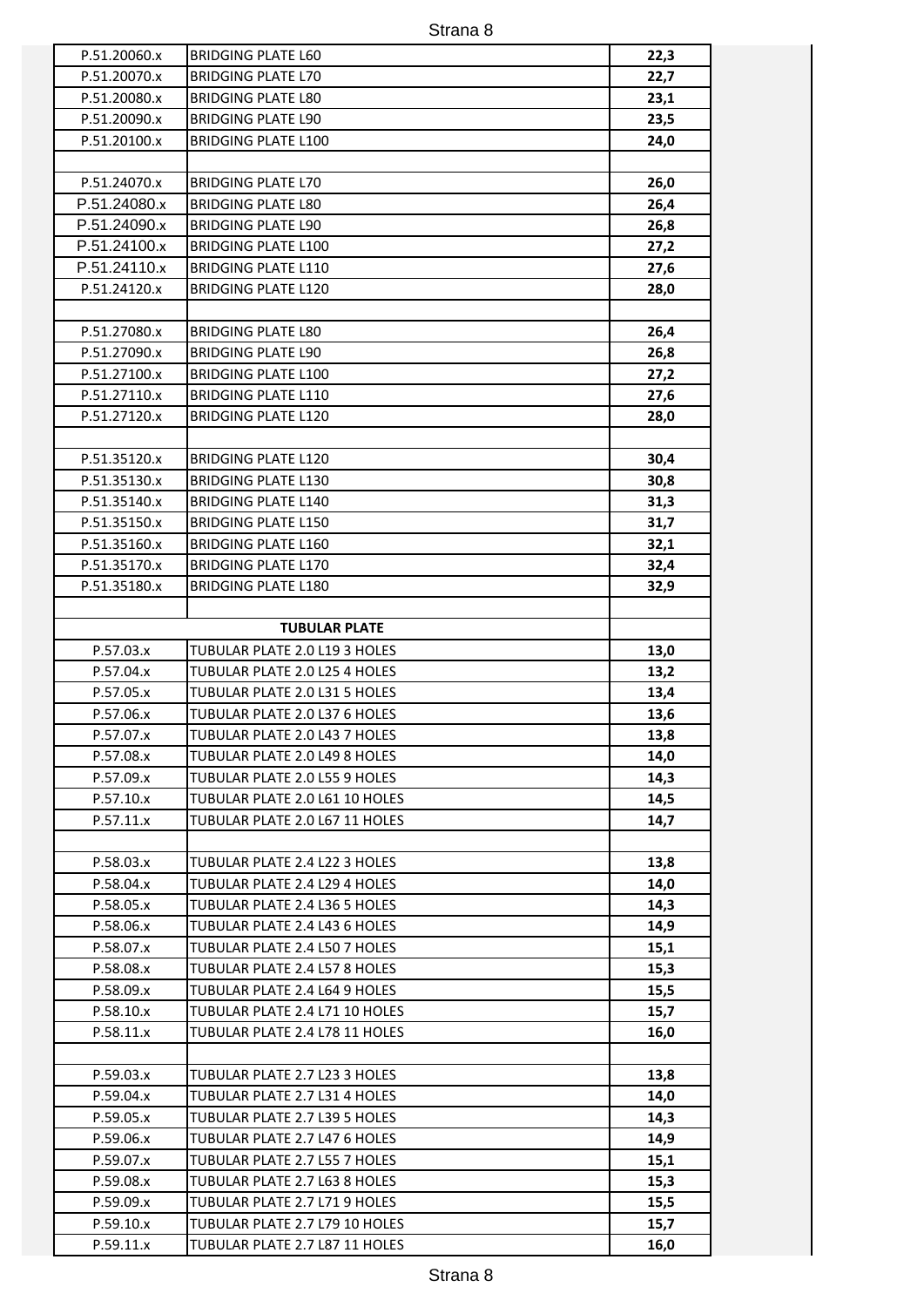| | | |
|---|---|---|
| P.51.20060.x | BRIDGING PLATE L60 | **22,3** |
| P.51.20070.x | BRIDGING PLATE L70 | **22,7** |
| P.51.20080.x | BRIDGING PLATE L80 | **23,1** |
| P.51.20090.x | BRIDGING PLATE L90 | **23,5** |
| P.51.20100.x | BRIDGING PLATE L100 | **24,0** |
| | | |
| P.51.24070.x | BRIDGING PLATE L70 | **26,0** |
| P.51.24080.x | BRIDGING PLATE L80 | **26,4** |
| P.51.24090.x | BRIDGING PLATE L90 | **26,8** |
| P.51.24100.x | BRIDGING PLATE L100 | **27,2** |
| P.51.24110.x | BRIDGING PLATE L110 | **27,6** |
| P.51.24120.x | BRIDGING PLATE L120 | **28,0** |
| | | |
| P.51.27080.x | BRIDGING PLATE L80 | **26,4** |
| P.51.27090.x | BRIDGING PLATE L90 | **26,8** |
| P.51.27100.x | BRIDGING PLATE L100 | **27,2** |
| P.51.27110.x | BRIDGING PLATE L110 | **27,6** |
| P.51.27120.x | BRIDGING PLATE L120 | **28,0** |
| | | |
| P.51.35120.x | BRIDGING PLATE L120 | **30,4** |
| P.51.35130.x | BRIDGING PLATE L130 | **30,8** |
| P.51.35140.x | BRIDGING PLATE L140 | **31,3** |
| P.51.35150.x | BRIDGING PLATE L150 | **31,7** |
| P.51.35160.x | BRIDGING PLATE L160 | **32,1** |
| P.51.35170.x | BRIDGING PLATE L170 | **32,4** |
| P.51.35180.x | BRIDGING PLATE L180 | **32,9** |
| | | |
| **TUBULAR PLATE** | | |
| P.57.03.x | TUBULAR PLATE 2.0 L19 3 HOLES | **13,0** |
| P.57.04.x | TUBULAR PLATE 2.0 L25 4 HOLES | **13,2** |
| P.57.05.x | TUBULAR PLATE 2.0 L31 5 HOLES | **13,4** |
| P.57.06.x | TUBULAR PLATE 2.0 L37 6 HOLES | **13,6** |
| P.57.07.x | TUBULAR PLATE 2.0 L43 7 HOLES | **13,8** |
| P.57.08.x | TUBULAR PLATE 2.0 L49 8 HOLES | **14,0** |
| P.57.09.x | TUBULAR PLATE 2.0 L55 9 HOLES | **14,3** |
| P.57.10.x | TUBULAR PLATE 2.0 L61 10 HOLES | **14,5** |
| P.57.11.x | TUBULAR PLATE 2.0 L67 11 HOLES | **14,7** |
| | | |
| P.58.03.x | TUBULAR PLATE 2.4 L22 3 HOLES | **13,8** |
| P.58.04.x | TUBULAR PLATE 2.4 L29 4 HOLES | **14,0** |
| P.58.05.x | TUBULAR PLATE 2.4 L36 5 HOLES | **14,3** |
| P.58.06.x | TUBULAR PLATE 2.4 L43 6 HOLES | **14,9** |
| P.58.07.x | TUBULAR PLATE 2.4 L50 7 HOLES | **15,1** |
| P.58.08.x | TUBULAR PLATE 2.4 L57 8 HOLES | **15,3** |
| P.58.09.x | TUBULAR PLATE 2.4 L64 9 HOLES | **15,5** |
| P.58.10.x | TUBULAR PLATE 2.4 L71 10 HOLES | **15,7** |
| P.58.11.x | TUBULAR PLATE 2.4 L78 11 HOLES | **16,0** |
| | | |
| P.59.03.x | TUBULAR PLATE 2.7 L23 3 HOLES | **13,8** |
| P.59.04.x | TUBULAR PLATE 2.7 L31 4 HOLES | **14,0** |
| P.59.05.x | TUBULAR PLATE 2.7 L39 5 HOLES | **14,3** |
| P.59.06.x | TUBULAR PLATE 2.7 L47 6 HOLES | **14,9** |
| P.59.07.x | TUBULAR PLATE 2.7 L55 7 HOLES | **15,1** |
| P.59.08.x | TUBULAR PLATE 2.7 L63 8 HOLES | **15,3** |
| P.59.09.x | TUBULAR PLATE 2.7 L71 9 HOLES | **15,5** |
| P.59.10.x | TUBULAR PLATE 2.7 L79 10 HOLES | **15,7** |
| P.59.11.x | TUBULAR PLATE 2.7 L87 11 HOLES | **16,0** |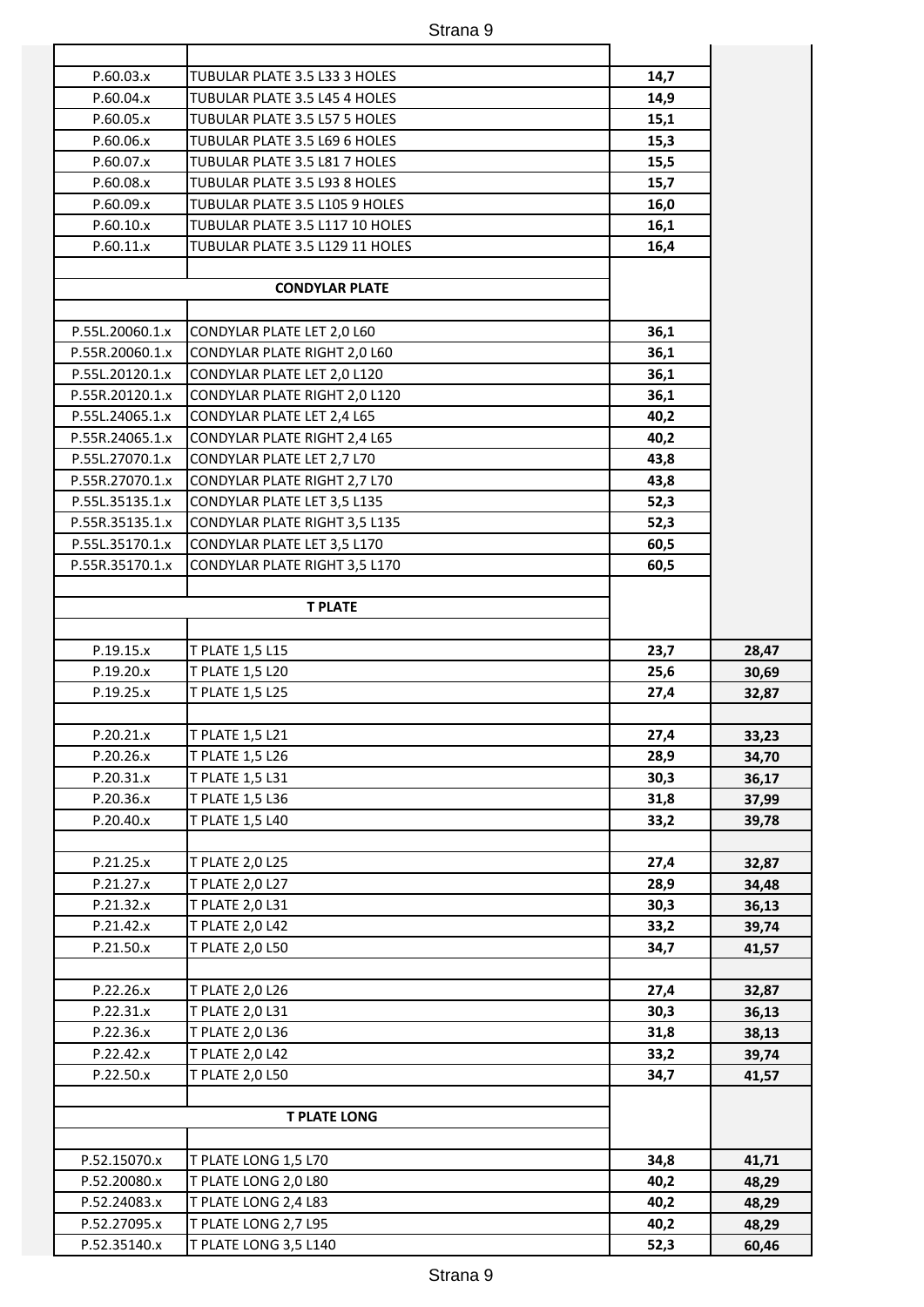| | | | |
|---|---|---|---|
| P.60.03.x | TUBULAR PLATE 3.5 L33 3 HOLES | **14,7** | |
| P.60.04.x | TUBULAR PLATE 3.5 L45 4 HOLES | **14,9** | |
| P.60.05.x | TUBULAR PLATE 3.5 L57 5 HOLES | **15,1** | |
| P.60.06.x | TUBULAR PLATE 3.5 L69 6 HOLES | **15,3** | |
| P.60.07.x | TUBULAR PLATE 3.5 L81 7 HOLES | **15,5** | |
| P.60.08.x | TUBULAR PLATE 3.5 L93 8 HOLES | **15,7** | |
| P.60.09.x | TUBULAR PLATE 3.5 L105 9 HOLES | **16,0** | |
| P.60.10.x | TUBULAR PLATE 3.5 L117 10 HOLES | **16,1** | |
| P.60.11.x | TUBULAR PLATE 3.5 L129 11 HOLES | **16,4** | |
| | | | |
| **CONDYLAR PLATE** | | | |
| | | | |
| P.55L.20060.1.x | CONDYLAR PLATE LET 2,0 L60 | **36,1** | |
| P.55R.20060.1.x | CONDYLAR PLATE RIGHT 2,0 L60 | **36,1** | |
| P.55L.20120.1.x | CONDYLAR PLATE LET 2,0 L120 | **36,1** | |
| P.55R.20120.1.x | CONDYLAR PLATE RIGHT 2,0 L120 | **36,1** | |
| P.55L.24065.1.x | CONDYLAR PLATE LET 2,4 L65 | **40,2** | |
| P.55R.24065.1.x | CONDYLAR PLATE RIGHT 2,4 L65 | **40,2** | |
| P.55L.27070.1.x | CONDYLAR PLATE LET 2,7 L70 | **43,8** | |
| P.55R.27070.1.x | CONDYLAR PLATE RIGHT 2,7 L70 | **43,8** | |
| P.55L.35135.1.x | CONDYLAR PLATE LET 3,5 L135 | **52,3** | |
| P.55R.35135.1.x | CONDYLAR PLATE RIGHT 3,5 L135 | **52,3** | |
| P.55L.35170.1.x | CONDYLAR PLATE LET 3,5 L170 | **60,5** | |
| P.55R.35170.1.x | CONDYLAR PLATE RIGHT 3,5 L170 | **60,5** | |
| | | | |
| **T PLATE** | | | |
| | | | |
| P.19.15.x | T PLATE 1,5 L15 | **23,7** | **28,47** |
| P.19.20.x | T PLATE 1,5 L20 | **25,6** | **30,69** |
| P.19.25.x | T PLATE 1,5 L25 | **27,4** | **32,87** |
| | | | |
| P.20.21.x | T PLATE 1,5 L21 | **27,4** | **33,23** |
| P.20.26.x | T PLATE 1,5 L26 | **28,9** | **34,70** |
| P.20.31.x | T PLATE 1,5 L31 | **30,3** | **36,17** |
| P.20.36.x | T PLATE 1,5 L36 | **31,8** | **37,99** |
| P.20.40.x | T PLATE 1,5 L40 | **33,2** | **39,78** |
| | | | |
| P.21.25.x | T PLATE 2,0 L25 | **27,4** | **32,87** |
| P.21.27.x | T PLATE 2,0 L27 | **28,9** | **34,48** |
| P.21.32.x | T PLATE 2,0 L31 | **30,3** | **36,13** |
| P.21.42.x | T PLATE 2,0 L42 | **33,2** | **39,74** |
| P.21.50.x | T PLATE 2,0 L50 | **34,7** | **41,57** |
| | | | |
| P.22.26.x | T PLATE 2,0 L26 | **27,4** | **32,87** |
| P.22.31.x | T PLATE 2,0 L31 | **30,3** | **36,13** |
| P.22.36.x | T PLATE 2,0 L36 | **31,8** | **38,13** |
| P.22.42.x | T PLATE 2,0 L42 | **33,2** | **39,74** |
| P.22.50.x | T PLATE 2,0 L50 | **34,7** | **41,57** |
| | | | |
| **T PLATE LONG** | | | |
| | | | |
| P.52.15070.x | T PLATE LONG 1,5 L70 | **34,8** | **41,71** |
| P.52.20080.x | T PLATE LONG 2,0 L80 | **40,2** | **48,29** |
| P.52.24083.x | T PLATE LONG 2,4 L83 | **40,2** | **48,29** |
| P.52.27095.x | T PLATE LONG 2,7 L95 | **40,2** | **48,29** |
| P.52.35140.x | T PLATE LONG 3,5 L140 | **52,3** | **60,46** |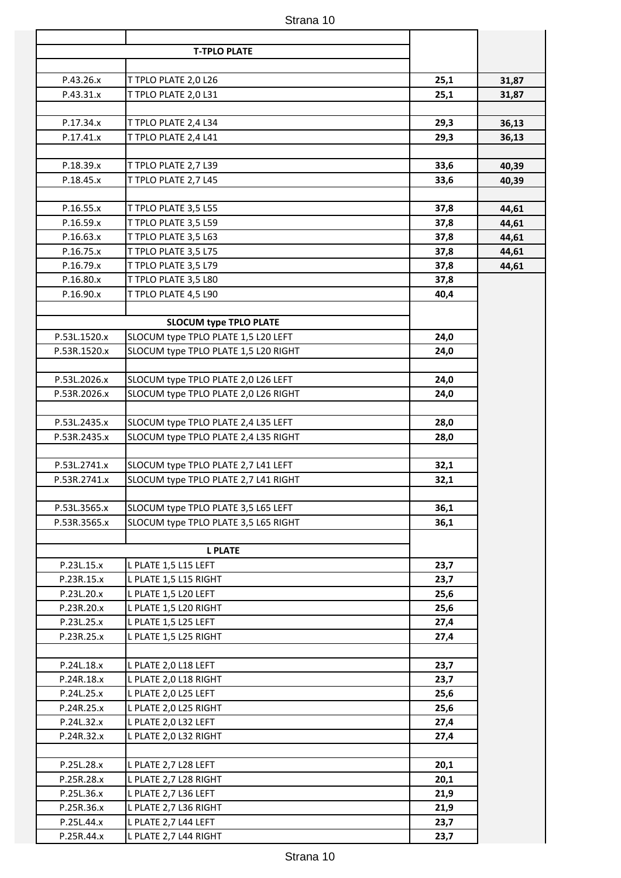| | | | |
|---|---|---|---|
| | **T-TPLO PLATE** | | |
| P.43.26.x | T TPLO PLATE 2,0 L26 | **25,1** | **31,87** |
| P.43.31.x | T TPLO PLATE 2,0 L31 | **25,1** | **31,87** |
| | | | |
| P.17.34.x | T TPLO PLATE 2,4 L34 | **29,3** | **36,13** |
| P.17.41.x | T TPLO PLATE 2,4 L41 | **29,3** | **36,13** |
| | | | |
| P.18.39.x | T TPLO PLATE 2,7 L39 | **33,6** | **40,39** |
| P.18.45.x | T TPLO PLATE 2,7 L45 | **33,6** | **40,39** |
| | | | |
| P.16.55.x | T TPLO PLATE 3,5 L55 | **37,8** | **44,61** |
| P.16.59.x | T TPLO PLATE 3,5 L59 | **37,8** | **44,61** |
| P.16.63.x | T TPLO PLATE 3,5 L63 | **37,8** | **44,61** |
| P.16.75.x | T TPLO PLATE 3,5 L75 | **37,8** | **44,61** |
| P.16.79.x | T TPLO PLATE 3,5 L79 | **37,8** | **44,61** |
| P.16.80.x | T TPLO PLATE 3,5 L80 | **37,8** | |
| P.16.90.x | T TPLO PLATE 4,5 L90 | **40,4** | |
| | | | |
| | **SLOCUM type TPLO PLATE** | | |
| P.53L.1520.x | SLOCUM type TPLO PLATE 1,5 L20 LEFT | **24,0** | |
| P.53R.1520.x | SLOCUM type TPLO PLATE 1,5 L20 RIGHT | **24,0** | |
| | | | |
| P.53L.2026.x | SLOCUM type TPLO PLATE 2,0 L26 LEFT | **24,0** | |
| P.53R.2026.x | SLOCUM type TPLO PLATE 2,0 L26 RIGHT | **24,0** | |
| | | | |
| P.53L.2435.x | SLOCUM type TPLO PLATE 2,4 L35 LEFT | **28,0** | |
| P.53R.2435.x | SLOCUM type TPLO PLATE 2,4 L35 RIGHT | **28,0** | |
| | | | |
| P.53L.2741.x | SLOCUM type TPLO PLATE 2,7 L41 LEFT | **32,1** | |
| P.53R.2741.x | SLOCUM type TPLO PLATE 2,7 L41 RIGHT | **32,1** | |
| | | | |
| P.53L.3565.x | SLOCUM type TPLO PLATE 3,5 L65 LEFT | **36,1** | |
| P.53R.3565.x | SLOCUM type TPLO PLATE 3,5 L65 RIGHT | **36,1** | |
| | | | |
| | **L PLATE** | | |
| P.23L.15.x | L PLATE 1,5 L15 LEFT | **23,7** | |
| P.23R.15.x | L PLATE 1,5 L15 RIGHT | **23,7** | |
| P.23L.20.x | L PLATE 1,5 L20 LEFT | **25,6** | |
| P.23R.20.x | L PLATE 1,5 L20 RIGHT | **25,6** | |
| P.23L.25.x | L PLATE 1,5 L25 LEFT | **27,4** | |
| P.23R.25.x | L PLATE 1,5 L25 RIGHT | **27,4** | |
| | | | |
| P.24L.18.x | L PLATE 2,0 L18 LEFT | **23,7** | |
| P.24R.18.x | L PLATE 2,0 L18 RIGHT | **23,7** | |
| P.24L.25.x | L PLATE 2,0 L25 LEFT | **25,6** | |
| P.24R.25.x | L PLATE 2,0 L25 RIGHT | **25,6** | |
| P.24L.32.x | L PLATE 2,0 L32 LEFT | **27,4** | |
| P.24R.32.x | L PLATE 2,0 L32 RIGHT | **27,4** | |
| | | | |
| P.25L.28.x | L PLATE 2,7 L28 LEFT | **20,1** | |
| P.25R.28.x | L PLATE 2,7 L28 RIGHT | **20,1** | |
| P.25L.36.x | L PLATE 2,7 L36 LEFT | **21,9** | |
| P.25R.36.x | L PLATE 2,7 L36 RIGHT | **21,9** | |
| P.25L.44.x | L PLATE 2,7 L44 LEFT | **23,7** | |
| P.25R.44.x | L PLATE 2,7 L44 RIGHT | **23,7** | |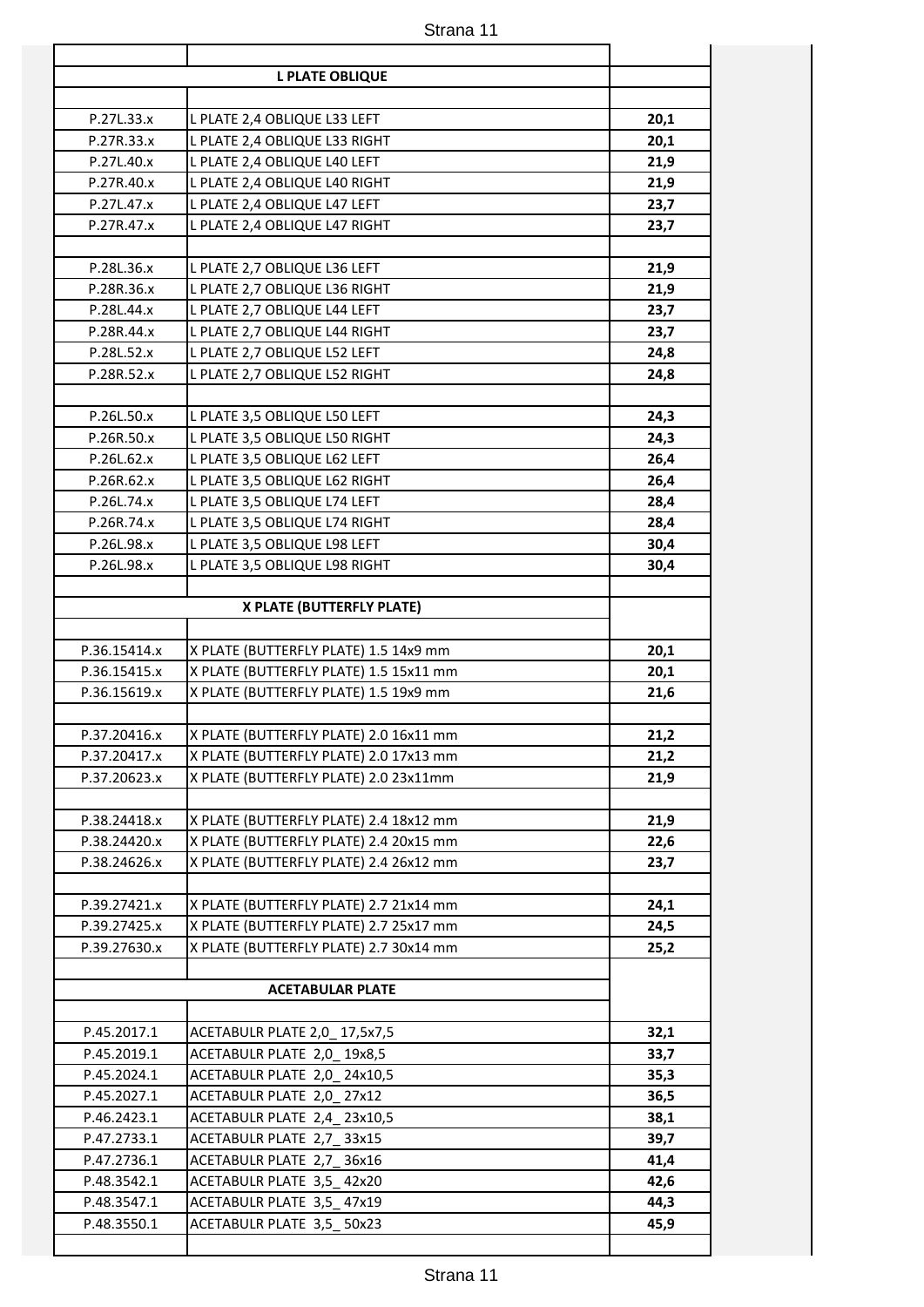| | | |
|---|---|---|
| | **L PLATE OBLIQUE** | |
| P.27L.33.x | L PLATE 2,4 OBLIQUE L33 LEFT | **20,1** |
| P.27R.33.x | L PLATE 2,4 OBLIQUE L33 RIGHT | **20,1** |
| P.27L.40.x | L PLATE 2,4 OBLIQUE L40 LEFT | **21,9** |
| P.27R.40.x | L PLATE 2,4 OBLIQUE L40 RIGHT | **21,9** |
| P.27L.47.x | L PLATE 2,4 OBLIQUE L47 LEFT | **23,7** |
| P.27R.47.x | L PLATE 2,4 OBLIQUE L47 RIGHT | **23,7** |
| | | |
| P.28L.36.x | L PLATE 2,7 OBLIQUE L36 LEFT | **21,9** |
| P.28R.36.x | L PLATE 2,7 OBLIQUE L36 RIGHT | **21,9** |
| P.28L.44.x | L PLATE 2,7 OBLIQUE L44 LEFT | **23,7** |
| P.28R.44.x | L PLATE 2,7 OBLIQUE L44 RIGHT | **23,7** |
| P.28L.52.x | L PLATE 2,7 OBLIQUE L52 LEFT | **24,8** |
| P.28R.52.x | L PLATE 2,7 OBLIQUE L52 RIGHT | **24,8** |
| | | |
| P.26L.50.x | L PLATE 3,5 OBLIQUE L50 LEFT | **24,3** |
| P.26R.50.x | L PLATE 3,5 OBLIQUE L50 RIGHT | **24,3** |
| P.26L.62.x | L PLATE 3,5 OBLIQUE L62 LEFT | **26,4** |
| P.26R.62.x | L PLATE 3,5 OBLIQUE L62 RIGHT | **26,4** |
| P.26L.74.x | L PLATE 3,5 OBLIQUE L74 LEFT | **28,4** |
| P.26R.74.x | L PLATE 3,5 OBLIQUE L74 RIGHT | **28,4** |
| P.26L.98.x | L PLATE 3,5 OBLIQUE L98 LEFT | **30,4** |
| P.26L.98.x | L PLATE 3,5 OBLIQUE L98 RIGHT | **30,4** |
| | | |
| | **X PLATE (BUTTERFLY PLATE)** | |
| P.36.15414.x | X PLATE (BUTTERFLY PLATE) 1.5 14x9 mm | **20,1** |
| P.36.15415.x | X PLATE (BUTTERFLY PLATE) 1.5 15x11 mm | **20,1** |
| P.36.15619.x | X PLATE (BUTTERFLY PLATE) 1.5 19x9 mm | **21,6** |
| | | |
| P.37.20416.x | X PLATE (BUTTERFLY PLATE) 2.0 16x11 mm | **21,2** |
| P.37.20417.x | X PLATE (BUTTERFLY PLATE) 2.0 17x13 mm | **21,2** |
| P.37.20623.x | X PLATE (BUTTERFLY PLATE) 2.0 23x11mm | **21,9** |
| | | |
| P.38.24418.x | X PLATE (BUTTERFLY PLATE) 2.4 18x12 mm | **21,9** |
| P.38.24420.x | X PLATE (BUTTERFLY PLATE) 2.4 20x15 mm | **22,6** |
| P.38.24626.x | X PLATE (BUTTERFLY PLATE) 2.4 26x12 mm | **23,7** |
| | | |
| P.39.27421.x | X PLATE (BUTTERFLY PLATE) 2.7 21x14 mm | **24,1** |
| P.39.27425.x | X PLATE (BUTTERFLY PLATE) 2.7 25x17 mm | **24,5** |
| P.39.27630.x | X PLATE (BUTTERFLY PLATE) 2.7 30x14 mm | **25,2** |
| | | |
| | **ACETABULAR PLATE** | |
| P.45.2017.1 | ACETABULR PLATE 2,0_ 17,5x7,5 | **32,1** |
| P.45.2019.1 | ACETABULR PLATE 2,0_ 19x8,5 | **33,7** |
| P.45.2024.1 | ACETABULR PLATE 2,0_ 24x10,5 | **35,3** |
| P.45.2027.1 | ACETABULR PLATE 2,0_ 27x12 | **36,5** |
| P.46.2423.1 | ACETABULR PLATE 2,4_ 23x10,5 | **38,1** |
| P.47.2733.1 | ACETABULR PLATE 2,7_ 33x15 | **39,7** |
| P.47.2736.1 | ACETABULR PLATE 2,7_ 36x16 | **41,4** |
| P.48.3542.1 | ACETABULR PLATE 3,5_ 42x20 | **42,6** |
| P.48.3547.1 | ACETABULR PLATE 3,5_ 47x19 | **44,3** |
| P.48.3550.1 | ACETABULR PLATE 3,5_ 50x23 | **45,9** |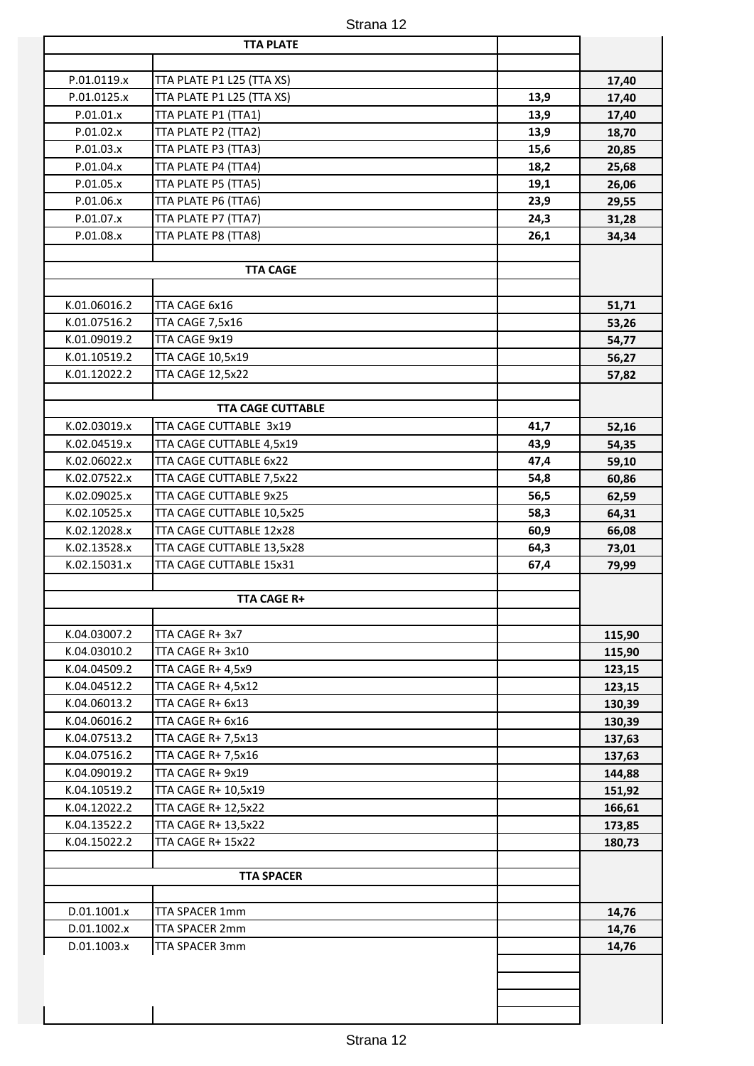| | TTA PLATE | | |
|---|---|---|---|
| P.01.0119.x | TTA PLATE P1 L25 (TTA XS) | | **17,40** |
| P.01.0125.x | TTA PLATE P1 L25 (TTA XS) | **13,9** | **17,40** |
| P.01.01.x | TTA PLATE P1 (TTA1) | **13,9** | **17,40** |
| P.01.02.x | TTA PLATE P2 (TTA2) | **13,9** | **18,70** |
| P.01.03.x | TTA PLATE P3 (TTA3) | **15,6** | **20,85** |
| P.01.04.x | TTA PLATE P4 (TTA4) | **18,2** | **25,68** |
| P.01.05.x | TTA PLATE P5 (TTA5) | **19,1** | **26,06** |
| P.01.06.x | TTA PLATE P6 (TTA6) | **23,9** | **29,55** |
| P.01.07.x | TTA PLATE P7 (TTA7) | **24,3** | **31,28** |
| P.01.08.x | TTA PLATE P8 (TTA8) | **26,1** | **34,34** |
| | **TTA CAGE** | | |
| K.01.06016.2 | TTA CAGE 6x16 | | **51,71** |
| K.01.07516.2 | TTA CAGE 7,5x16 | | **53,26** |
| K.01.09019.2 | TTA CAGE 9x19 | | **54,77** |
| K.01.10519.2 | TTA CAGE 10,5x19 | | **56,27** |
| K.01.12022.2 | TTA CAGE 12,5x22 | | **57,82** |
| | **TTA CAGE CUTTABLE** | | |
| K.02.03019.x | TTA CAGE CUTTABLE 3x19 | **41,7** | **52,16** |
| K.02.04519.x | TTA CAGE CUTTABLE 4,5x19 | **43,9** | **54,35** |
| K.02.06022.x | TTA CAGE CUTTABLE 6x22 | **47,4** | **59,10** |
| K.02.07522.x | TTA CAGE CUTTABLE 7,5x22 | **54,8** | **60,86** |
| K.02.09025.x | TTA CAGE CUTTABLE 9x25 | **56,5** | **62,59** |
| K.02.10525.x | TTA CAGE CUTTABLE 10,5x25 | **58,3** | **64,31** |
| K.02.12028.x | TTA CAGE CUTTABLE 12x28 | **60,9** | **66,08** |
| K.02.13528.x | TTA CAGE CUTTABLE 13,5x28 | **64,3** | **73,01** |
| K.02.15031.x | TTA CAGE CUTTABLE 15x31 | **67,4** | **79,99** |
| | **TTA CAGE R+** | | |
| K.04.03007.2 | TTA CAGE R+ 3x7 | | **115,90** |
| K.04.03010.2 | TTA CAGE R+ 3x10 | | **115,90** |
| K.04.04509.2 | TTA CAGE R+ 4,5x9 | | **123,15** |
| K.04.04512.2 | TTA CAGE R+ 4,5x12 | | **123,15** |
| K.04.06013.2 | TTA CAGE R+ 6x13 | | **130,39** |
| K.04.06016.2 | TTA CAGE R+ 6x16 | | **130,39** |
| K.04.07513.2 | TTA CAGE R+ 7,5x13 | | **137,63** |
| K.04.07516.2 | TTA CAGE R+ 7,5x16 | | **137,63** |
| K.04.09019.2 | TTA CAGE R+ 9x19 | | **144,88** |
| K.04.10519.2 | TTA CAGE R+ 10,5x19 | | **151,92** |
| K.04.12022.2 | TTA CAGE R+ 12,5x22 | | **166,61** |
| K.04.13522.2 | TTA CAGE R+ 13,5x22 | | **173,85** |
| K.04.15022.2 | TTA CAGE R+ 15x22 | | **180,73** |
| | **TTA SPACER** | | |
| D.01.1001.x | TTA SPACER 1mm | | **14,76** |
| D.01.1002.x | TTA SPACER 2mm | | **14,76** |
| D.01.1003.x | TTA SPACER 3mm | | **14,76** |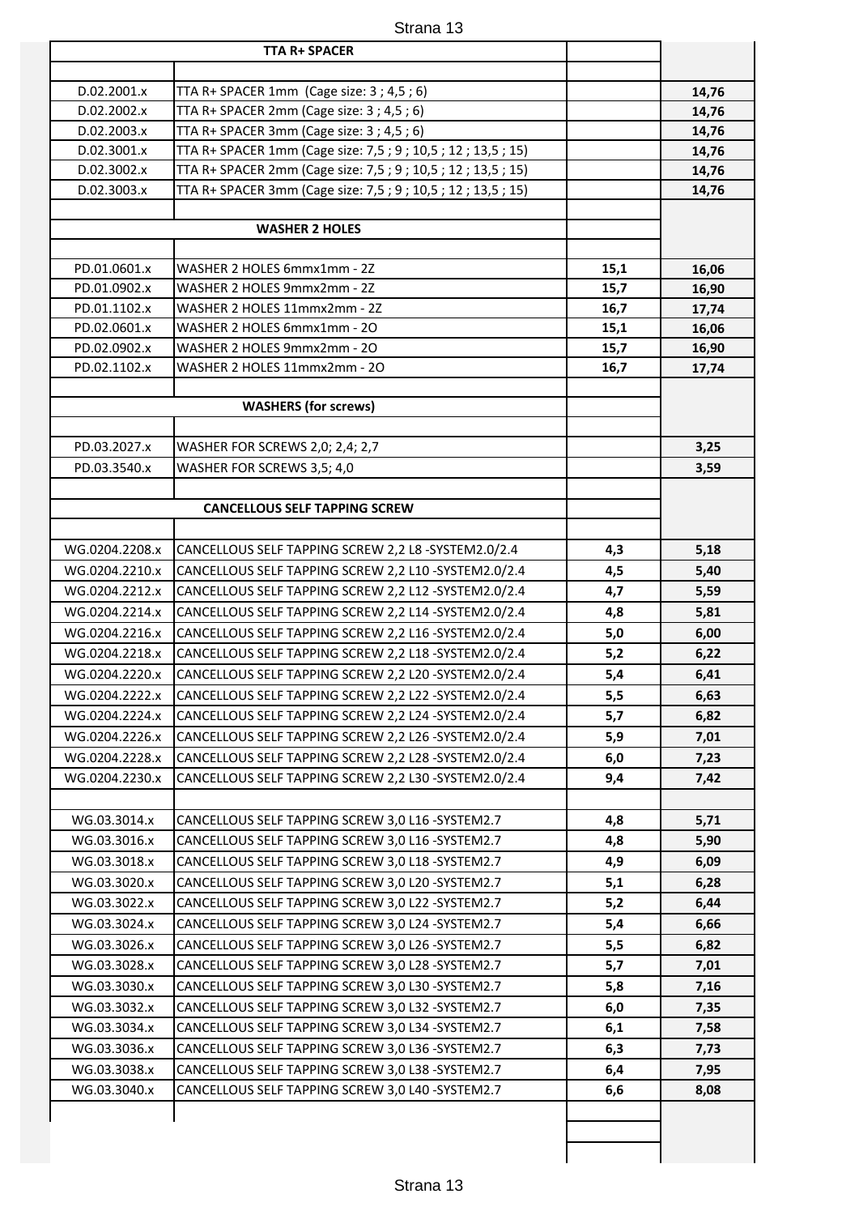| Code | Description | | |
|---|---|---|---|
| | **TTA R+ SPACER** | | |
| D.02.2001.x | TTA R+ SPACER 1mm (Cage size: 3 ; 4,5 ; 6) | | **14,76** |
| D.02.2002.x | TTA R+ SPACER 2mm (Cage size: 3 ; 4,5 ; 6) | | **14,76** |
| D.02.2003.x | TTA R+ SPACER 3mm (Cage size: 3 ; 4,5 ; 6) | | **14,76** |
| D.02.3001.x | TTA R+ SPACER 1mm (Cage size: 7,5 ; 9 ; 10,5 ; 12 ; 13,5 ; 15) | | **14,76** |
| D.02.3002.x | TTA R+ SPACER 2mm (Cage size: 7,5 ; 9 ; 10,5 ; 12 ; 13,5 ; 15) | | **14,76** |
| D.02.3003.x | TTA R+ SPACER 3mm (Cage size: 7,5 ; 9 ; 10,5 ; 12 ; 13,5 ; 15) | | **14,76** |
| | **WASHER 2 HOLES** | | |
| PD.01.0601.x | WASHER 2 HOLES 6mmx1mm - 2Z | **15,1** | **16,06** |
| PD.01.0902.x | WASHER 2 HOLES 9mmx2mm - 2Z | **15,7** | **16,90** |
| PD.01.1102.x | WASHER 2 HOLES 11mmx2mm - 2Z | **16,7** | **17,74** |
| PD.02.0601.x | WASHER 2 HOLES 6mmx1mm - 2O | **15,1** | **16,06** |
| PD.02.0902.x | WASHER 2 HOLES 9mmx2mm - 2O | **15,7** | **16,90** |
| PD.02.1102.x | WASHER 2 HOLES 11mmx2mm - 2O | **16,7** | **17,74** |
| | **WASHERS (for screws)** | | |
| PD.03.2027.x | WASHER FOR SCREWS 2,0; 2,4; 2,7 | | **3,25** |
| PD.03.3540.x | WASHER FOR SCREWS 3,5; 4,0 | | **3,59** |
| | **CANCELLOUS SELF TAPPING SCREW** | | |
| WG.0204.2208.x | CANCELLOUS SELF TAPPING SCREW 2,2 L8 -SYSTEM2.0/2.4 | **4,3** | **5,18** |
| WG.0204.2210.x | CANCELLOUS SELF TAPPING SCREW 2,2 L10 -SYSTEM2.0/2.4 | **4,5** | **5,40** |
| WG.0204.2212.x | CANCELLOUS SELF TAPPING SCREW 2,2 L12 -SYSTEM2.0/2.4 | **4,7** | **5,59** |
| WG.0204.2214.x | CANCELLOUS SELF TAPPING SCREW 2,2 L14 -SYSTEM2.0/2.4 | **4,8** | **5,81** |
| WG.0204.2216.x | CANCELLOUS SELF TAPPING SCREW 2,2 L16 -SYSTEM2.0/2.4 | **5,0** | **6,00** |
| WG.0204.2218.x | CANCELLOUS SELF TAPPING SCREW 2,2 L18 -SYSTEM2.0/2.4 | **5,2** | **6,22** |
| WG.0204.2220.x | CANCELLOUS SELF TAPPING SCREW 2,2 L20 -SYSTEM2.0/2.4 | **5,4** | **6,41** |
| WG.0204.2222.x | CANCELLOUS SELF TAPPING SCREW 2,2 L22 -SYSTEM2.0/2.4 | **5,5** | **6,63** |
| WG.0204.2224.x | CANCELLOUS SELF TAPPING SCREW 2,2 L24 -SYSTEM2.0/2.4 | **5,7** | **6,82** |
| WG.0204.2226.x | CANCELLOUS SELF TAPPING SCREW 2,2 L26 -SYSTEM2.0/2.4 | **5,9** | **7,01** |
| WG.0204.2228.x | CANCELLOUS SELF TAPPING SCREW 2,2 L28 -SYSTEM2.0/2.4 | **6,0** | **7,23** |
| WG.0204.2230.x | CANCELLOUS SELF TAPPING SCREW 2,2 L30 -SYSTEM2.0/2.4 | **9,4** | **7,42** |
| | | | |
| WG.03.3014.x | CANCELLOUS SELF TAPPING SCREW 3,0 L16 -SYSTEM2.7 | **4,8** | **5,71** |
| WG.03.3016.x | CANCELLOUS SELF TAPPING SCREW 3,0 L16 -SYSTEM2.7 | **4,8** | **5,90** |
| WG.03.3018.x | CANCELLOUS SELF TAPPING SCREW 3,0 L18 -SYSTEM2.7 | **4,9** | **6,09** |
| WG.03.3020.x | CANCELLOUS SELF TAPPING SCREW 3,0 L20 -SYSTEM2.7 | **5,1** | **6,28** |
| WG.03.3022.x | CANCELLOUS SELF TAPPING SCREW 3,0 L22 -SYSTEM2.7 | **5,2** | **6,44** |
| WG.03.3024.x | CANCELLOUS SELF TAPPING SCREW 3,0 L24 -SYSTEM2.7 | **5,4** | **6,66** |
| WG.03.3026.x | CANCELLOUS SELF TAPPING SCREW 3,0 L26 -SYSTEM2.7 | **5,5** | **6,82** |
| WG.03.3028.x | CANCELLOUS SELF TAPPING SCREW 3,0 L28 -SYSTEM2.7 | **5,7** | **7,01** |
| WG.03.3030.x | CANCELLOUS SELF TAPPING SCREW 3,0 L30 -SYSTEM2.7 | **5,8** | **7,16** |
| WG.03.3032.x | CANCELLOUS SELF TAPPING SCREW 3,0 L32 -SYSTEM2.7 | **6,0** | **7,35** |
| WG.03.3034.x | CANCELLOUS SELF TAPPING SCREW 3,0 L34 -SYSTEM2.7 | **6,1** | **7,58** |
| WG.03.3036.x | CANCELLOUS SELF TAPPING SCREW 3,0 L36 -SYSTEM2.7 | **6,3** | **7,73** |
| WG.03.3038.x | CANCELLOUS SELF TAPPING SCREW 3,0 L38 -SYSTEM2.7 | **6,4** | **7,95** |
| WG.03.3040.x | CANCELLOUS SELF TAPPING SCREW 3,0 L40 -SYSTEM2.7 | **6,6** | **8,08** |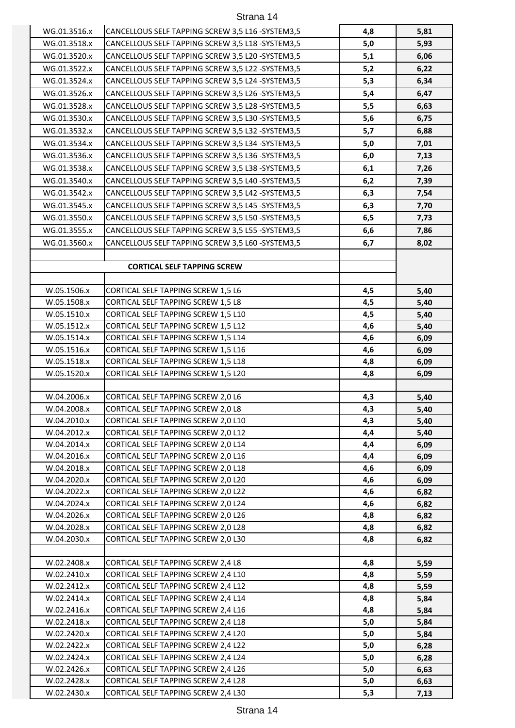| | | | |
|---|---|---|---|
| WG.01.3516.x | CANCELLOUS SELF TAPPING SCREW 3,5 L16 -SYSTEM3,5 | **4,8** | **5,81** |
| WG.01.3518.x | CANCELLOUS SELF TAPPING SCREW 3,5 L18 -SYSTEM3,5 | **5,0** | **5,93** |
| WG.01.3520.x | CANCELLOUS SELF TAPPING SCREW 3,5 L20 -SYSTEM3,5 | **5,1** | **6,06** |
| WG.01.3522.x | CANCELLOUS SELF TAPPING SCREW 3,5 L22 -SYSTEM3,5 | **5,2** | **6,22** |
| WG.01.3524.x | CANCELLOUS SELF TAPPING SCREW 3,5 L24 -SYSTEM3,5 | **5,3** | **6,34** |
| WG.01.3526.x | CANCELLOUS SELF TAPPING SCREW 3,5 L26 -SYSTEM3,5 | **5,4** | **6,47** |
| WG.01.3528.x | CANCELLOUS SELF TAPPING SCREW 3,5 L28 -SYSTEM3,5 | **5,5** | **6,63** |
| WG.01.3530.x | CANCELLOUS SELF TAPPING SCREW 3,5 L30 -SYSTEM3,5 | **5,6** | **6,75** |
| WG.01.3532.x | CANCELLOUS SELF TAPPING SCREW 3,5 L32 -SYSTEM3,5 | **5,7** | **6,88** |
| WG.01.3534.x | CANCELLOUS SELF TAPPING SCREW 3,5 L34 -SYSTEM3,5 | **5,0** | **7,01** |
| WG.01.3536.x | CANCELLOUS SELF TAPPING SCREW 3,5 L36 -SYSTEM3,5 | **6,0** | **7,13** |
| WG.01.3538.x | CANCELLOUS SELF TAPPING SCREW 3,5 L38 -SYSTEM3,5 | **6,1** | **7,26** |
| WG.01.3540.x | CANCELLOUS SELF TAPPING SCREW 3,5 L40 -SYSTEM3,5 | **6,2** | **7,39** |
| WG.01.3542.x | CANCELLOUS SELF TAPPING SCREW 3,5 L42 -SYSTEM3,5 | **6,3** | **7,54** |
| WG.01.3545.x | CANCELLOUS SELF TAPPING SCREW 3,5 L45 -SYSTEM3,5 | **6,3** | **7,70** |
| WG.01.3550.x | CANCELLOUS SELF TAPPING SCREW 3,5 L50 -SYSTEM3,5 | **6,5** | **7,73** |
| WG.01.3555.x | CANCELLOUS SELF TAPPING SCREW 3,5 L55 -SYSTEM3,5 | **6,6** | **7,86** |
| WG.01.3560.x | CANCELLOUS SELF TAPPING SCREW 3,5 L60 -SYSTEM3,5 | **6,7** | **8,02** |
| | | | |
| | **CORTICAL SELF TAPPING SCREW** | | |
| | | | |
| W.05.1506.x | CORTICAL SELF TAPPING SCREW 1,5 L6 | **4,5** | **5,40** |
| W.05.1508.x | CORTICAL SELF TAPPING SCREW 1,5 L8 | **4,5** | **5,40** |
| W.05.1510.x | CORTICAL SELF TAPPING SCREW 1,5 L10 | **4,5** | **5,40** |
| W.05.1512.x | CORTICAL SELF TAPPING SCREW 1,5 L12 | **4,6** | **5,40** |
| W.05.1514.x | CORTICAL SELF TAPPING SCREW 1,5 L14 | **4,6** | **6,09** |
| W.05.1516.x | CORTICAL SELF TAPPING SCREW 1,5 L16 | **4,6** | **6,09** |
| W.05.1518.x | CORTICAL SELF TAPPING SCREW 1,5 L18 | **4,8** | **6,09** |
| W.05.1520.x | CORTICAL SELF TAPPING SCREW 1,5 L20 | **4,8** | **6,09** |
| | | | |
| W.04.2006.x | CORTICAL SELF TAPPING SCREW 2,0 L6 | **4,3** | **5,40** |
| W.04.2008.x | CORTICAL SELF TAPPING SCREW 2,0 L8 | **4,3** | **5,40** |
| W.04.2010.x | CORTICAL SELF TAPPING SCREW 2,0 L10 | **4,3** | **5,40** |
| W.04.2012.x | CORTICAL SELF TAPPING SCREW 2,0 L12 | **4,4** | **5,40** |
| W.04.2014.x | CORTICAL SELF TAPPING SCREW 2,0 L14 | **4,4** | **6,09** |
| W.04.2016.x | CORTICAL SELF TAPPING SCREW 2,0 L16 | **4,4** | **6,09** |
| W.04.2018.x | CORTICAL SELF TAPPING SCREW 2,0 L18 | **4,6** | **6,09** |
| W.04.2020.x | CORTICAL SELF TAPPING SCREW 2,0 L20 | **4,6** | **6,09** |
| W.04.2022.x | CORTICAL SELF TAPPING SCREW 2,0 L22 | **4,6** | **6,82** |
| W.04.2024.x | CORTICAL SELF TAPPING SCREW 2,0 L24 | **4,6** | **6,82** |
| W.04.2026.x | CORTICAL SELF TAPPING SCREW 2,0 L26 | **4,8** | **6,82** |
| W.04.2028.x | CORTICAL SELF TAPPING SCREW 2,0 L28 | **4,8** | **6,82** |
| W.04.2030.x | CORTICAL SELF TAPPING SCREW 2,0 L30 | **4,8** | **6,82** |
| | | | |
| W.02.2408.x | CORTICAL SELF TAPPING SCREW 2,4 L8 | **4,8** | **5,59** |
| W.02.2410.x | CORTICAL SELF TAPPING SCREW 2,4 L10 | **4,8** | **5,59** |
| W.02.2412.x | CORTICAL SELF TAPPING SCREW 2,4 L12 | **4,8** | **5,59** |
| W.02.2414.x | CORTICAL SELF TAPPING SCREW 2,4 L14 | **4,8** | **5,84** |
| W.02.2416.x | CORTICAL SELF TAPPING SCREW 2,4 L16 | **4,8** | **5,84** |
| W.02.2418.x | CORTICAL SELF TAPPING SCREW 2,4 L18 | **5,0** | **5,84** |
| W.02.2420.x | CORTICAL SELF TAPPING SCREW 2,4 L20 | **5,0** | **5,84** |
| W.02.2422.x | CORTICAL SELF TAPPING SCREW 2,4 L22 | **5,0** | **6,28** |
| W.02.2424.x | CORTICAL SELF TAPPING SCREW 2,4 L24 | **5,0** | **6,28** |
| W.02.2426.x | CORTICAL SELF TAPPING SCREW 2,4 L26 | **5,0** | **6,63** |
| W.02.2428.x | CORTICAL SELF TAPPING SCREW 2,4 L28 | **5,0** | **6,63** |
| W.02.2430.x | CORTICAL SELF TAPPING SCREW 2,4 L30 | **5,3** | **7,13** |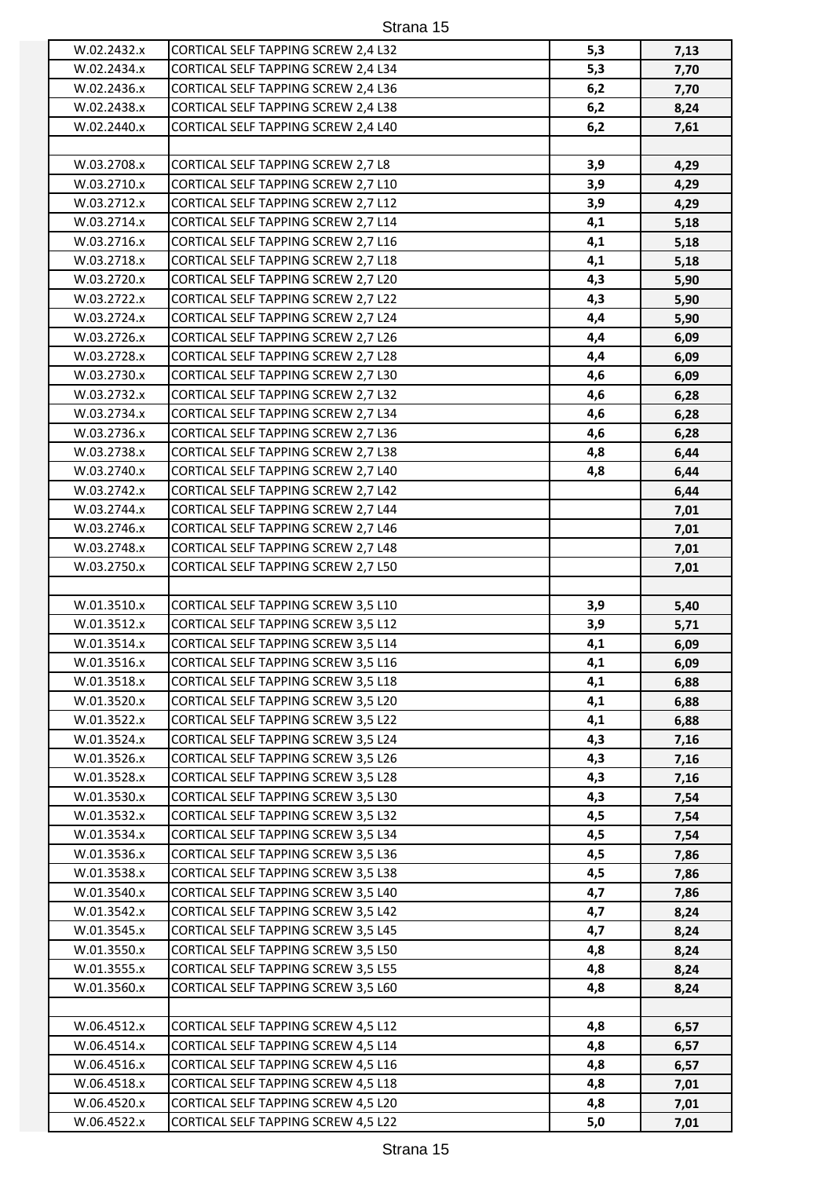| | | | |
|---|---|---|---|
| W.02.2432.x | CORTICAL SELF TAPPING SCREW 2,4 L32 | **5,3** | **7,13** |
| W.02.2434.x | CORTICAL SELF TAPPING SCREW 2,4 L34 | **5,3** | **7,70** |
| W.02.2436.x | CORTICAL SELF TAPPING SCREW 2,4 L36 | **6,2** | **7,70** |
| W.02.2438.x | CORTICAL SELF TAPPING SCREW 2,4 L38 | **6,2** | **8,24** |
| W.02.2440.x | CORTICAL SELF TAPPING SCREW 2,4 L40 | **6,2** | **7,61** |
| | | | |
| W.03.2708.x | CORTICAL SELF TAPPING SCREW 2,7 L8 | **3,9** | **4,29** |
| W.03.2710.x | CORTICAL SELF TAPPING SCREW 2,7 L10 | **3,9** | **4,29** |
| W.03.2712.x | CORTICAL SELF TAPPING SCREW 2,7 L12 | **3,9** | **4,29** |
| W.03.2714.x | CORTICAL SELF TAPPING SCREW 2,7 L14 | **4,1** | **5,18** |
| W.03.2716.x | CORTICAL SELF TAPPING SCREW 2,7 L16 | **4,1** | **5,18** |
| W.03.2718.x | CORTICAL SELF TAPPING SCREW 2,7 L18 | **4,1** | **5,18** |
| W.03.2720.x | CORTICAL SELF TAPPING SCREW 2,7 L20 | **4,3** | **5,90** |
| W.03.2722.x | CORTICAL SELF TAPPING SCREW 2,7 L22 | **4,3** | **5,90** |
| W.03.2724.x | CORTICAL SELF TAPPING SCREW 2,7 L24 | **4,4** | **5,90** |
| W.03.2726.x | CORTICAL SELF TAPPING SCREW 2,7 L26 | **4,4** | **6,09** |
| W.03.2728.x | CORTICAL SELF TAPPING SCREW 2,7 L28 | **4,4** | **6,09** |
| W.03.2730.x | CORTICAL SELF TAPPING SCREW 2,7 L30 | **4,6** | **6,09** |
| W.03.2732.x | CORTICAL SELF TAPPING SCREW 2,7 L32 | **4,6** | **6,28** |
| W.03.2734.x | CORTICAL SELF TAPPING SCREW 2,7 L34 | **4,6** | **6,28** |
| W.03.2736.x | CORTICAL SELF TAPPING SCREW 2,7 L36 | **4,6** | **6,28** |
| W.03.2738.x | CORTICAL SELF TAPPING SCREW 2,7 L38 | **4,8** | **6,44** |
| W.03.2740.x | CORTICAL SELF TAPPING SCREW 2,7 L40 | **4,8** | **6,44** |
| W.03.2742.x | CORTICAL SELF TAPPING SCREW 2,7 L42 | | **6,44** |
| W.03.2744.x | CORTICAL SELF TAPPING SCREW 2,7 L44 | | **7,01** |
| W.03.2746.x | CORTICAL SELF TAPPING SCREW 2,7 L46 | | **7,01** |
| W.03.2748.x | CORTICAL SELF TAPPING SCREW 2,7 L48 | | **7,01** |
| W.03.2750.x | CORTICAL SELF TAPPING SCREW 2,7 L50 | | **7,01** |
| | | | |
| W.01.3510.x | CORTICAL SELF TAPPING SCREW 3,5 L10 | **3,9** | **5,40** |
| W.01.3512.x | CORTICAL SELF TAPPING SCREW 3,5 L12 | **3,9** | **5,71** |
| W.01.3514.x | CORTICAL SELF TAPPING SCREW 3,5 L14 | **4,1** | **6,09** |
| W.01.3516.x | CORTICAL SELF TAPPING SCREW 3,5 L16 | **4,1** | **6,09** |
| W.01.3518.x | CORTICAL SELF TAPPING SCREW 3,5 L18 | **4,1** | **6,88** |
| W.01.3520.x | CORTICAL SELF TAPPING SCREW 3,5 L20 | **4,1** | **6,88** |
| W.01.3522.x | CORTICAL SELF TAPPING SCREW 3,5 L22 | **4,1** | **6,88** |
| W.01.3524.x | CORTICAL SELF TAPPING SCREW 3,5 L24 | **4,3** | **7,16** |
| W.01.3526.x | CORTICAL SELF TAPPING SCREW 3,5 L26 | **4,3** | **7,16** |
| W.01.3528.x | CORTICAL SELF TAPPING SCREW 3,5 L28 | **4,3** | **7,16** |
| W.01.3530.x | CORTICAL SELF TAPPING SCREW 3,5 L30 | **4,3** | **7,54** |
| W.01.3532.x | CORTICAL SELF TAPPING SCREW 3,5 L32 | **4,5** | **7,54** |
| W.01.3534.x | CORTICAL SELF TAPPING SCREW 3,5 L34 | **4,5** | **7,54** |
| W.01.3536.x | CORTICAL SELF TAPPING SCREW 3,5 L36 | **4,5** | **7,86** |
| W.01.3538.x | CORTICAL SELF TAPPING SCREW 3,5 L38 | **4,5** | **7,86** |
| W.01.3540.x | CORTICAL SELF TAPPING SCREW 3,5 L40 | **4,7** | **7,86** |
| W.01.3542.x | CORTICAL SELF TAPPING SCREW 3,5 L42 | **4,7** | **8,24** |
| W.01.3545.x | CORTICAL SELF TAPPING SCREW 3,5 L45 | **4,7** | **8,24** |
| W.01.3550.x | CORTICAL SELF TAPPING SCREW 3,5 L50 | **4,8** | **8,24** |
| W.01.3555.x | CORTICAL SELF TAPPING SCREW 3,5 L55 | **4,8** | **8,24** |
| W.01.3560.x | CORTICAL SELF TAPPING SCREW 3,5 L60 | **4,8** | **8,24** |
| | | | |
| W.06.4512.x | CORTICAL SELF TAPPING SCREW 4,5 L12 | **4,8** | **6,57** |
| W.06.4514.x | CORTICAL SELF TAPPING SCREW 4,5 L14 | **4,8** | **6,57** |
| W.06.4516.x | CORTICAL SELF TAPPING SCREW 4,5 L16 | **4,8** | **6,57** |
| W.06.4518.x | CORTICAL SELF TAPPING SCREW 4,5 L18 | **4,8** | **7,01** |
| W.06.4520.x | CORTICAL SELF TAPPING SCREW 4,5 L20 | **4,8** | **7,01** |
| W.06.4522.x | CORTICAL SELF TAPPING SCREW 4,5 L22 | **5,0** | **7,01** |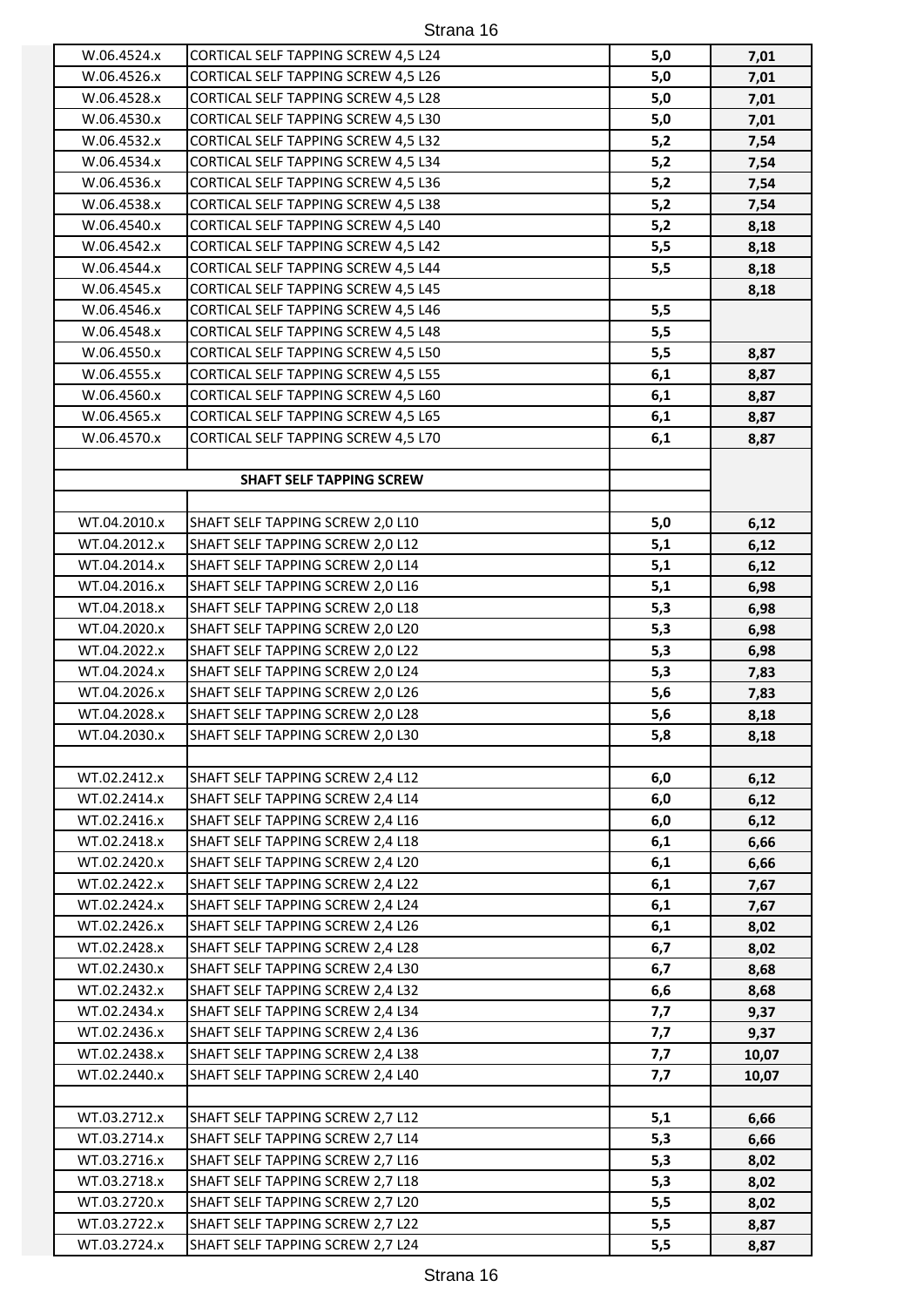| | | | |
|---|---|---|---|
| W.06.4524.x | CORTICAL SELF TAPPING SCREW 4,5 L24 | **5,0** | **7,01** |
| W.06.4526.x | CORTICAL SELF TAPPING SCREW 4,5 L26 | **5,0** | **7,01** |
| W.06.4528.x | CORTICAL SELF TAPPING SCREW 4,5 L28 | **5,0** | **7,01** |
| W.06.4530.x | CORTICAL SELF TAPPING SCREW 4,5 L30 | **5,0** | **7,01** |
| W.06.4532.x | CORTICAL SELF TAPPING SCREW 4,5 L32 | **5,2** | **7,54** |
| W.06.4534.x | CORTICAL SELF TAPPING SCREW 4,5 L34 | **5,2** | **7,54** |
| W.06.4536.x | CORTICAL SELF TAPPING SCREW 4,5 L36 | **5,2** | **7,54** |
| W.06.4538.x | CORTICAL SELF TAPPING SCREW 4,5 L38 | **5,2** | **7,54** |
| W.06.4540.x | CORTICAL SELF TAPPING SCREW 4,5 L40 | **5,2** | **8,18** |
| W.06.4542.x | CORTICAL SELF TAPPING SCREW 4,5 L42 | **5,5** | **8,18** |
| W.06.4544.x | CORTICAL SELF TAPPING SCREW 4,5 L44 | **5,5** | **8,18** |
| W.06.4545.x | CORTICAL SELF TAPPING SCREW 4,5 L45 | | **8,18** |
| W.06.4546.x | CORTICAL SELF TAPPING SCREW 4,5 L46 | **5,5** | |
| W.06.4548.x | CORTICAL SELF TAPPING SCREW 4,5 L48 | **5,5** | |
| W.06.4550.x | CORTICAL SELF TAPPING SCREW 4,5 L50 | **5,5** | **8,87** |
| W.06.4555.x | CORTICAL SELF TAPPING SCREW 4,5 L55 | **6,1** | **8,87** |
| W.06.4560.x | CORTICAL SELF TAPPING SCREW 4,5 L60 | **6,1** | **8,87** |
| W.06.4565.x | CORTICAL SELF TAPPING SCREW 4,5 L65 | **6,1** | **8,87** |
| W.06.4570.x | CORTICAL SELF TAPPING SCREW 4,5 L70 | **6,1** | **8,87** |
| | | | |
| **SHAFT SELF TAPPING SCREW** | | | |
| | | | |
| WT.04.2010.x | SHAFT SELF TAPPING SCREW 2,0 L10 | **5,0** | **6,12** |
| WT.04.2012.x | SHAFT SELF TAPPING SCREW 2,0 L12 | **5,1** | **6,12** |
| WT.04.2014.x | SHAFT SELF TAPPING SCREW 2,0 L14 | **5,1** | **6,12** |
| WT.04.2016.x | SHAFT SELF TAPPING SCREW 2,0 L16 | **5,1** | **6,98** |
| WT.04.2018.x | SHAFT SELF TAPPING SCREW 2,0 L18 | **5,3** | **6,98** |
| WT.04.2020.x | SHAFT SELF TAPPING SCREW 2,0 L20 | **5,3** | **6,98** |
| WT.04.2022.x | SHAFT SELF TAPPING SCREW 2,0 L22 | **5,3** | **6,98** |
| WT.04.2024.x | SHAFT SELF TAPPING SCREW 2,0 L24 | **5,3** | **7,83** |
| WT.04.2026.x | SHAFT SELF TAPPING SCREW 2,0 L26 | **5,6** | **7,83** |
| WT.04.2028.x | SHAFT SELF TAPPING SCREW 2,0 L28 | **5,6** | **8,18** |
| WT.04.2030.x | SHAFT SELF TAPPING SCREW 2,0 L30 | **5,8** | **8,18** |
| | | | |
| WT.02.2412.x | SHAFT SELF TAPPING SCREW 2,4 L12 | **6,0** | **6,12** |
| WT.02.2414.x | SHAFT SELF TAPPING SCREW 2,4 L14 | **6,0** | **6,12** |
| WT.02.2416.x | SHAFT SELF TAPPING SCREW 2,4 L16 | **6,0** | **6,12** |
| WT.02.2418.x | SHAFT SELF TAPPING SCREW 2,4 L18 | **6,1** | **6,66** |
| WT.02.2420.x | SHAFT SELF TAPPING SCREW 2,4 L20 | **6,1** | **6,66** |
| WT.02.2422.x | SHAFT SELF TAPPING SCREW 2,4 L22 | **6,1** | **7,67** |
| WT.02.2424.x | SHAFT SELF TAPPING SCREW 2,4 L24 | **6,1** | **7,67** |
| WT.02.2426.x | SHAFT SELF TAPPING SCREW 2,4 L26 | **6,1** | **8,02** |
| WT.02.2428.x | SHAFT SELF TAPPING SCREW 2,4 L28 | **6,7** | **8,02** |
| WT.02.2430.x | SHAFT SELF TAPPING SCREW 2,4 L30 | **6,7** | **8,68** |
| WT.02.2432.x | SHAFT SELF TAPPING SCREW 2,4 L32 | **6,6** | **8,68** |
| WT.02.2434.x | SHAFT SELF TAPPING SCREW 2,4 L34 | **7,7** | **9,37** |
| WT.02.2436.x | SHAFT SELF TAPPING SCREW 2,4 L36 | **7,7** | **9,37** |
| WT.02.2438.x | SHAFT SELF TAPPING SCREW 2,4 L38 | **7,7** | **10,07** |
| WT.02.2440.x | SHAFT SELF TAPPING SCREW 2,4 L40 | **7,7** | **10,07** |
| | | | |
| WT.03.2712.x | SHAFT SELF TAPPING SCREW 2,7 L12 | **5,1** | **6,66** |
| WT.03.2714.x | SHAFT SELF TAPPING SCREW 2,7 L14 | **5,3** | **6,66** |
| WT.03.2716.x | SHAFT SELF TAPPING SCREW 2,7 L16 | **5,3** | **8,02** |
| WT.03.2718.x | SHAFT SELF TAPPING SCREW 2,7 L18 | **5,3** | **8,02** |
| WT.03.2720.x | SHAFT SELF TAPPING SCREW 2,7 L20 | **5,5** | **8,02** |
| WT.03.2722.x | SHAFT SELF TAPPING SCREW 2,7 L22 | **5,5** | **8,87** |
| WT.03.2724.x | SHAFT SELF TAPPING SCREW 2,7 L24 | **5,5** | **8,87** |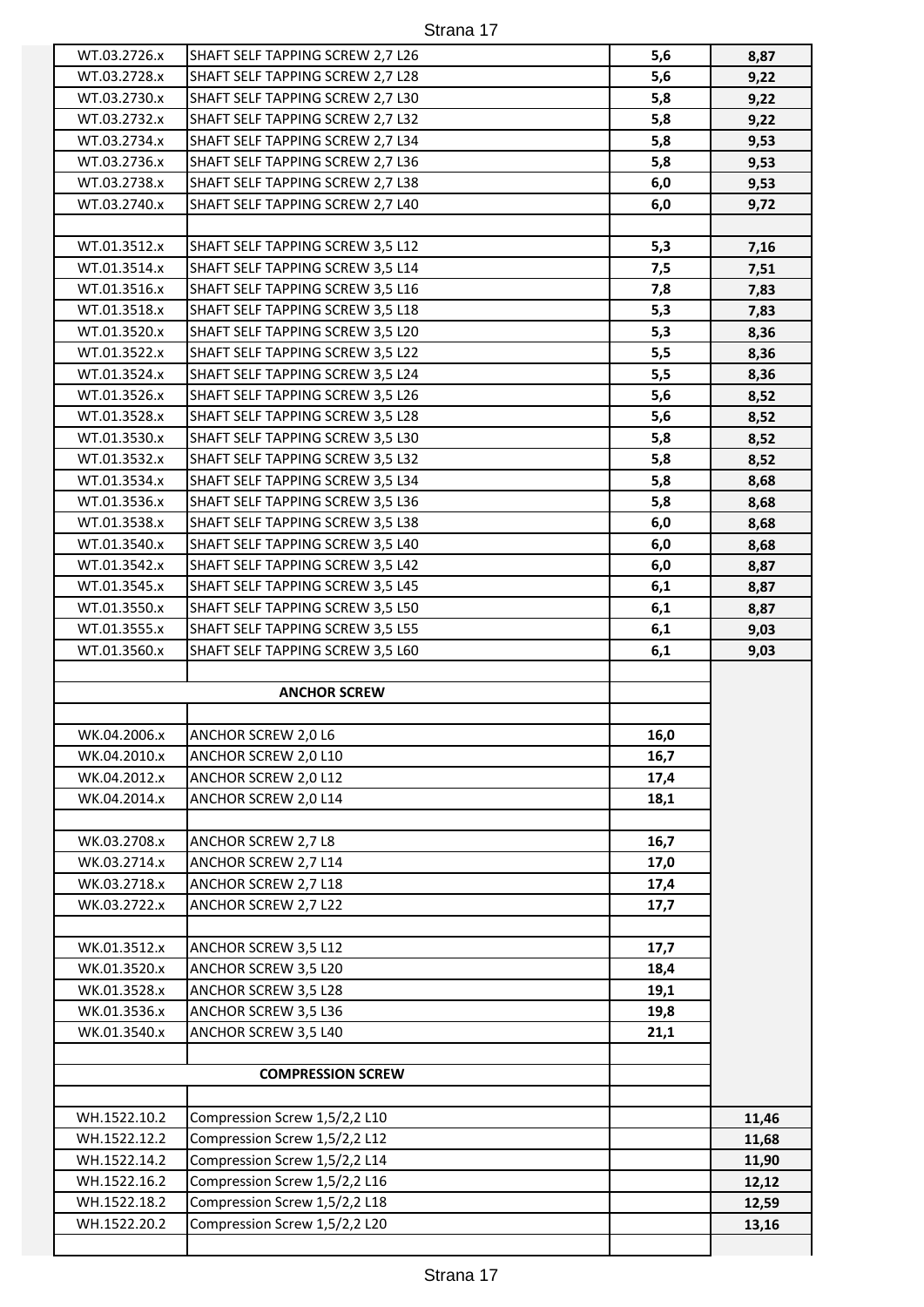| | | | |
|---|---|---|---|
| WT.03.2726.x | SHAFT SELF TAPPING SCREW 2,7 L26 | **5,6** | **8,87** |
| WT.03.2728.x | SHAFT SELF TAPPING SCREW 2,7 L28 | **5,6** | **9,22** |
| WT.03.2730.x | SHAFT SELF TAPPING SCREW 2,7 L30 | **5,8** | **9,22** |
| WT.03.2732.x | SHAFT SELF TAPPING SCREW 2,7 L32 | **5,8** | **9,22** |
| WT.03.2734.x | SHAFT SELF TAPPING SCREW 2,7 L34 | **5,8** | **9,53** |
| WT.03.2736.x | SHAFT SELF TAPPING SCREW 2,7 L36 | **5,8** | **9,53** |
| WT.03.2738.x | SHAFT SELF TAPPING SCREW 2,7 L38 | **6,0** | **9,53** |
| WT.03.2740.x | SHAFT SELF TAPPING SCREW 2,7 L40 | **6,0** | **9,72** |
| | | | |
| WT.01.3512.x | SHAFT SELF TAPPING SCREW 3,5 L12 | **5,3** | **7,16** |
| WT.01.3514.x | SHAFT SELF TAPPING SCREW 3,5 L14 | **7,5** | **7,51** |
| WT.01.3516.x | SHAFT SELF TAPPING SCREW 3,5 L16 | **7,8** | **7,83** |
| WT.01.3518.x | SHAFT SELF TAPPING SCREW 3,5 L18 | **5,3** | **7,83** |
| WT.01.3520.x | SHAFT SELF TAPPING SCREW 3,5 L20 | **5,3** | **8,36** |
| WT.01.3522.x | SHAFT SELF TAPPING SCREW 3,5 L22 | **5,5** | **8,36** |
| WT.01.3524.x | SHAFT SELF TAPPING SCREW 3,5 L24 | **5,5** | **8,36** |
| WT.01.3526.x | SHAFT SELF TAPPING SCREW 3,5 L26 | **5,6** | **8,52** |
| WT.01.3528.x | SHAFT SELF TAPPING SCREW 3,5 L28 | **5,6** | **8,52** |
| WT.01.3530.x | SHAFT SELF TAPPING SCREW 3,5 L30 | **5,8** | **8,52** |
| WT.01.3532.x | SHAFT SELF TAPPING SCREW 3,5 L32 | **5,8** | **8,52** |
| WT.01.3534.x | SHAFT SELF TAPPING SCREW 3,5 L34 | **5,8** | **8,68** |
| WT.01.3536.x | SHAFT SELF TAPPING SCREW 3,5 L36 | **5,8** | **8,68** |
| WT.01.3538.x | SHAFT SELF TAPPING SCREW 3,5 L38 | **6,0** | **8,68** |
| WT.01.3540.x | SHAFT SELF TAPPING SCREW 3,5 L40 | **6,0** | **8,68** |
| WT.01.3542.x | SHAFT SELF TAPPING SCREW 3,5 L42 | **6,0** | **8,87** |
| WT.01.3545.x | SHAFT SELF TAPPING SCREW 3,5 L45 | **6,1** | **8,87** |
| WT.01.3550.x | SHAFT SELF TAPPING SCREW 3,5 L50 | **6,1** | **8,87** |
| WT.01.3555.x | SHAFT SELF TAPPING SCREW 3,5 L55 | **6,1** | **9,03** |
| WT.01.3560.x | SHAFT SELF TAPPING SCREW 3,5 L60 | **6,1** | **9,03** |
| | | | |
| | **ANCHOR SCREW** | | |
| | | | |
| WK.04.2006.x | ANCHOR SCREW 2,0 L6 | **16,0** | |
| WK.04.2010.x | ANCHOR SCREW 2,0 L10 | **16,7** | |
| WK.04.2012.x | ANCHOR SCREW 2,0 L12 | **17,4** | |
| WK.04.2014.x | ANCHOR SCREW 2,0 L14 | **18,1** | |
| | | | |
| WK.03.2708.x | ANCHOR SCREW 2,7 L8 | **16,7** | |
| WK.03.2714.x | ANCHOR SCREW 2,7 L14 | **17,0** | |
| WK.03.2718.x | ANCHOR SCREW 2,7 L18 | **17,4** | |
| WK.03.2722.x | ANCHOR SCREW 2,7 L22 | **17,7** | |
| | | | |
| WK.01.3512.x | ANCHOR SCREW 3,5 L12 | **17,7** | |
| WK.01.3520.x | ANCHOR SCREW 3,5 L20 | **18,4** | |
| WK.01.3528.x | ANCHOR SCREW 3,5 L28 | **19,1** | |
| WK.01.3536.x | ANCHOR SCREW 3,5 L36 | **19,8** | |
| WK.01.3540.x | ANCHOR SCREW 3,5 L40 | **21,1** | |
| | | | |
| | **COMPRESSION SCREW** | | |
| | | | |
| WH.1522.10.2 | Compression Screw 1,5/2,2 L10 | | **11,46** |
| WH.1522.12.2 | Compression Screw 1,5/2,2 L12 | | **11,68** |
| WH.1522.14.2 | Compression Screw 1,5/2,2 L14 | | **11,90** |
| WH.1522.16.2 | Compression Screw 1,5/2,2 L16 | | **12,12** |
| WH.1522.18.2 | Compression Screw 1,5/2,2 L18 | | **12,59** |
| WH.1522.20.2 | Compression Screw 1,5/2,2 L20 | | **13,16** |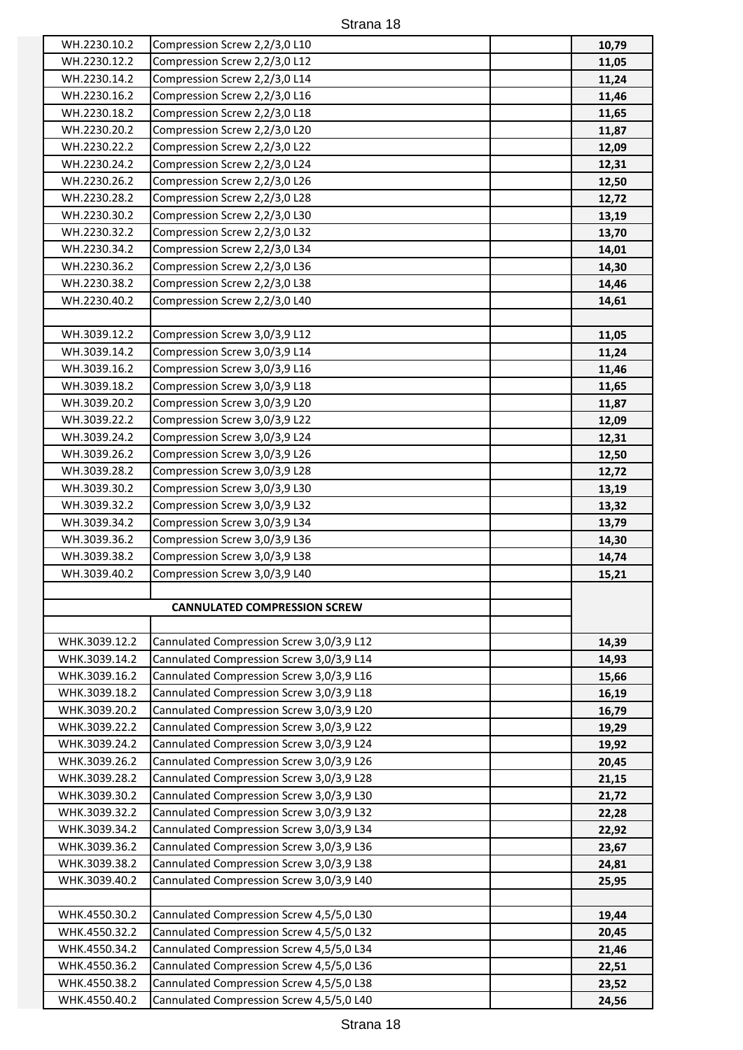| | | | |
|---|---|---|---|
| WH.2230.10.2 | Compression Screw 2,2/3,0 L10 | | **10,79** |
| WH.2230.12.2 | Compression Screw 2,2/3,0 L12 | | **11,05** |
| WH.2230.14.2 | Compression Screw 2,2/3,0 L14 | | **11,24** |
| WH.2230.16.2 | Compression Screw 2,2/3,0 L16 | | **11,46** |
| WH.2230.18.2 | Compression Screw 2,2/3,0 L18 | | **11,65** |
| WH.2230.20.2 | Compression Screw 2,2/3,0 L20 | | **11,87** |
| WH.2230.22.2 | Compression Screw 2,2/3,0 L22 | | **12,09** |
| WH.2230.24.2 | Compression Screw 2,2/3,0 L24 | | **12,31** |
| WH.2230.26.2 | Compression Screw 2,2/3,0 L26 | | **12,50** |
| WH.2230.28.2 | Compression Screw 2,2/3,0 L28 | | **12,72** |
| WH.2230.30.2 | Compression Screw 2,2/3,0 L30 | | **13,19** |
| WH.2230.32.2 | Compression Screw 2,2/3,0 L32 | | **13,70** |
| WH.2230.34.2 | Compression Screw 2,2/3,0 L34 | | **14,01** |
| WH.2230.36.2 | Compression Screw 2,2/3,0 L36 | | **14,30** |
| WH.2230.38.2 | Compression Screw 2,2/3,0 L38 | | **14,46** |
| WH.2230.40.2 | Compression Screw 2,2/3,0 L40 | | **14,61** |
| | | | |
| WH.3039.12.2 | Compression Screw 3,0/3,9 L12 | | **11,05** |
| WH.3039.14.2 | Compression Screw 3,0/3,9 L14 | | **11,24** |
| WH.3039.16.2 | Compression Screw 3,0/3,9 L16 | | **11,46** |
| WH.3039.18.2 | Compression Screw 3,0/3,9 L18 | | **11,65** |
| WH.3039.20.2 | Compression Screw 3,0/3,9 L20 | | **11,87** |
| WH.3039.22.2 | Compression Screw 3,0/3,9 L22 | | **12,09** |
| WH.3039.24.2 | Compression Screw 3,0/3,9 L24 | | **12,31** |
| WH.3039.26.2 | Compression Screw 3,0/3,9 L26 | | **12,50** |
| WH.3039.28.2 | Compression Screw 3,0/3,9 L28 | | **12,72** |
| WH.3039.30.2 | Compression Screw 3,0/3,9 L30 | | **13,19** |
| WH.3039.32.2 | Compression Screw 3,0/3,9 L32 | | **13,32** |
| WH.3039.34.2 | Compression Screw 3,0/3,9 L34 | | **13,79** |
| WH.3039.36.2 | Compression Screw 3,0/3,9 L36 | | **14,30** |
| WH.3039.38.2 | Compression Screw 3,0/3,9 L38 | | **14,74** |
| WH.3039.40.2 | Compression Screw 3,0/3,9 L40 | | **15,21** |
| | | | |
| | **CANNULATED COMPRESSION SCREW** | | |
| | | | |
| WHK.3039.12.2 | Cannulated Compression Screw 3,0/3,9 L12 | | **14,39** |
| WHK.3039.14.2 | Cannulated Compression Screw 3,0/3,9 L14 | | **14,93** |
| WHK.3039.16.2 | Cannulated Compression Screw 3,0/3,9 L16 | | **15,66** |
| WHK.3039.18.2 | Cannulated Compression Screw 3,0/3,9 L18 | | **16,19** |
| WHK.3039.20.2 | Cannulated Compression Screw 3,0/3,9 L20 | | **16,79** |
| WHK.3039.22.2 | Cannulated Compression Screw 3,0/3,9 L22 | | **19,29** |
| WHK.3039.24.2 | Cannulated Compression Screw 3,0/3,9 L24 | | **19,92** |
| WHK.3039.26.2 | Cannulated Compression Screw 3,0/3,9 L26 | | **20,45** |
| WHK.3039.28.2 | Cannulated Compression Screw 3,0/3,9 L28 | | **21,15** |
| WHK.3039.30.2 | Cannulated Compression Screw 3,0/3,9 L30 | | **21,72** |
| WHK.3039.32.2 | Cannulated Compression Screw 3,0/3,9 L32 | | **22,28** |
| WHK.3039.34.2 | Cannulated Compression Screw 3,0/3,9 L34 | | **22,92** |
| WHK.3039.36.2 | Cannulated Compression Screw 3,0/3,9 L36 | | **23,67** |
| WHK.3039.38.2 | Cannulated Compression Screw 3,0/3,9 L38 | | **24,81** |
| WHK.3039.40.2 | Cannulated Compression Screw 3,0/3,9 L40 | | **25,95** |
| | | | |
| WHK.4550.30.2 | Cannulated Compression Screw 4,5/5,0 L30 | | **19,44** |
| WHK.4550.32.2 | Cannulated Compression Screw 4,5/5,0 L32 | | **20,45** |
| WHK.4550.34.2 | Cannulated Compression Screw 4,5/5,0 L34 | | **21,46** |
| WHK.4550.36.2 | Cannulated Compression Screw 4,5/5,0 L36 | | **22,51** |
| WHK.4550.38.2 | Cannulated Compression Screw 4,5/5,0 L38 | | **23,52** |
| WHK.4550.40.2 | Cannulated Compression Screw 4,5/5,0 L40 | | **24,56** |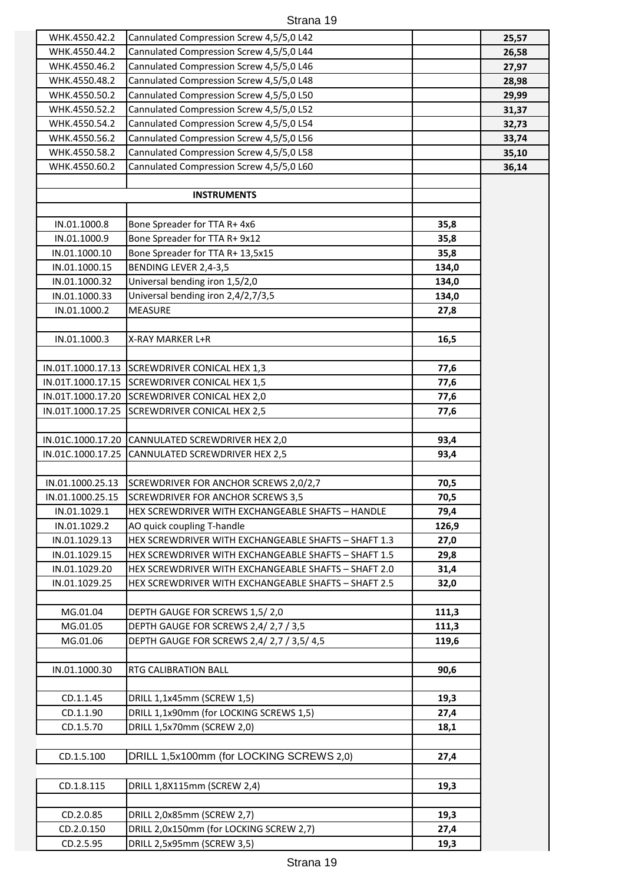| | | | |
|---|---|---|---|
| WHK.4550.42.2 | Cannulated Compression Screw 4,5/5,0 L42 | | **25,57** |
| WHK.4550.44.2 | Cannulated Compression Screw 4,5/5,0 L44 | | **26,58** |
| WHK.4550.46.2 | Cannulated Compression Screw 4,5/5,0 L46 | | **27,97** |
| WHK.4550.48.2 | Cannulated Compression Screw 4,5/5,0 L48 | | **28,98** |
| WHK.4550.50.2 | Cannulated Compression Screw 4,5/5,0 L50 | | **29,99** |
| WHK.4550.52.2 | Cannulated Compression Screw 4,5/5,0 L52 | | **31,37** |
| WHK.4550.54.2 | Cannulated Compression Screw 4,5/5,0 L54 | | **32,73** |
| WHK.4550.56.2 | Cannulated Compression Screw 4,5/5,0 L56 | | **33,74** |
| WHK.4550.58.2 | Cannulated Compression Screw 4,5/5,0 L58 | | **35,10** |
| WHK.4550.60.2 | Cannulated Compression Screw 4,5/5,0 L60 | | **36,14** |
| | | | |
| | **INSTRUMENTS** | | |
| | | | |
| IN.01.1000.8 | Bone Spreader for TTA R+ 4x6 | **35,8** | |
| IN.01.1000.9 | Bone Spreader for TTA R+ 9x12 | **35,8** | |
| IN.01.1000.10 | Bone Spreader for TTA R+ 13,5x15 | **35,8** | |
| IN.01.1000.15 | BENDING LEVER 2,4-3,5 | **134,0** | |
| IN.01.1000.32 | Universal bending iron 1,5/2,0 | **134,0** | |
| IN.01.1000.33 | Universal bending iron 2,4/2,7/3,5 | **134,0** | |
| IN.01.1000.2 | MEASURE | **27,8** | |
| | | | |
| IN.01.1000.3 | X-RAY MARKER L+R | **16,5** | |
| | | | |
| IN.01T.1000.17.13 | SCREWDRIVER CONICAL HEX 1,3 | **77,6** | |
| IN.01T.1000.17.15 | SCREWDRIVER CONICAL HEX 1,5 | **77,6** | |
| IN.01T.1000.17.20 | SCREWDRIVER CONICAL HEX 2,0 | **77,6** | |
| IN.01T.1000.17.25 | SCREWDRIVER CONICAL HEX 2,5 | **77,6** | |
| | | | |
| IN.01C.1000.17.20 | CANNULATED SCREWDRIVER HEX 2,0 | **93,4** | |
| IN.01C.1000.17.25 | CANNULATED SCREWDRIVER HEX 2,5 | **93,4** | |
| | | | |
| IN.01.1000.25.13 | SCREWDRIVER FOR ANCHOR SCREWS 2,0/2,7 | **70,5** | |
| IN.01.1000.25.15 | SCREWDRIVER FOR ANCHOR SCREWS 3,5 | **70,5** | |
| IN.01.1029.1 | HEX SCREWDRIVER WITH EXCHANGEABLE SHAFTS – HANDLE | **79,4** | |
| IN.01.1029.2 | AO quick coupling T-handle | **126,9** | |
| IN.01.1029.13 | HEX SCREWDRIVER WITH EXCHANGEABLE SHAFTS – SHAFT 1.3 | **27,0** | |
| IN.01.1029.15 | HEX SCREWDRIVER WITH EXCHANGEABLE SHAFTS – SHAFT 1.5 | **29,8** | |
| IN.01.1029.20 | HEX SCREWDRIVER WITH EXCHANGEABLE SHAFTS – SHAFT 2.0 | **31,4** | |
| IN.01.1029.25 | HEX SCREWDRIVER WITH EXCHANGEABLE SHAFTS – SHAFT 2.5 | **32,0** | |
| | | | |
| MG.01.04 | DEPTH GAUGE FOR SCREWS 1,5/ 2,0 | **111,3** | |
| MG.01.05 | DEPTH GAUGE FOR SCREWS 2,4/ 2,7 / 3,5 | **111,3** | |
| MG.01.06 | DEPTH GAUGE FOR SCREWS 2,4/ 2,7 / 3,5/ 4,5 | **119,6** | |
| | | | |
| IN.01.1000.30 | RTG CALIBRATION BALL | **90,6** | |
| | | | |
| CD.1.1.45 | DRILL 1,1x45mm (SCREW 1,5) | **19,3** | |
| CD.1.1.90 | DRILL 1,1x90mm (for LOCKING SCREWS 1,5) | **27,4** | |
| CD.1.5.70 | DRILL 1,5x70mm (SCREW 2,0) | **18,1** | |
| | | | |
| CD.1.5.100 | DRILL 1,5x100mm (for LOCKING SCREWS 2,0) | **27,4** | |
| | | | |
| CD.1.8.115 | DRILL 1,8X115mm (SCREW 2,4) | **19,3** | |
| | | | |
| CD.2.0.85 | DRILL 2,0x85mm (SCREW 2,7) | **19,3** | |
| CD.2.0.150 | DRILL 2,0x150mm (for LOCKING SCREW 2,7) | **27,4** | |
| CD.2.5.95 | DRILL 2,5x95mm (SCREW 3,5) | **19,3** | |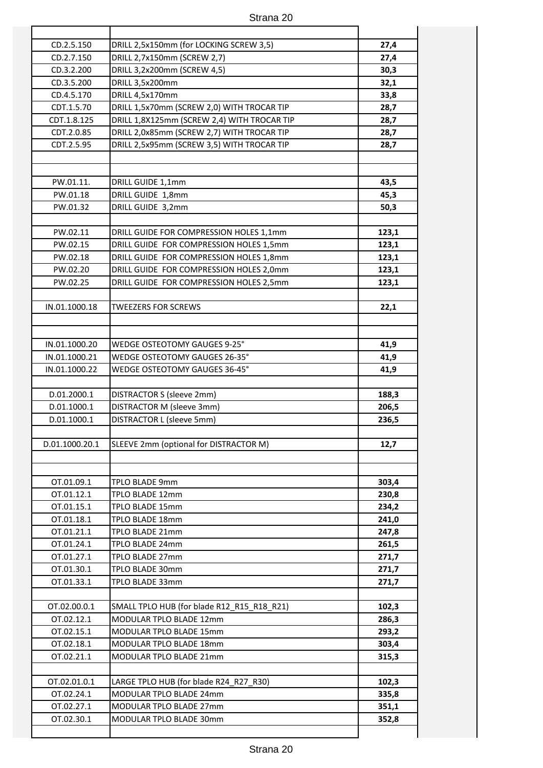| | | |
|---|---|---|
| CD.2.5.150 | DRILL 2,5x150mm (for LOCKING SCREW 3,5) | **27,4** |
| CD.2.7.150 | DRILL 2,7x150mm (SCREW 2,7) | **27,4** |
| CD.3.2.200 | DRILL 3,2x200mm (SCREW 4,5) | **30,3** |
| CD.3.5.200 | DRILL 3,5x200mm | **32,1** |
| CD.4.5.170 | DRILL 4,5x170mm | **33,8** |
| CDT.1.5.70 | DRILL 1,5x70mm (SCREW 2,0) WITH TROCAR TIP | **28,7** |
| CDT.1.8.125 | DRILL 1,8X125mm (SCREW 2,4) WITH TROCAR TIP | **28,7** |
| CDT.2.0.85 | DRILL 2,0x85mm (SCREW 2,7) WITH TROCAR TIP | **28,7** |
| CDT.2.5.95 | DRILL 2,5x95mm (SCREW 3,5) WITH TROCAR TIP | **28,7** |
| | | |
| | | |
| PW.01.11. | DRILL GUIDE 1,1mm | **43,5** |
| PW.01.18 | DRILL GUIDE 1,8mm | **45,3** |
| PW.01.32 | DRILL GUIDE 3,2mm | **50,3** |
| | | |
| PW.02.11 | DRILL GUIDE FOR COMPRESSION HOLES 1,1mm | **123,1** |
| PW.02.15 | DRILL GUIDE FOR COMPRESSION HOLES 1,5mm | **123,1** |
| PW.02.18 | DRILL GUIDE FOR COMPRESSION HOLES 1,8mm | **123,1** |
| PW.02.20 | DRILL GUIDE FOR COMPRESSION HOLES 2,0mm | **123,1** |
| PW.02.25 | DRILL GUIDE FOR COMPRESSION HOLES 2,5mm | **123,1** |
| | | |
| IN.01.1000.18 | TWEEZERS FOR SCREWS | **22,1** |
| | | |
| | | |
| IN.01.1000.20 | WEDGE OSTEOTOMY GAUGES 9-25° | **41,9** |
| IN.01.1000.21 | WEDGE OSTEOTOMY GAUGES 26-35° | **41,9** |
| IN.01.1000.22 | WEDGE OSTEOTOMY GAUGES 36-45° | **41,9** |
| | | |
| D.01.2000.1 | DISTRACTOR S (sleeve 2mm) | **188,3** |
| D.01.1000.1 | DISTRACTOR M (sleeve 3mm) | **206,5** |
| D.01.1000.1 | DISTRACTOR L (sleeve 5mm) | **236,5** |
| | | |
| D.01.1000.20.1 | SLEEVE 2mm (optional for DISTRACTOR M) | **12,7** |
| | | |
| | | |
| OT.01.09.1 | TPLO BLADE 9mm | **303,4** |
| OT.01.12.1 | TPLO BLADE 12mm | **230,8** |
| OT.01.15.1 | TPLO BLADE 15mm | **234,2** |
| OT.01.18.1 | TPLO BLADE 18mm | **241,0** |
| OT.01.21.1 | TPLO BLADE 21mm | **247,8** |
| OT.01.24.1 | TPLO BLADE 24mm | **261,5** |
| OT.01.27.1 | TPLO BLADE 27mm | **271,7** |
| OT.01.30.1 | TPLO BLADE 30mm | **271,7** |
| OT.01.33.1 | TPLO BLADE 33mm | **271,7** |
| | | |
| OT.02.00.0.1 | SMALL TPLO HUB (for blade R12_R15_R18_R21) | **102,3** |
| OT.02.12.1 | MODULAR TPLO BLADE 12mm | **286,3** |
| OT.02.15.1 | MODULAR TPLO BLADE 15mm | **293,2** |
| OT.02.18.1 | MODULAR TPLO BLADE 18mm | **303,4** |
| OT.02.21.1 | MODULAR TPLO BLADE 21mm | **315,3** |
| | | |
| OT.02.01.0.1 | LARGE TPLO HUB (for blade R24_R27_R30) | **102,3** |
| OT.02.24.1 | MODULAR TPLO BLADE 24mm | **335,8** |
| OT.02.27.1 | MODULAR TPLO BLADE 27mm | **351,1** |
| OT.02.30.1 | MODULAR TPLO BLADE 30mm | **352,8** |
| | | |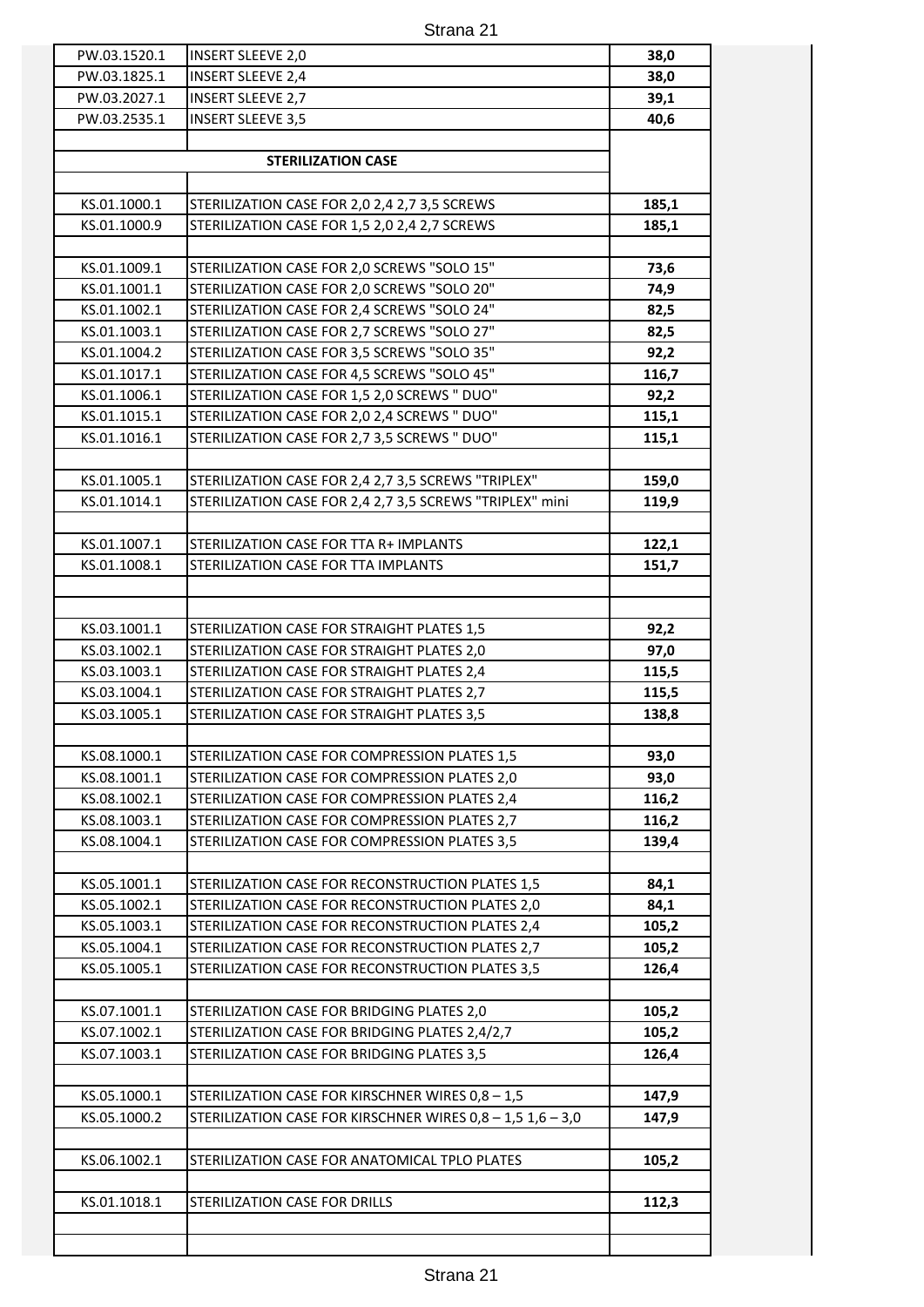| | | |
|---|---|---|
| PW.03.1520.1 | INSERT SLEEVE 2,0 | **38,0** |
| PW.03.1825.1 | INSERT SLEEVE 2,4 | **38,0** |
| PW.03.2027.1 | INSERT SLEEVE 2,7 | **39,1** |
| PW.03.2535.1 | INSERT SLEEVE 3,5 | **40,6** |
| | | |
| | **STERILIZATION CASE** | |
| | | |
| KS.01.1000.1 | STERILIZATION CASE FOR 2,0 2,4 2,7 3,5 SCREWS | **185,1** |
| KS.01.1000.9 | STERILIZATION CASE FOR 1,5 2,0 2,4 2,7 SCREWS | **185,1** |
| | | |
| KS.01.1009.1 | STERILIZATION CASE FOR 2,0 SCREWS "SOLO 15" | **73,6** |
| KS.01.1001.1 | STERILIZATION CASE FOR 2,0 SCREWS "SOLO 20" | **74,9** |
| KS.01.1002.1 | STERILIZATION CASE FOR 2,4 SCREWS "SOLO 24" | **82,5** |
| KS.01.1003.1 | STERILIZATION CASE FOR 2,7 SCREWS "SOLO 27" | **82,5** |
| KS.01.1004.2 | STERILIZATION CASE FOR 3,5 SCREWS "SOLO 35" | **92,2** |
| KS.01.1017.1 | STERILIZATION CASE FOR 4,5 SCREWS "SOLO 45" | **116,7** |
| KS.01.1006.1 | STERILIZATION CASE FOR 1,5 2,0 SCREWS " DUO" | **92,2** |
| KS.01.1015.1 | STERILIZATION CASE FOR 2,0 2,4 SCREWS " DUO" | **115,1** |
| KS.01.1016.1 | STERILIZATION CASE FOR 2,7 3,5 SCREWS " DUO" | **115,1** |
| | | |
| KS.01.1005.1 | STERILIZATION CASE FOR 2,4 2,7 3,5 SCREWS "TRIPLEX" | **159,0** |
| KS.01.1014.1 | STERILIZATION CASE FOR 2,4 2,7 3,5 SCREWS "TRIPLEX" mini | **119,9** |
| | | |
| KS.01.1007.1 | STERILIZATION CASE FOR TTA R+ IMPLANTS | **122,1** |
| KS.01.1008.1 | STERILIZATION CASE FOR TTA IMPLANTS | **151,7** |
| | | |
| | | |
| KS.03.1001.1 | STERILIZATION CASE FOR STRAIGHT PLATES 1,5 | **92,2** |
| KS.03.1002.1 | STERILIZATION CASE FOR STRAIGHT PLATES 2,0 | **97,0** |
| KS.03.1003.1 | STERILIZATION CASE FOR STRAIGHT PLATES 2,4 | **115,5** |
| KS.03.1004.1 | STERILIZATION CASE FOR STRAIGHT PLATES 2,7 | **115,5** |
| KS.03.1005.1 | STERILIZATION CASE FOR STRAIGHT PLATES 3,5 | **138,8** |
| | | |
| KS.08.1000.1 | STERILIZATION CASE FOR COMPRESSION PLATES 1,5 | **93,0** |
| KS.08.1001.1 | STERILIZATION CASE FOR COMPRESSION PLATES 2,0 | **93,0** |
| KS.08.1002.1 | STERILIZATION CASE FOR COMPRESSION PLATES 2,4 | **116,2** |
| KS.08.1003.1 | STERILIZATION CASE FOR COMPRESSION PLATES 2,7 | **116,2** |
| KS.08.1004.1 | STERILIZATION CASE FOR COMPRESSION PLATES 3,5 | **139,4** |
| | | |
| KS.05.1001.1 | STERILIZATION CASE FOR RECONSTRUCTION PLATES 1,5 | **84,1** |
| KS.05.1002.1 | STERILIZATION CASE FOR RECONSTRUCTION PLATES 2,0 | **84,1** |
| KS.05.1003.1 | STERILIZATION CASE FOR RECONSTRUCTION PLATES 2,4 | **105,2** |
| KS.05.1004.1 | STERILIZATION CASE FOR RECONSTRUCTION PLATES 2,7 | **105,2** |
| KS.05.1005.1 | STERILIZATION CASE FOR RECONSTRUCTION PLATES 3,5 | **126,4** |
| | | |
| KS.07.1001.1 | STERILIZATION CASE FOR BRIDGING PLATES 2,0 | **105,2** |
| KS.07.1002.1 | STERILIZATION CASE FOR BRIDGING PLATES 2,4/2,7 | **105,2** |
| KS.07.1003.1 | STERILIZATION CASE FOR BRIDGING PLATES 3,5 | **126,4** |
| | | |
| KS.05.1000.1 | STERILIZATION CASE FOR KIRSCHNER WIRES 0,8 – 1,5 | **147,9** |
| KS.05.1000.2 | STERILIZATION CASE FOR KIRSCHNER WIRES 0,8 – 1,5 1,6 – 3,0 | **147,9** |
| | | |
| KS.06.1002.1 | STERILIZATION CASE FOR ANATOMICAL TPLO PLATES | **105,2** |
| | | |
| KS.01.1018.1 | STERILIZATION CASE FOR DRILLS | **112,3** |
| | | |
| | | |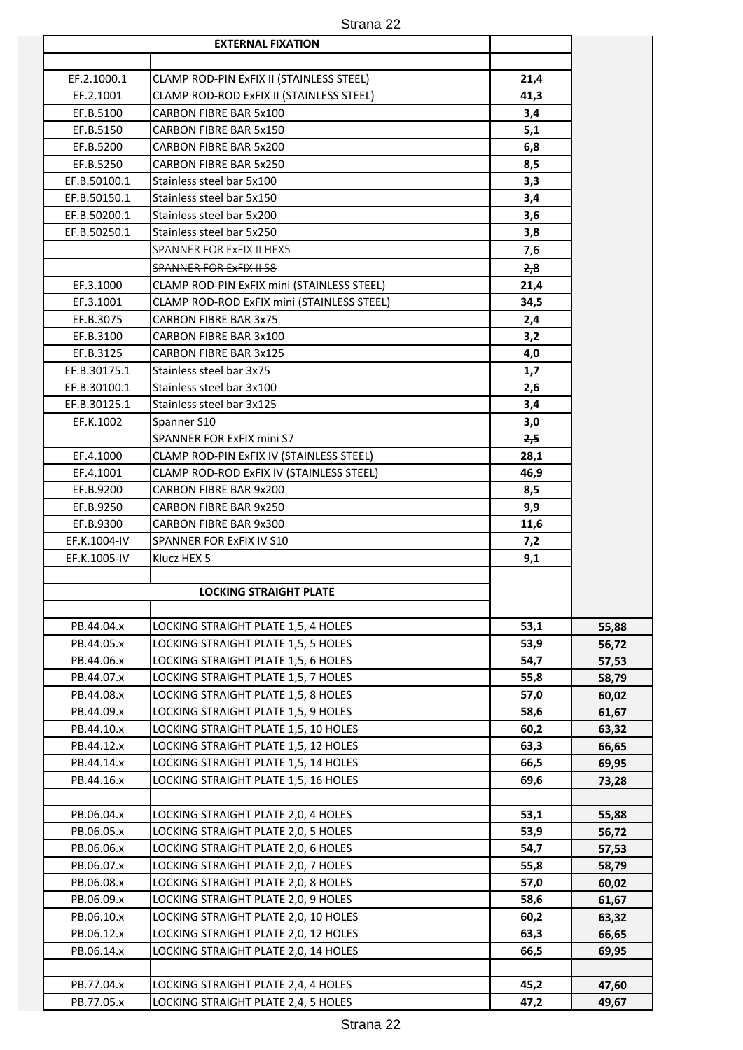| | EXTERNAL FIXATION | | |
|---|---|---|---|
| | | | |
| EF.2.1000.1 | CLAMP ROD-PIN ExFIX II (STAINLESS STEEL) | **21,4** | |
| EF.2.1001 | CLAMP ROD-ROD ExFIX II (STAINLESS STEEL) | **41,3** | |
| EF.B.5100 | CARBON FIBRE BAR 5x100 | **3,4** | |
| EF.B.5150 | CARBON FIBRE BAR 5x150 | **5,1** | |
| EF.B.5200 | CARBON FIBRE BAR 5x200 | **6,8** | |
| EF.B.5250 | CARBON FIBRE BAR 5x250 | **8,5** | |
| EF.B.50100.1 | Stainless steel bar 5x100 | **3,3** | |
| EF.B.50150.1 | Stainless steel bar 5x150 | **3,4** | |
| EF.B.50200.1 | Stainless steel bar 5x200 | **3,6** | |
| EF.B.50250.1 | Stainless steel bar 5x250 | **3,8** | |
| | ~~SPANNER FOR ExFIX II HEX5~~ | ~~**7,6**~~ | |
| | ~~SPANNER FOR ExFIX II S8~~ | ~~**2,8**~~ | |
| EF.3.1000 | CLAMP ROD-PIN ExFIX mini (STAINLESS STEEL) | **21,4** | |
| EF.3.1001 | CLAMP ROD-ROD ExFIX mini (STAINLESS STEEL) | **34,5** | |
| EF.B.3075 | CARBON FIBRE BAR 3x75 | **2,4** | |
| EF.B.3100 | CARBON FIBRE BAR 3x100 | **3,2** | |
| EF.B.3125 | CARBON FIBRE BAR 3x125 | **4,0** | |
| EF.B.30175.1 | Stainless steel bar 3x75 | **1,7** | |
| EF.B.30100.1 | Stainless steel bar 3x100 | **2,6** | |
| EF.B.30125.1 | Stainless steel bar 3x125 | **3,4** | |
| EF.K.1002 | Spanner S10 | **3,0** | |
| | ~~SPANNER FOR ExFIX mini S7~~ | ~~**2,5**~~ | |
| EF.4.1000 | CLAMP ROD-PIN ExFIX IV (STAINLESS STEEL) | **28,1** | |
| EF.4.1001 | CLAMP ROD-ROD ExFIX IV (STAINLESS STEEL) | **46,9** | |
| EF.B.9200 | CARBON FIBRE BAR 9x200 | **8,5** | |
| EF.B.9250 | CARBON FIBRE BAR 9x250 | **9,9** | |
| EF.B.9300 | CARBON FIBRE BAR 9x300 | **11,6** | |
| EF.K.1004-IV | SPANNER FOR ExFIX IV S10 | **7,2** | |
| EF.K.1005-IV | Klucz HEX 5 | **9,1** | |
| | | | |
| | LOCKING STRAIGHT PLATE | | |
| | | | |
| PB.44.04.x | LOCKING STRAIGHT PLATE 1,5, 4 HOLES | **53,1** | **55,88** |
| PB.44.05.x | LOCKING STRAIGHT PLATE 1,5, 5 HOLES | **53,9** | **56,72** |
| PB.44.06.x | LOCKING STRAIGHT PLATE 1,5, 6 HOLES | **54,7** | **57,53** |
| PB.44.07.x | LOCKING STRAIGHT PLATE 1,5, 7 HOLES | **55,8** | **58,79** |
| PB.44.08.x | LOCKING STRAIGHT PLATE 1,5, 8 HOLES | **57,0** | **60,02** |
| PB.44.09.x | LOCKING STRAIGHT PLATE 1,5, 9 HOLES | **58,6** | **61,67** |
| PB.44.10.x | LOCKING STRAIGHT PLATE 1,5, 10 HOLES | **60,2** | **63,32** |
| PB.44.12.x | LOCKING STRAIGHT PLATE 1,5, 12 HOLES | **63,3** | **66,65** |
| PB.44.14.x | LOCKING STRAIGHT PLATE 1,5, 14 HOLES | **66,5** | **69,95** |
| PB.44.16.x | LOCKING STRAIGHT PLATE 1,5, 16 HOLES | **69,6** | **73,28** |
| | | | |
| PB.06.04.x | LOCKING STRAIGHT PLATE 2,0, 4 HOLES | **53,1** | **55,88** |
| PB.06.05.x | LOCKING STRAIGHT PLATE 2,0, 5 HOLES | **53,9** | **56,72** |
| PB.06.06.x | LOCKING STRAIGHT PLATE 2,0, 6 HOLES | **54,7** | **57,53** |
| PB.06.07.x | LOCKING STRAIGHT PLATE 2,0, 7 HOLES | **55,8** | **58,79** |
| PB.06.08.x | LOCKING STRAIGHT PLATE 2,0, 8 HOLES | **57,0** | **60,02** |
| PB.06.09.x | LOCKING STRAIGHT PLATE 2,0, 9 HOLES | **58,6** | **61,67** |
| PB.06.10.x | LOCKING STRAIGHT PLATE 2,0, 10 HOLES | **60,2** | **63,32** |
| PB.06.12.x | LOCKING STRAIGHT PLATE 2,0, 12 HOLES | **63,3** | **66,65** |
| PB.06.14.x | LOCKING STRAIGHT PLATE 2,0, 14 HOLES | **66,5** | **69,95** |
| | | | |
| PB.77.04.x | LOCKING STRAIGHT PLATE 2,4, 4 HOLES | **45,2** | **47,60** |
| PB.77.05.x | LOCKING STRAIGHT PLATE 2,4, 5 HOLES | **47,2** | **49,67** |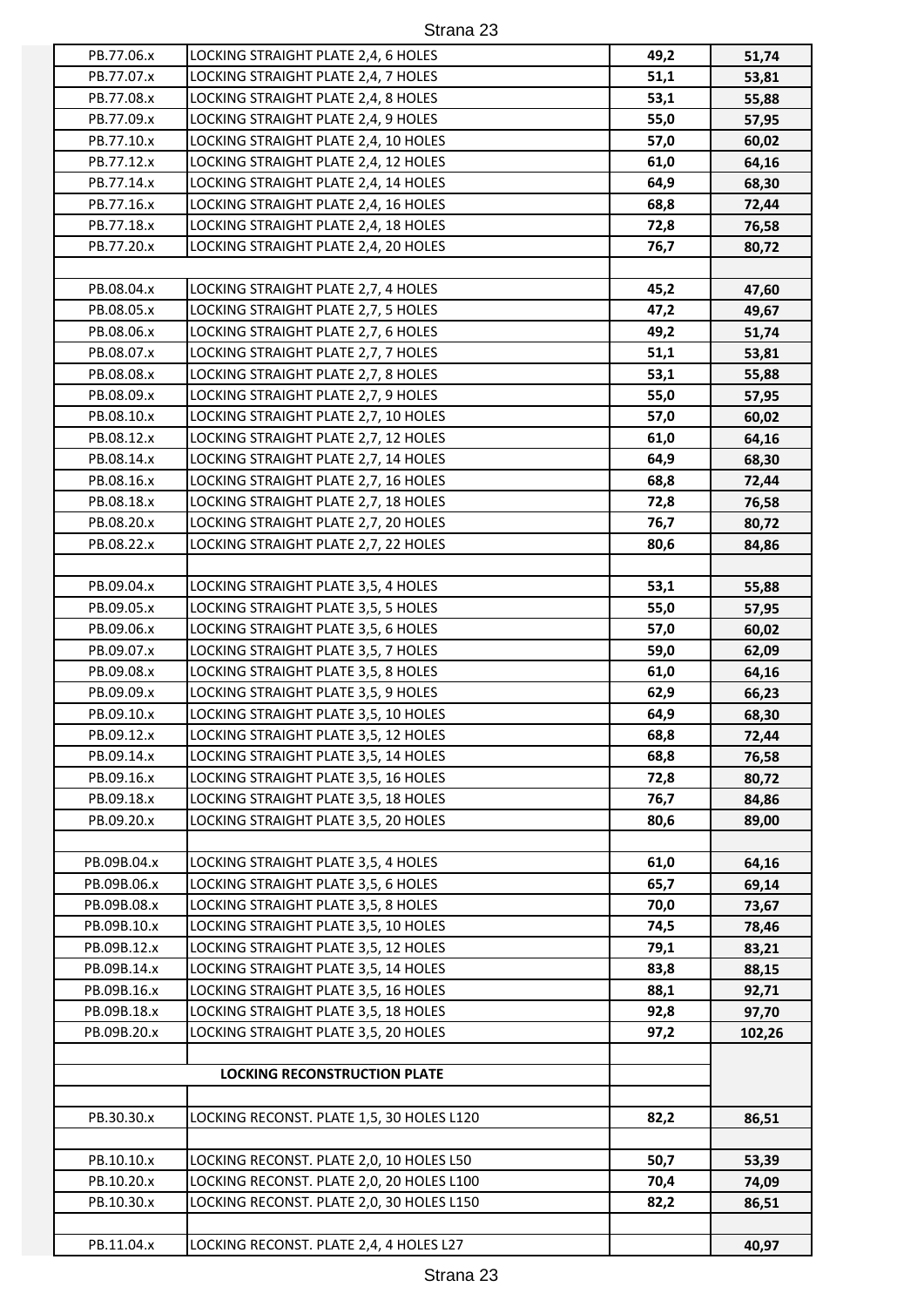| | | | |
|---|---|---|---|
| PB.77.06.x | LOCKING STRAIGHT PLATE 2,4, 6 HOLES | **49,2** | **51,74** |
| PB.77.07.x | LOCKING STRAIGHT PLATE 2,4, 7 HOLES | **51,1** | **53,81** |
| PB.77.08.x | LOCKING STRAIGHT PLATE 2,4, 8 HOLES | **53,1** | **55,88** |
| PB.77.09.x | LOCKING STRAIGHT PLATE 2,4, 9 HOLES | **55,0** | **57,95** |
| PB.77.10.x | LOCKING STRAIGHT PLATE 2,4, 10 HOLES | **57,0** | **60,02** |
| PB.77.12.x | LOCKING STRAIGHT PLATE 2,4, 12 HOLES | **61,0** | **64,16** |
| PB.77.14.x | LOCKING STRAIGHT PLATE 2,4, 14 HOLES | **64,9** | **68,30** |
| PB.77.16.x | LOCKING STRAIGHT PLATE 2,4, 16 HOLES | **68,8** | **72,44** |
| PB.77.18.x | LOCKING STRAIGHT PLATE 2,4, 18 HOLES | **72,8** | **76,58** |
| PB.77.20.x | LOCKING STRAIGHT PLATE 2,4, 20 HOLES | **76,7** | **80,72** |
| | | | |
| PB.08.04.x | LOCKING STRAIGHT PLATE 2,7, 4 HOLES | **45,2** | **47,60** |
| PB.08.05.x | LOCKING STRAIGHT PLATE 2,7, 5 HOLES | **47,2** | **49,67** |
| PB.08.06.x | LOCKING STRAIGHT PLATE 2,7, 6 HOLES | **49,2** | **51,74** |
| PB.08.07.x | LOCKING STRAIGHT PLATE 2,7, 7 HOLES | **51,1** | **53,81** |
| PB.08.08.x | LOCKING STRAIGHT PLATE 2,7, 8 HOLES | **53,1** | **55,88** |
| PB.08.09.x | LOCKING STRAIGHT PLATE 2,7, 9 HOLES | **55,0** | **57,95** |
| PB.08.10.x | LOCKING STRAIGHT PLATE 2,7, 10 HOLES | **57,0** | **60,02** |
| PB.08.12.x | LOCKING STRAIGHT PLATE 2,7, 12 HOLES | **61,0** | **64,16** |
| PB.08.14.x | LOCKING STRAIGHT PLATE 2,7, 14 HOLES | **64,9** | **68,30** |
| PB.08.16.x | LOCKING STRAIGHT PLATE 2,7, 16 HOLES | **68,8** | **72,44** |
| PB.08.18.x | LOCKING STRAIGHT PLATE 2,7, 18 HOLES | **72,8** | **76,58** |
| PB.08.20.x | LOCKING STRAIGHT PLATE 2,7, 20 HOLES | **76,7** | **80,72** |
| PB.08.22.x | LOCKING STRAIGHT PLATE 2,7, 22 HOLES | **80,6** | **84,86** |
| | | | |
| PB.09.04.x | LOCKING STRAIGHT PLATE 3,5, 4 HOLES | **53,1** | **55,88** |
| PB.09.05.x | LOCKING STRAIGHT PLATE 3,5, 5 HOLES | **55,0** | **57,95** |
| PB.09.06.x | LOCKING STRAIGHT PLATE 3,5, 6 HOLES | **57,0** | **60,02** |
| PB.09.07.x | LOCKING STRAIGHT PLATE 3,5, 7 HOLES | **59,0** | **62,09** |
| PB.09.08.x | LOCKING STRAIGHT PLATE 3,5, 8 HOLES | **61,0** | **64,16** |
| PB.09.09.x | LOCKING STRAIGHT PLATE 3,5, 9 HOLES | **62,9** | **66,23** |
| PB.09.10.x | LOCKING STRAIGHT PLATE 3,5, 10 HOLES | **64,9** | **68,30** |
| PB.09.12.x | LOCKING STRAIGHT PLATE 3,5, 12 HOLES | **68,8** | **72,44** |
| PB.09.14.x | LOCKING STRAIGHT PLATE 3,5, 14 HOLES | **68,8** | **76,58** |
| PB.09.16.x | LOCKING STRAIGHT PLATE 3,5, 16 HOLES | **72,8** | **80,72** |
| PB.09.18.x | LOCKING STRAIGHT PLATE 3,5, 18 HOLES | **76,7** | **84,86** |
| PB.09.20.x | LOCKING STRAIGHT PLATE 3,5, 20 HOLES | **80,6** | **89,00** |
| | | | |
| PB.09B.04.x | LOCKING STRAIGHT PLATE 3,5, 4 HOLES | **61,0** | **64,16** |
| PB.09B.06.x | LOCKING STRAIGHT PLATE 3,5, 6 HOLES | **65,7** | **69,14** |
| PB.09B.08.x | LOCKING STRAIGHT PLATE 3,5, 8 HOLES | **70,0** | **73,67** |
| PB.09B.10.x | LOCKING STRAIGHT PLATE 3,5, 10 HOLES | **74,5** | **78,46** |
| PB.09B.12.x | LOCKING STRAIGHT PLATE 3,5, 12 HOLES | **79,1** | **83,21** |
| PB.09B.14.x | LOCKING STRAIGHT PLATE 3,5, 14 HOLES | **83,8** | **88,15** |
| PB.09B.16.x | LOCKING STRAIGHT PLATE 3,5, 16 HOLES | **88,1** | **92,71** |
| PB.09B.18.x | LOCKING STRAIGHT PLATE 3,5, 18 HOLES | **92,8** | **97,70** |
| PB.09B.20.x | LOCKING STRAIGHT PLATE 3,5, 20 HOLES | **97,2** | **102,26** |
| | | | |
| **LOCKING RECONSTRUCTION PLATE** | | | |
| | | | |
| PB.30.30.x | LOCKING RECONST. PLATE 1,5, 30 HOLES L120 | **82,2** | **86,51** |
| | | | |
| PB.10.10.x | LOCKING RECONST. PLATE 2,0, 10 HOLES L50 | **50,7** | **53,39** |
| PB.10.20.x | LOCKING RECONST. PLATE 2,0, 20 HOLES L100 | **70,4** | **74,09** |
| PB.10.30.x | LOCKING RECONST. PLATE 2,0, 30 HOLES L150 | **82,2** | **86,51** |
| | | | |
| PB.11.04.x | LOCKING RECONST. PLATE 2,4, 4 HOLES L27 | | **40,97** |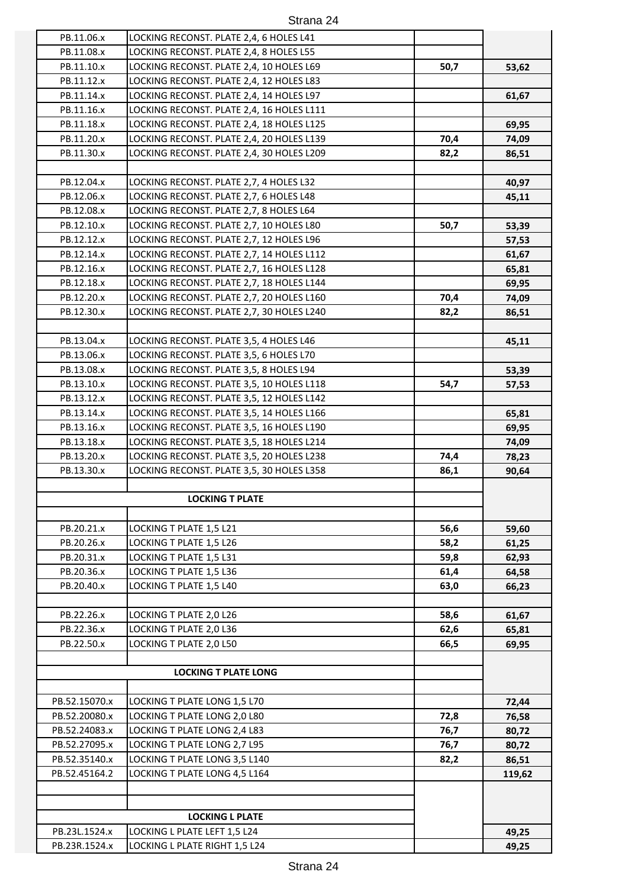| | | | |
|---|---|---|---|
| PB.11.06.x | LOCKING RECONST. PLATE 2,4, 6 HOLES L41 | | |
| PB.11.08.x | LOCKING RECONST. PLATE 2,4, 8 HOLES L55 | | |
| PB.11.10.x | LOCKING RECONST. PLATE 2,4, 10 HOLES L69 | **50,7** | **53,62** |
| PB.11.12.x | LOCKING RECONST. PLATE 2,4, 12 HOLES L83 | | |
| PB.11.14.x | LOCKING RECONST. PLATE 2,4, 14 HOLES L97 | | **61,67** |
| PB.11.16.x | LOCKING RECONST. PLATE 2,4, 16 HOLES L111 | | |
| PB.11.18.x | LOCKING RECONST. PLATE 2,4, 18 HOLES L125 | | **69,95** |
| PB.11.20.x | LOCKING RECONST. PLATE 2,4, 20 HOLES L139 | **70,4** | **74,09** |
| PB.11.30.x | LOCKING RECONST. PLATE 2,4, 30 HOLES L209 | **82,2** | **86,51** |
| | | | |
| PB.12.04.x | LOCKING RECONST. PLATE 2,7, 4 HOLES L32 | | **40,97** |
| PB.12.06.x | LOCKING RECONST. PLATE 2,7, 6 HOLES L48 | | **45,11** |
| PB.12.08.x | LOCKING RECONST. PLATE 2,7, 8 HOLES L64 | | |
| PB.12.10.x | LOCKING RECONST. PLATE 2,7, 10 HOLES L80 | **50,7** | **53,39** |
| PB.12.12.x | LOCKING RECONST. PLATE 2,7, 12 HOLES L96 | | **57,53** |
| PB.12.14.x | LOCKING RECONST. PLATE 2,7, 14 HOLES L112 | | **61,67** |
| PB.12.16.x | LOCKING RECONST. PLATE 2,7, 16 HOLES L128 | | **65,81** |
| PB.12.18.x | LOCKING RECONST. PLATE 2,7, 18 HOLES L144 | | **69,95** |
| PB.12.20.x | LOCKING RECONST. PLATE 2,7, 20 HOLES L160 | **70,4** | **74,09** |
| PB.12.30.x | LOCKING RECONST. PLATE 2,7, 30 HOLES L240 | **82,2** | **86,51** |
| | | | |
| PB.13.04.x | LOCKING RECONST. PLATE 3,5, 4 HOLES L46 | | **45,11** |
| PB.13.06.x | LOCKING RECONST. PLATE 3,5, 6 HOLES L70 | | |
| PB.13.08.x | LOCKING RECONST. PLATE 3,5, 8 HOLES L94 | | **53,39** |
| PB.13.10.x | LOCKING RECONST. PLATE 3,5, 10 HOLES L118 | **54,7** | **57,53** |
| PB.13.12.x | LOCKING RECONST. PLATE 3,5, 12 HOLES L142 | | |
| PB.13.14.x | LOCKING RECONST. PLATE 3,5, 14 HOLES L166 | | **65,81** |
| PB.13.16.x | LOCKING RECONST. PLATE 3,5, 16 HOLES L190 | | **69,95** |
| PB.13.18.x | LOCKING RECONST. PLATE 3,5, 18 HOLES L214 | | **74,09** |
| PB.13.20.x | LOCKING RECONST. PLATE 3,5, 20 HOLES L238 | **74,4** | **78,23** |
| PB.13.30.x | LOCKING RECONST. PLATE 3,5, 30 HOLES L358 | **86,1** | **90,64** |
| | | | |
| **LOCKING T PLATE** | | | |
| | | | |
| PB.20.21.x | LOCKING T PLATE 1,5 L21 | **56,6** | **59,60** |
| PB.20.26.x | LOCKING T PLATE 1,5 L26 | **58,2** | **61,25** |
| PB.20.31.x | LOCKING T PLATE 1,5 L31 | **59,8** | **62,93** |
| PB.20.36.x | LOCKING T PLATE 1,5 L36 | **61,4** | **64,58** |
| PB.20.40.x | LOCKING T PLATE 1,5 L40 | **63,0** | **66,23** |
| | | | |
| PB.22.26.x | LOCKING T PLATE 2,0 L26 | **58,6** | **61,67** |
| PB.22.36.x | LOCKING T PLATE 2,0 L36 | **62,6** | **65,81** |
| PB.22.50.x | LOCKING T PLATE 2,0 L50 | **66,5** | **69,95** |
| | | | |
| **LOCKING T PLATE LONG** | | | |
| | | | |
| PB.52.15070.x | LOCKING T PLATE LONG 1,5 L70 | | **72,44** |
| PB.52.20080.x | LOCKING T PLATE LONG 2,0 L80 | **72,8** | **76,58** |
| PB.52.24083.x | LOCKING T PLATE LONG 2,4 L83 | **76,7** | **80,72** |
| PB.52.27095.x | LOCKING T PLATE LONG 2,7 L95 | **76,7** | **80,72** |
| PB.52.35140.x | LOCKING T PLATE LONG 3,5 L140 | **82,2** | **86,51** |
| PB.52.45164.2 | LOCKING T PLATE LONG 4,5 L164 | | **119,62** |
| | | | |
| | | | |
| **LOCKING L PLATE** | | | |
| PB.23L.1524.x | LOCKING L PLATE LEFT 1,5 L24 | | **49,25** |
| PB.23R.1524.x | LOCKING L PLATE RIGHT 1,5 L24 | | **49,25** |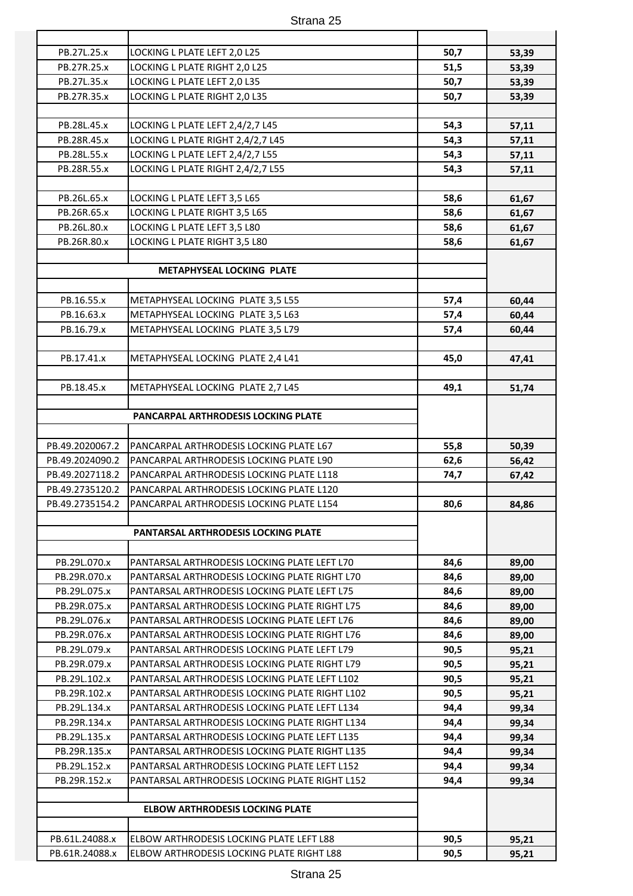| | | | |
|---|---|---|---|
| PB.27L.25.x | LOCKING L PLATE LEFT 2,0 L25 | **50,7** | **53,39** |
| PB.27R.25.x | LOCKING L PLATE RIGHT 2,0 L25 | **51,5** | **53,39** |
| PB.27L.35.x | LOCKING L PLATE LEFT 2,0 L35 | **50,7** | **53,39** |
| PB.27R.35.x | LOCKING L PLATE RIGHT 2,0 L35 | **50,7** | **53,39** |
| | | | |
| PB.28L.45.x | LOCKING L PLATE LEFT 2,4/2,7 L45 | **54,3** | **57,11** |
| PB.28R.45.x | LOCKING L PLATE RIGHT 2,4/2,7 L45 | **54,3** | **57,11** |
| PB.28L.55.x | LOCKING L PLATE LEFT 2,4/2,7 L55 | **54,3** | **57,11** |
| PB.28R.55.x | LOCKING L PLATE RIGHT 2,4/2,7 L55 | **54,3** | **57,11** |
| | | | |
| PB.26L.65.x | LOCKING L PLATE LEFT 3,5 L65 | **58,6** | **61,67** |
| PB.26R.65.x | LOCKING L PLATE RIGHT 3,5 L65 | **58,6** | **61,67** |
| PB.26L.80.x | LOCKING L PLATE LEFT 3,5 L80 | **58,6** | **61,67** |
| PB.26R.80.x | LOCKING L PLATE RIGHT 3,5 L80 | **58,6** | **61,67** |
| | | | |
| **METAPHYSEAL LOCKING PLATE** | | | |
| | | | |
| PB.16.55.x | METAPHYSEAL LOCKING PLATE 3,5 L55 | **57,4** | **60,44** |
| PB.16.63.x | METAPHYSEAL LOCKING PLATE 3,5 L63 | **57,4** | **60,44** |
| PB.16.79.x | METAPHYSEAL LOCKING PLATE 3,5 L79 | **57,4** | **60,44** |
| | | | |
| PB.17.41.x | METAPHYSEAL LOCKING PLATE 2,4 L41 | **45,0** | **47,41** |
| | | | |
| PB.18.45.x | METAPHYSEAL LOCKING PLATE 2,7 L45 | **49,1** | **51,74** |
| | | | |
| **PANCARPAL ARTHRODESIS LOCKING PLATE** | | | |
| | | | |
| PB.49.2020067.2 | PANCARPAL ARTHRODESIS LOCKING PLATE L67 | **55,8** | **50,39** |
| PB.49.2024090.2 | PANCARPAL ARTHRODESIS LOCKING PLATE L90 | **62,6** | **56,42** |
| PB.49.2027118.2 | PANCARPAL ARTHRODESIS LOCKING PLATE L118 | **74,7** | **67,42** |
| PB.49.2735120.2 | PANCARPAL ARTHRODESIS LOCKING PLATE L120 | | |
| PB.49.2735154.2 | PANCARPAL ARTHRODESIS LOCKING PLATE L154 | **80,6** | **84,86** |
| | | | |
| **PANTARSAL ARTHRODESIS LOCKING PLATE** | | | |
| | | | |
| PB.29L.070.x | PANTARSAL ARTHRODESIS LOCKING PLATE LEFT L70 | **84,6** | **89,00** |
| PB.29R.070.x | PANTARSAL ARTHRODESIS LOCKING PLATE RIGHT L70 | **84,6** | **89,00** |
| PB.29L.075.x | PANTARSAL ARTHRODESIS LOCKING PLATE LEFT L75 | **84,6** | **89,00** |
| PB.29R.075.x | PANTARSAL ARTHRODESIS LOCKING PLATE RIGHT L75 | **84,6** | **89,00** |
| PB.29L.076.x | PANTARSAL ARTHRODESIS LOCKING PLATE LEFT L76 | **84,6** | **89,00** |
| PB.29R.076.x | PANTARSAL ARTHRODESIS LOCKING PLATE RIGHT L76 | **84,6** | **89,00** |
| PB.29L.079.x | PANTARSAL ARTHRODESIS LOCKING PLATE LEFT L79 | **90,5** | **95,21** |
| PB.29R.079.x | PANTARSAL ARTHRODESIS LOCKING PLATE RIGHT L79 | **90,5** | **95,21** |
| PB.29L.102.x | PANTARSAL ARTHRODESIS LOCKING PLATE LEFT L102 | **90,5** | **95,21** |
| PB.29R.102.x | PANTARSAL ARTHRODESIS LOCKING PLATE RIGHT L102 | **90,5** | **95,21** |
| PB.29L.134.x | PANTARSAL ARTHRODESIS LOCKING PLATE LEFT L134 | **94,4** | **99,34** |
| PB.29R.134.x | PANTARSAL ARTHRODESIS LOCKING PLATE RIGHT L134 | **94,4** | **99,34** |
| PB.29L.135.x | PANTARSAL ARTHRODESIS LOCKING PLATE LEFT L135 | **94,4** | **99,34** |
| PB.29R.135.x | PANTARSAL ARTHRODESIS LOCKING PLATE RIGHT L135 | **94,4** | **99,34** |
| PB.29L.152.x | PANTARSAL ARTHRODESIS LOCKING PLATE LEFT L152 | **94,4** | **99,34** |
| PB.29R.152.x | PANTARSAL ARTHRODESIS LOCKING PLATE RIGHT L152 | **94,4** | **99,34** |
| | | | |
| **ELBOW ARTHRODESIS LOCKING PLATE** | | | |
| | | | |
| PB.61L.24088.x | ELBOW ARTHRODESIS LOCKING PLATE LEFT L88 | **90,5** | **95,21** |
| PB.61R.24088.x | ELBOW ARTHRODESIS LOCKING PLATE RIGHT L88 | **90,5** | **95,21** |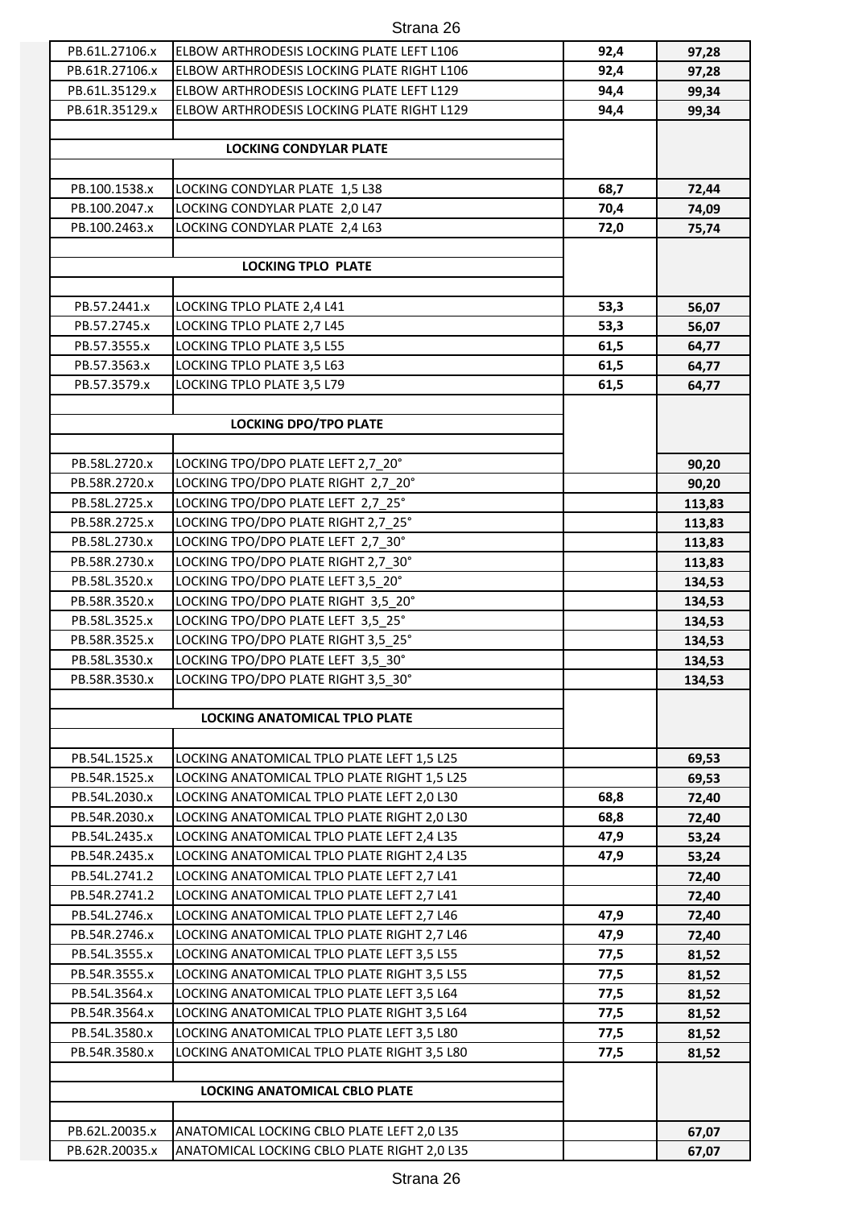| | | | |
|---|---|---|---|
| PB.61L.27106.x | ELBOW ARTHRODESIS LOCKING PLATE LEFT L106 | 92,4 | 97,28 |
| PB.61R.27106.x | ELBOW ARTHRODESIS LOCKING PLATE RIGHT L106 | 92,4 | 97,28 |
| PB.61L.35129.x | ELBOW ARTHRODESIS LOCKING PLATE LEFT L129 | 94,4 | 99,34 |
| PB.61R.35129.x | ELBOW ARTHRODESIS LOCKING PLATE RIGHT L129 | 94,4 | 99,34 |
| | | | |
| **LOCKING CONDYLAR PLATE** | | | |
| | | | |
| PB.100.1538.x | LOCKING CONDYLAR PLATE 1,5 L38 | 68,7 | 72,44 |
| PB.100.2047.x | LOCKING CONDYLAR PLATE 2,0 L47 | 70,4 | 74,09 |
| PB.100.2463.x | LOCKING CONDYLAR PLATE 2,4 L63 | 72,0 | 75,74 |
| | | | |
| **LOCKING TPLO PLATE** | | | |
| | | | |
| PB.57.2441.x | LOCKING TPLO PLATE 2,4 L41 | 53,3 | 56,07 |
| PB.57.2745.x | LOCKING TPLO PLATE 2,7 L45 | 53,3 | 56,07 |
| PB.57.3555.x | LOCKING TPLO PLATE 3,5 L55 | 61,5 | 64,77 |
| PB.57.3563.x | LOCKING TPLO PLATE 3,5 L63 | 61,5 | 64,77 |
| PB.57.3579.x | LOCKING TPLO PLATE 3,5 L79 | 61,5 | 64,77 |
| | | | |
| **LOCKING DPO/TPO PLATE** | | | |
| | | | |
| PB.58L.2720.x | LOCKING TPO/DPO PLATE LEFT 2,7_20° | | 90,20 |
| PB.58R.2720.x | LOCKING TPO/DPO PLATE RIGHT 2,7_20° | | 90,20 |
| PB.58L.2725.x | LOCKING TPO/DPO PLATE LEFT 2,7_25° | | 113,83 |
| PB.58R.2725.x | LOCKING TPO/DPO PLATE RIGHT 2,7_25° | | 113,83 |
| PB.58L.2730.x | LOCKING TPO/DPO PLATE LEFT 2,7_30° | | 113,83 |
| PB.58R.2730.x | LOCKING TPO/DPO PLATE RIGHT 2,7_30° | | 113,83 |
| PB.58L.3520.x | LOCKING TPO/DPO PLATE LEFT 3,5_20° | | 134,53 |
| PB.58R.3520.x | LOCKING TPO/DPO PLATE RIGHT 3,5_20° | | 134,53 |
| PB.58L.3525.x | LOCKING TPO/DPO PLATE LEFT 3,5_25° | | 134,53 |
| PB.58R.3525.x | LOCKING TPO/DPO PLATE RIGHT 3,5_25° | | 134,53 |
| PB.58L.3530.x | LOCKING TPO/DPO PLATE LEFT 3,5_30° | | 134,53 |
| PB.58R.3530.x | LOCKING TPO/DPO PLATE RIGHT 3,5_30° | | 134,53 |
| | | | |
| **LOCKING ANATOMICAL TPLO PLATE** | | | |
| | | | |
| PB.54L.1525.x | LOCKING ANATOMICAL TPLO PLATE LEFT 1,5 L25 | | 69,53 |
| PB.54R.1525.x | LOCKING ANATOMICAL TPLO PLATE RIGHT 1,5 L25 | | 69,53 |
| PB.54L.2030.x | LOCKING ANATOMICAL TPLO PLATE LEFT 2,0 L30 | 68,8 | 72,40 |
| PB.54R.2030.x | LOCKING ANATOMICAL TPLO PLATE RIGHT 2,0 L30 | 68,8 | 72,40 |
| PB.54L.2435.x | LOCKING ANATOMICAL TPLO PLATE LEFT 2,4 L35 | 47,9 | 53,24 |
| PB.54R.2435.x | LOCKING ANATOMICAL TPLO PLATE RIGHT 2,4 L35 | 47,9 | 53,24 |
| PB.54L.2741.2 | LOCKING ANATOMICAL TPLO PLATE LEFT 2,7 L41 | | 72,40 |
| PB.54R.2741.2 | LOCKING ANATOMICAL TPLO PLATE LEFT 2,7 L41 | | 72,40 |
| PB.54L.2746.x | LOCKING ANATOMICAL TPLO PLATE LEFT 2,7 L46 | 47,9 | 72,40 |
| PB.54R.2746.x | LOCKING ANATOMICAL TPLO PLATE RIGHT 2,7 L46 | 47,9 | 72,40 |
| PB.54L.3555.x | LOCKING ANATOMICAL TPLO PLATE LEFT 3,5 L55 | 77,5 | 81,52 |
| PB.54R.3555.x | LOCKING ANATOMICAL TPLO PLATE RIGHT 3,5 L55 | 77,5 | 81,52 |
| PB.54L.3564.x | LOCKING ANATOMICAL TPLO PLATE LEFT 3,5 L64 | 77,5 | 81,52 |
| PB.54R.3564.x | LOCKING ANATOMICAL TPLO PLATE RIGHT 3,5 L64 | 77,5 | 81,52 |
| PB.54L.3580.x | LOCKING ANATOMICAL TPLO PLATE LEFT 3,5 L80 | 77,5 | 81,52 |
| PB.54R.3580.x | LOCKING ANATOMICAL TPLO PLATE RIGHT 3,5 L80 | 77,5 | 81,52 |
| | | | |
| **LOCKING ANATOMICAL CBLO PLATE** | | | |
| | | | |
| PB.62L.20035.x | ANATOMICAL LOCKING CBLO PLATE LEFT 2,0 L35 | | 67,07 |
| PB.62R.20035.x | ANATOMICAL LOCKING CBLO PLATE RIGHT 2,0 L35 | | 67,07 |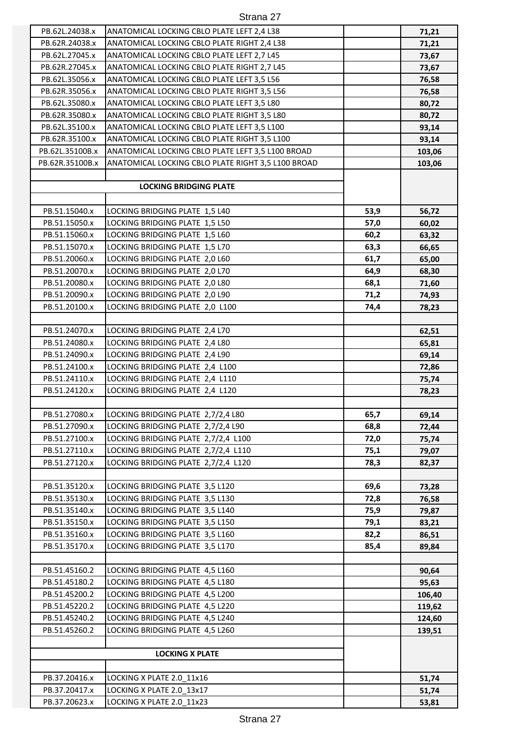| | | | |
|---|---|---|---|
| PB.62L.24038.x | ANATOMICAL LOCKING CBLO PLATE LEFT 2,4 L38 | | **71,21** |
| PB.62R.24038.x | ANATOMICAL LOCKING CBLO PLATE RIGHT 2,4 L38 | | **71,21** |
| PB.62L.27045.x | ANATOMICAL LOCKING CBLO PLATE LEFT 2,7 L45 | | **73,67** |
| PB.62R.27045.x | ANATOMICAL LOCKING CBLO PLATE RIGHT 2,7 L45 | | **73,67** |
| PB.62L.35056.x | ANATOMICAL LOCKING CBLO PLATE LEFT 3,5 L56 | | **76,58** |
| PB.62R.35056.x | ANATOMICAL LOCKING CBLO PLATE RIGHT 3,5 L56 | | **76,58** |
| PB.62L.35080.x | ANATOMICAL LOCKING CBLO PLATE LEFT 3,5 L80 | | **80,72** |
| PB.62R.35080.x | ANATOMICAL LOCKING CBLO PLATE RIGHT 3,5 L80 | | **80,72** |
| PB.62L.35100.x | ANATOMICAL LOCKING CBLO PLATE LEFT 3,5 L100 | | **93,14** |
| PB.62R.35100.x | ANATOMICAL LOCKING CBLO PLATE RIGHT 3,5 L100 | | **93,14** |
| PB.62L.35100B.x | ANATOMICAL LOCKING CBLO PLATE LEFT 3,5 L100 BROAD | | **103,06** |
| PB.62R.35100B.x | ANATOMICAL LOCKING CBLO PLATE RIGHT 3,5 L100 BROAD | | **103,06** |
| | | | |
| **LOCKING BRIDGING PLATE** | | | |
| | | | |
| PB.51.15040.x | LOCKING BRIDGING PLATE 1,5 L40 | **53,9** | **56,72** |
| PB.51.15050.x | LOCKING BRIDGING PLATE 1,5 L50 | **57,0** | **60,02** |
| PB.51.15060.x | LOCKING BRIDGING PLATE 1,5 L60 | **60,2** | **63,32** |
| PB.51.15070.x | LOCKING BRIDGING PLATE 1,5 L70 | **63,3** | **66,65** |
| PB.51.20060.x | LOCKING BRIDGING PLATE 2,0 L60 | **61,7** | **65,00** |
| PB.51.20070.x | LOCKING BRIDGING PLATE 2,0 L70 | **64,9** | **68,30** |
| PB.51.20080.x | LOCKING BRIDGING PLATE 2,0 L80 | **68,1** | **71,60** |
| PB.51.20090.x | LOCKING BRIDGING PLATE 2,0 L90 | **71,2** | **74,93** |
| PB.51.20100.x | LOCKING BRIDGING PLATE 2,0 L100 | **74,4** | **78,23** |
| | | | |
| PB.51.24070.x | LOCKING BRIDGING PLATE 2,4 L70 | | **62,51** |
| PB.51.24080.x | LOCKING BRIDGING PLATE 2,4 L80 | | **65,81** |
| PB.51.24090.x | LOCKING BRIDGING PLATE 2,4 L90 | | **69,14** |
| PB.51.24100.x | LOCKING BRIDGING PLATE 2,4 L100 | | **72,86** |
| PB.51.24110.x | LOCKING BRIDGING PLATE 2,4 L110 | | **75,74** |
| PB.51.24120.x | LOCKING BRIDGING PLATE 2,4 L120 | | **78,23** |
| | | | |
| PB.51.27080.x | LOCKING BRIDGING PLATE 2,7/2,4 L80 | **65,7** | **69,14** |
| PB.51.27090.x | LOCKING BRIDGING PLATE 2,7/2,4 L90 | **68,8** | **72,44** |
| PB.51.27100.x | LOCKING BRIDGING PLATE 2,7/2,4 L100 | **72,0** | **75,74** |
| PB.51.27110.x | LOCKING BRIDGING PLATE 2,7/2,4 L110 | **75,1** | **79,07** |
| PB.51.27120.x | LOCKING BRIDGING PLATE 2,7/2,4 L120 | **78,3** | **82,37** |
| | | | |
| PB.51.35120.x | LOCKING BRIDGING PLATE 3,5 L120 | **69,6** | **73,28** |
| PB.51.35130.x | LOCKING BRIDGING PLATE 3,5 L130 | **72,8** | **76,58** |
| PB.51.35140.x | LOCKING BRIDGING PLATE 3,5 L140 | **75,9** | **79,87** |
| PB.51.35150.x | LOCKING BRIDGING PLATE 3,5 L150 | **79,1** | **83,21** |
| PB.51.35160.x | LOCKING BRIDGING PLATE 3,5 L160 | **82,2** | **86,51** |
| PB.51.35170.x | LOCKING BRIDGING PLATE 3,5 L170 | **85,4** | **89,84** |
| | | | |
| PB.51.45160.2 | LOCKING BRIDGING PLATE 4,5 L160 | | **90,64** |
| PB.51.45180.2 | LOCKING BRIDGING PLATE 4,5 L180 | | **95,63** |
| PB.51.45200.2 | LOCKING BRIDGING PLATE 4,5 L200 | | **106,40** |
| PB.51.45220.2 | LOCKING BRIDGING PLATE 4,5 L220 | | **119,62** |
| PB.51.45240.2 | LOCKING BRIDGING PLATE 4,5 L240 | | **124,60** |
| PB.51.45260.2 | LOCKING BRIDGING PLATE 4,5 L260 | | **139,51** |
| | | | |
| **LOCKING X PLATE** | | | |
| | | | |
| PB.37.20416.x | LOCKING X PLATE 2.0_11x16 | | **51,74** |
| PB.37.20417.x | LOCKING X PLATE 2.0_13x17 | | **51,74** |
| PB.37.20623.x | LOCKING X PLATE 2.0_11x23 | | **53,81** |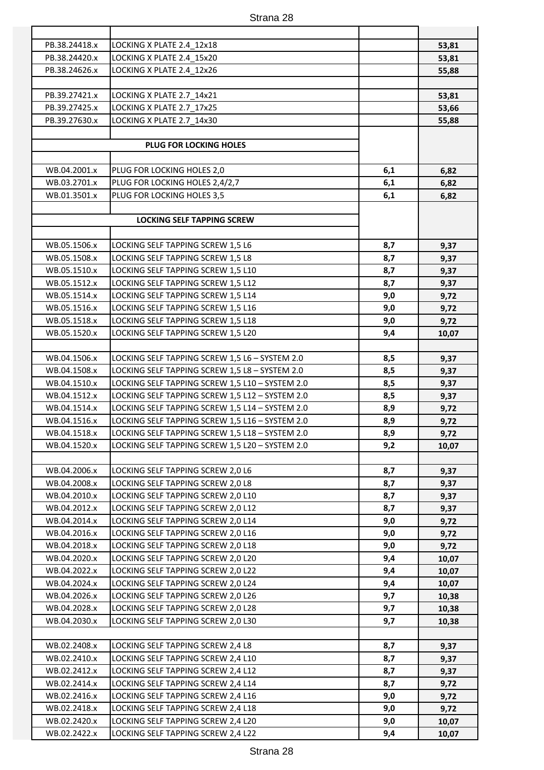| | | | |
|---|---|---|---|
| PB.38.24418.x | LOCKING X PLATE 2.4_12x18 | | **53,81** |
| PB.38.24420.x | LOCKING X PLATE 2.4_15x20 | | **53,81** |
| PB.38.24626.x | LOCKING X PLATE 2.4_12x26 | | **55,88** |
| | | | |
| PB.39.27421.x | LOCKING X PLATE 2.7_14x21 | | **53,81** |
| PB.39.27425.x | LOCKING X PLATE 2.7_17x25 | | **53,66** |
| PB.39.27630.x | LOCKING X PLATE 2.7_14x30 | | **55,88** |
| | | | |
| | **PLUG FOR LOCKING HOLES** | | |
| | | | |
| WB.04.2001.x | PLUG FOR LOCKING HOLES 2,0 | **6,1** | **6,82** |
| WB.03.2701.x | PLUG FOR LOCKING HOLES 2,4/2,7 | **6,1** | **6,82** |
| WB.01.3501.x | PLUG FOR LOCKING HOLES 3,5 | **6,1** | **6,82** |
| | | | |
| | **LOCKING SELF TAPPING SCREW** | | |
| | | | |
| WB.05.1506.x | LOCKING SELF TAPPING SCREW 1,5 L6 | **8,7** | **9,37** |
| WB.05.1508.x | LOCKING SELF TAPPING SCREW 1,5 L8 | **8,7** | **9,37** |
| WB.05.1510.x | LOCKING SELF TAPPING SCREW 1,5 L10 | **8,7** | **9,37** |
| WB.05.1512.x | LOCKING SELF TAPPING SCREW 1,5 L12 | **8,7** | **9,37** |
| WB.05.1514.x | LOCKING SELF TAPPING SCREW 1,5 L14 | **9,0** | **9,72** |
| WB.05.1516.x | LOCKING SELF TAPPING SCREW 1,5 L16 | **9,0** | **9,72** |
| WB.05.1518.x | LOCKING SELF TAPPING SCREW 1,5 L18 | **9,0** | **9,72** |
| WB.05.1520.x | LOCKING SELF TAPPING SCREW 1,5 L20 | **9,4** | **10,07** |
| | | | |
| WB.04.1506.x | LOCKING SELF TAPPING SCREW 1,5 L6 – SYSTEM 2.0 | **8,5** | **9,37** |
| WB.04.1508.x | LOCKING SELF TAPPING SCREW 1,5 L8 – SYSTEM 2.0 | **8,5** | **9,37** |
| WB.04.1510.x | LOCKING SELF TAPPING SCREW 1,5 L10 – SYSTEM 2.0 | **8,5** | **9,37** |
| WB.04.1512.x | LOCKING SELF TAPPING SCREW 1,5 L12 – SYSTEM 2.0 | **8,5** | **9,37** |
| WB.04.1514.x | LOCKING SELF TAPPING SCREW 1,5 L14 – SYSTEM 2.0 | **8,9** | **9,72** |
| WB.04.1516.x | LOCKING SELF TAPPING SCREW 1,5 L16 – SYSTEM 2.0 | **8,9** | **9,72** |
| WB.04.1518.x | LOCKING SELF TAPPING SCREW 1,5 L18 – SYSTEM 2.0 | **8,9** | **9,72** |
| WB.04.1520.x | LOCKING SELF TAPPING SCREW 1,5 L20 – SYSTEM 2.0 | **9,2** | **10,07** |
| | | | |
| WB.04.2006.x | LOCKING SELF TAPPING SCREW 2,0 L6 | **8,7** | **9,37** |
| WB.04.2008.x | LOCKING SELF TAPPING SCREW 2,0 L8 | **8,7** | **9,37** |
| WB.04.2010.x | LOCKING SELF TAPPING SCREW 2,0 L10 | **8,7** | **9,37** |
| WB.04.2012.x | LOCKING SELF TAPPING SCREW 2,0 L12 | **8,7** | **9,37** |
| WB.04.2014.x | LOCKING SELF TAPPING SCREW 2,0 L14 | **9,0** | **9,72** |
| WB.04.2016.x | LOCKING SELF TAPPING SCREW 2,0 L16 | **9,0** | **9,72** |
| WB.04.2018.x | LOCKING SELF TAPPING SCREW 2,0 L18 | **9,0** | **9,72** |
| WB.04.2020.x | LOCKING SELF TAPPING SCREW 2,0 L20 | **9,4** | **10,07** |
| WB.04.2022.x | LOCKING SELF TAPPING SCREW 2,0 L22 | **9,4** | **10,07** |
| WB.04.2024.x | LOCKING SELF TAPPING SCREW 2,0 L24 | **9,4** | **10,07** |
| WB.04.2026.x | LOCKING SELF TAPPING SCREW 2,0 L26 | **9,7** | **10,38** |
| WB.04.2028.x | LOCKING SELF TAPPING SCREW 2,0 L28 | **9,7** | **10,38** |
| WB.04.2030.x | LOCKING SELF TAPPING SCREW 2,0 L30 | **9,7** | **10,38** |
| | | | |
| WB.02.2408.x | LOCKING SELF TAPPING SCREW 2,4 L8 | **8,7** | **9,37** |
| WB.02.2410.x | LOCKING SELF TAPPING SCREW 2,4 L10 | **8,7** | **9,37** |
| WB.02.2412.x | LOCKING SELF TAPPING SCREW 2,4 L12 | **8,7** | **9,37** |
| WB.02.2414.x | LOCKING SELF TAPPING SCREW 2,4 L14 | **8,7** | **9,72** |
| WB.02.2416.x | LOCKING SELF TAPPING SCREW 2,4 L16 | **9,0** | **9,72** |
| WB.02.2418.x | LOCKING SELF TAPPING SCREW 2,4 L18 | **9,0** | **9,72** |
| WB.02.2420.x | LOCKING SELF TAPPING SCREW 2,4 L20 | **9,0** | **10,07** |
| WB.02.2422.x | LOCKING SELF TAPPING SCREW 2,4 L22 | **9,4** | **10,07** |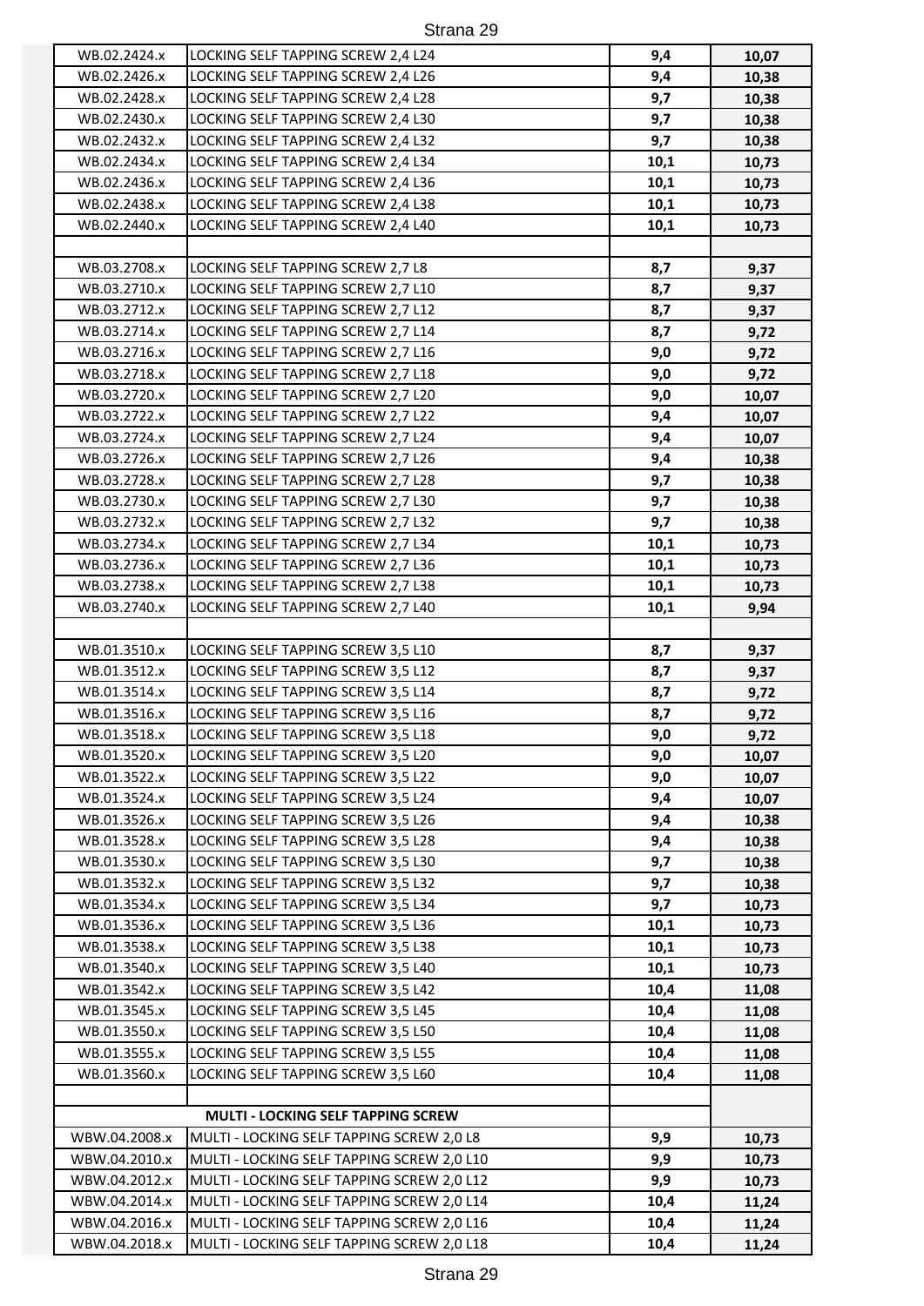| | | | |
|---|---|---|---|
| WB.02.2424.x | LOCKING SELF TAPPING SCREW 2,4 L24 | **9,4** | **10,07** |
| WB.02.2426.x | LOCKING SELF TAPPING SCREW 2,4 L26 | **9,4** | **10,38** |
| WB.02.2428.x | LOCKING SELF TAPPING SCREW 2,4 L28 | **9,7** | **10,38** |
| WB.02.2430.x | LOCKING SELF TAPPING SCREW 2,4 L30 | **9,7** | **10,38** |
| WB.02.2432.x | LOCKING SELF TAPPING SCREW 2,4 L32 | **9,7** | **10,38** |
| WB.02.2434.x | LOCKING SELF TAPPING SCREW 2,4 L34 | **10,1** | **10,73** |
| WB.02.2436.x | LOCKING SELF TAPPING SCREW 2,4 L36 | **10,1** | **10,73** |
| WB.02.2438.x | LOCKING SELF TAPPING SCREW 2,4 L38 | **10,1** | **10,73** |
| WB.02.2440.x | LOCKING SELF TAPPING SCREW 2,4 L40 | **10,1** | **10,73** |
| | | | |
| WB.03.2708.x | LOCKING SELF TAPPING SCREW 2,7 L8 | **8,7** | **9,37** |
| WB.03.2710.x | LOCKING SELF TAPPING SCREW 2,7 L10 | **8,7** | **9,37** |
| WB.03.2712.x | LOCKING SELF TAPPING SCREW 2,7 L12 | **8,7** | **9,37** |
| WB.03.2714.x | LOCKING SELF TAPPING SCREW 2,7 L14 | **8,7** | **9,72** |
| WB.03.2716.x | LOCKING SELF TAPPING SCREW 2,7 L16 | **9,0** | **9,72** |
| WB.03.2718.x | LOCKING SELF TAPPING SCREW 2,7 L18 | **9,0** | **9,72** |
| WB.03.2720.x | LOCKING SELF TAPPING SCREW 2,7 L20 | **9,0** | **10,07** |
| WB.03.2722.x | LOCKING SELF TAPPING SCREW 2,7 L22 | **9,4** | **10,07** |
| WB.03.2724.x | LOCKING SELF TAPPING SCREW 2,7 L24 | **9,4** | **10,07** |
| WB.03.2726.x | LOCKING SELF TAPPING SCREW 2,7 L26 | **9,4** | **10,38** |
| WB.03.2728.x | LOCKING SELF TAPPING SCREW 2,7 L28 | **9,7** | **10,38** |
| WB.03.2730.x | LOCKING SELF TAPPING SCREW 2,7 L30 | **9,7** | **10,38** |
| WB.03.2732.x | LOCKING SELF TAPPING SCREW 2,7 L32 | **9,7** | **10,38** |
| WB.03.2734.x | LOCKING SELF TAPPING SCREW 2,7 L34 | **10,1** | **10,73** |
| WB.03.2736.x | LOCKING SELF TAPPING SCREW 2,7 L36 | **10,1** | **10,73** |
| WB.03.2738.x | LOCKING SELF TAPPING SCREW 2,7 L38 | **10,1** | **10,73** |
| WB.03.2740.x | LOCKING SELF TAPPING SCREW 2,7 L40 | **10,1** | **9,94** |
| | | | |
| WB.01.3510.x | LOCKING SELF TAPPING SCREW 3,5 L10 | **8,7** | **9,37** |
| WB.01.3512.x | LOCKING SELF TAPPING SCREW 3,5 L12 | **8,7** | **9,37** |
| WB.01.3514.x | LOCKING SELF TAPPING SCREW 3,5 L14 | **8,7** | **9,72** |
| WB.01.3516.x | LOCKING SELF TAPPING SCREW 3,5 L16 | **8,7** | **9,72** |
| WB.01.3518.x | LOCKING SELF TAPPING SCREW 3,5 L18 | **9,0** | **9,72** |
| WB.01.3520.x | LOCKING SELF TAPPING SCREW 3,5 L20 | **9,0** | **10,07** |
| WB.01.3522.x | LOCKING SELF TAPPING SCREW 3,5 L22 | **9,0** | **10,07** |
| WB.01.3524.x | LOCKING SELF TAPPING SCREW 3,5 L24 | **9,4** | **10,07** |
| WB.01.3526.x | LOCKING SELF TAPPING SCREW 3,5 L26 | **9,4** | **10,38** |
| WB.01.3528.x | LOCKING SELF TAPPING SCREW 3,5 L28 | **9,4** | **10,38** |
| WB.01.3530.x | LOCKING SELF TAPPING SCREW 3,5 L30 | **9,7** | **10,38** |
| WB.01.3532.x | LOCKING SELF TAPPING SCREW 3,5 L32 | **9,7** | **10,38** |
| WB.01.3534.x | LOCKING SELF TAPPING SCREW 3,5 L34 | **9,7** | **10,73** |
| WB.01.3536.x | LOCKING SELF TAPPING SCREW 3,5 L36 | **10,1** | **10,73** |
| WB.01.3538.x | LOCKING SELF TAPPING SCREW 3,5 L38 | **10,1** | **10,73** |
| WB.01.3540.x | LOCKING SELF TAPPING SCREW 3,5 L40 | **10,1** | **10,73** |
| WB.01.3542.x | LOCKING SELF TAPPING SCREW 3,5 L42 | **10,4** | **11,08** |
| WB.01.3545.x | LOCKING SELF TAPPING SCREW 3,5 L45 | **10,4** | **11,08** |
| WB.01.3550.x | LOCKING SELF TAPPING SCREW 3,5 L50 | **10,4** | **11,08** |
| WB.01.3555.x | LOCKING SELF TAPPING SCREW 3,5 L55 | **10,4** | **11,08** |
| WB.01.3560.x | LOCKING SELF TAPPING SCREW 3,5 L60 | **10,4** | **11,08** |
| | | | |
| **MULTI - LOCKING SELF TAPPING SCREW** | | | |
| WBW.04.2008.x | MULTI - LOCKING SELF TAPPING SCREW 2,0 L8 | **9,9** | **10,73** |
| WBW.04.2010.x | MULTI - LOCKING SELF TAPPING SCREW 2,0 L10 | **9,9** | **10,73** |
| WBW.04.2012.x | MULTI - LOCKING SELF TAPPING SCREW 2,0 L12 | **9,9** | **10,73** |
| WBW.04.2014.x | MULTI - LOCKING SELF TAPPING SCREW 2,0 L14 | **10,4** | **11,24** |
| WBW.04.2016.x | MULTI - LOCKING SELF TAPPING SCREW 2,0 L16 | **10,4** | **11,24** |
| WBW.04.2018.x | MULTI - LOCKING SELF TAPPING SCREW 2,0 L18 | **10,4** | **11,24** |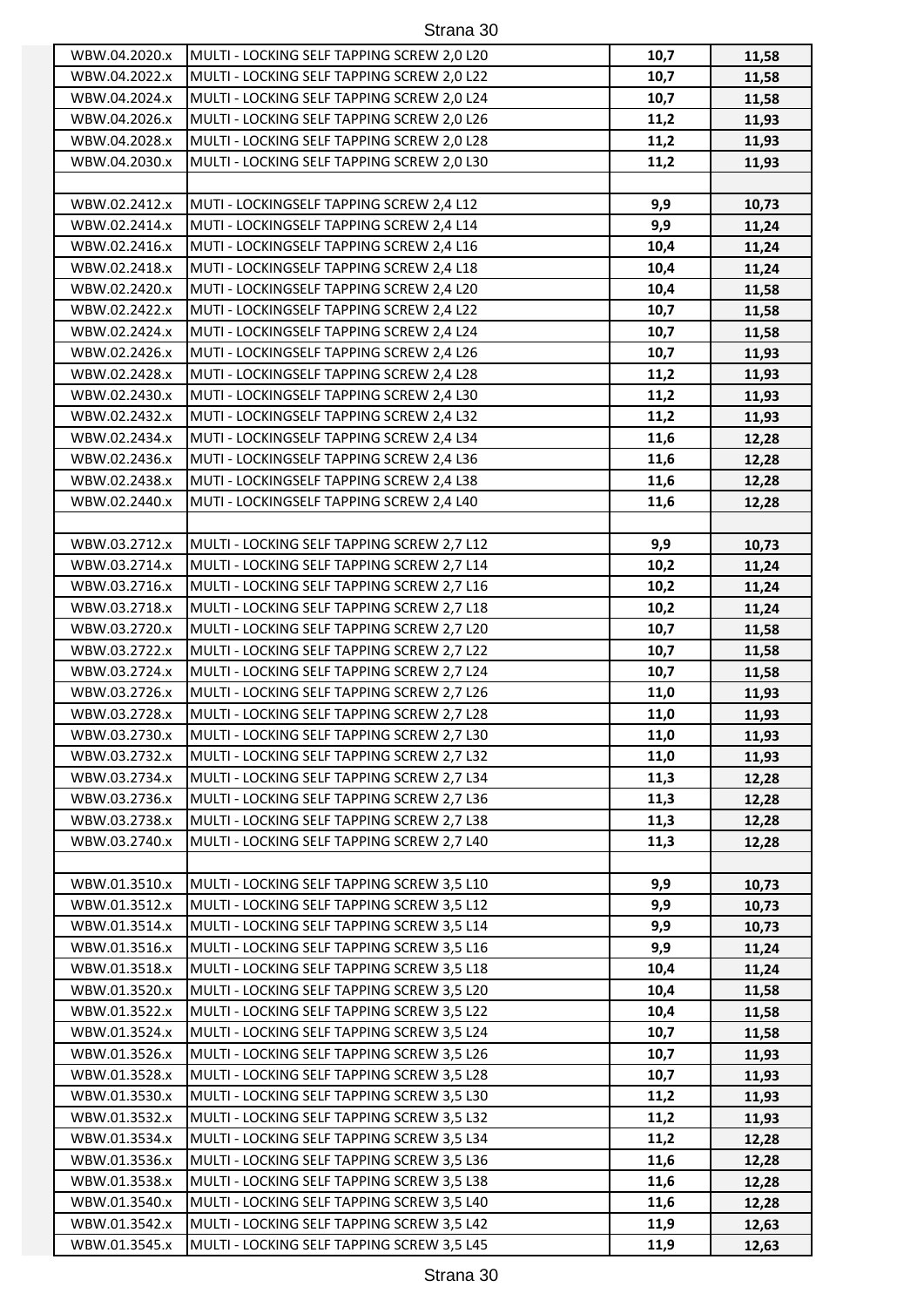| | | | |
|---|---|---|---|
| WBW.04.2020.x | MULTI - LOCKING SELF TAPPING SCREW 2,0 L20 | **10,7** | **11,58** |
| WBW.04.2022.x | MULTI - LOCKING SELF TAPPING SCREW 2,0 L22 | **10,7** | **11,58** |
| WBW.04.2024.x | MULTI - LOCKING SELF TAPPING SCREW 2,0 L24 | **10,7** | **11,58** |
| WBW.04.2026.x | MULTI - LOCKING SELF TAPPING SCREW 2,0 L26 | **11,2** | **11,93** |
| WBW.04.2028.x | MULTI - LOCKING SELF TAPPING SCREW 2,0 L28 | **11,2** | **11,93** |
| WBW.04.2030.x | MULTI - LOCKING SELF TAPPING SCREW 2,0 L30 | **11,2** | **11,93** |
| | | | |
| WBW.02.2412.x | MUTI - LOCKINGSELF TAPPING SCREW 2,4 L12 | **9,9** | **10,73** |
| WBW.02.2414.x | MUTI - LOCKINGSELF TAPPING SCREW 2,4 L14 | **9,9** | **11,24** |
| WBW.02.2416.x | MUTI - LOCKINGSELF TAPPING SCREW 2,4 L16 | **10,4** | **11,24** |
| WBW.02.2418.x | MUTI - LOCKINGSELF TAPPING SCREW 2,4 L18 | **10,4** | **11,24** |
| WBW.02.2420.x | MUTI - LOCKINGSELF TAPPING SCREW 2,4 L20 | **10,4** | **11,58** |
| WBW.02.2422.x | MUTI - LOCKINGSELF TAPPING SCREW 2,4 L22 | **10,7** | **11,58** |
| WBW.02.2424.x | MUTI - LOCKINGSELF TAPPING SCREW 2,4 L24 | **10,7** | **11,58** |
| WBW.02.2426.x | MUTI - LOCKINGSELF TAPPING SCREW 2,4 L26 | **10,7** | **11,93** |
| WBW.02.2428.x | MUTI - LOCKINGSELF TAPPING SCREW 2,4 L28 | **11,2** | **11,93** |
| WBW.02.2430.x | MUTI - LOCKINGSELF TAPPING SCREW 2,4 L30 | **11,2** | **11,93** |
| WBW.02.2432.x | MUTI - LOCKINGSELF TAPPING SCREW 2,4 L32 | **11,2** | **11,93** |
| WBW.02.2434.x | MUTI - LOCKINGSELF TAPPING SCREW 2,4 L34 | **11,6** | **12,28** |
| WBW.02.2436.x | MUTI - LOCKINGSELF TAPPING SCREW 2,4 L36 | **11,6** | **12,28** |
| WBW.02.2438.x | MUTI - LOCKINGSELF TAPPING SCREW 2,4 L38 | **11,6** | **12,28** |
| WBW.02.2440.x | MUTI - LOCKINGSELF TAPPING SCREW 2,4 L40 | **11,6** | **12,28** |
| | | | |
| WBW.03.2712.x | MULTI - LOCKING SELF TAPPING SCREW 2,7 L12 | **9,9** | **10,73** |
| WBW.03.2714.x | MULTI - LOCKING SELF TAPPING SCREW 2,7 L14 | **10,2** | **11,24** |
| WBW.03.2716.x | MULTI - LOCKING SELF TAPPING SCREW 2,7 L16 | **10,2** | **11,24** |
| WBW.03.2718.x | MULTI - LOCKING SELF TAPPING SCREW 2,7 L18 | **10,2** | **11,24** |
| WBW.03.2720.x | MULTI - LOCKING SELF TAPPING SCREW 2,7 L20 | **10,7** | **11,58** |
| WBW.03.2722.x | MULTI - LOCKING SELF TAPPING SCREW 2,7 L22 | **10,7** | **11,58** |
| WBW.03.2724.x | MULTI - LOCKING SELF TAPPING SCREW 2,7 L24 | **10,7** | **11,58** |
| WBW.03.2726.x | MULTI - LOCKING SELF TAPPING SCREW 2,7 L26 | **11,0** | **11,93** |
| WBW.03.2728.x | MULTI - LOCKING SELF TAPPING SCREW 2,7 L28 | **11,0** | **11,93** |
| WBW.03.2730.x | MULTI - LOCKING SELF TAPPING SCREW 2,7 L30 | **11,0** | **11,93** |
| WBW.03.2732.x | MULTI - LOCKING SELF TAPPING SCREW 2,7 L32 | **11,0** | **11,93** |
| WBW.03.2734.x | MULTI - LOCKING SELF TAPPING SCREW 2,7 L34 | **11,3** | **12,28** |
| WBW.03.2736.x | MULTI - LOCKING SELF TAPPING SCREW 2,7 L36 | **11,3** | **12,28** |
| WBW.03.2738.x | MULTI - LOCKING SELF TAPPING SCREW 2,7 L38 | **11,3** | **12,28** |
| WBW.03.2740.x | MULTI - LOCKING SELF TAPPING SCREW 2,7 L40 | **11,3** | **12,28** |
| | | | |
| WBW.01.3510.x | MULTI - LOCKING SELF TAPPING SCREW 3,5 L10 | **9,9** | **10,73** |
| WBW.01.3512.x | MULTI - LOCKING SELF TAPPING SCREW 3,5 L12 | **9,9** | **10,73** |
| WBW.01.3514.x | MULTI - LOCKING SELF TAPPING SCREW 3,5 L14 | **9,9** | **10,73** |
| WBW.01.3516.x | MULTI - LOCKING SELF TAPPING SCREW 3,5 L16 | **9,9** | **11,24** |
| WBW.01.3518.x | MULTI - LOCKING SELF TAPPING SCREW 3,5 L18 | **10,4** | **11,24** |
| WBW.01.3520.x | MULTI - LOCKING SELF TAPPING SCREW 3,5 L20 | **10,4** | **11,58** |
| WBW.01.3522.x | MULTI - LOCKING SELF TAPPING SCREW 3,5 L22 | **10,4** | **11,58** |
| WBW.01.3524.x | MULTI - LOCKING SELF TAPPING SCREW 3,5 L24 | **10,7** | **11,58** |
| WBW.01.3526.x | MULTI - LOCKING SELF TAPPING SCREW 3,5 L26 | **10,7** | **11,93** |
| WBW.01.3528.x | MULTI - LOCKING SELF TAPPING SCREW 3,5 L28 | **10,7** | **11,93** |
| WBW.01.3530.x | MULTI - LOCKING SELF TAPPING SCREW 3,5 L30 | **11,2** | **11,93** |
| WBW.01.3532.x | MULTI - LOCKING SELF TAPPING SCREW 3,5 L32 | **11,2** | **11,93** |
| WBW.01.3534.x | MULTI - LOCKING SELF TAPPING SCREW 3,5 L34 | **11,2** | **12,28** |
| WBW.01.3536.x | MULTI - LOCKING SELF TAPPING SCREW 3,5 L36 | **11,6** | **12,28** |
| WBW.01.3538.x | MULTI - LOCKING SELF TAPPING SCREW 3,5 L38 | **11,6** | **12,28** |
| WBW.01.3540.x | MULTI - LOCKING SELF TAPPING SCREW 3,5 L40 | **11,6** | **12,28** |
| WBW.01.3542.x | MULTI - LOCKING SELF TAPPING SCREW 3,5 L42 | **11,9** | **12,63** |
| WBW.01.3545.x | MULTI - LOCKING SELF TAPPING SCREW 3,5 L45 | **11,9** | **12,63** |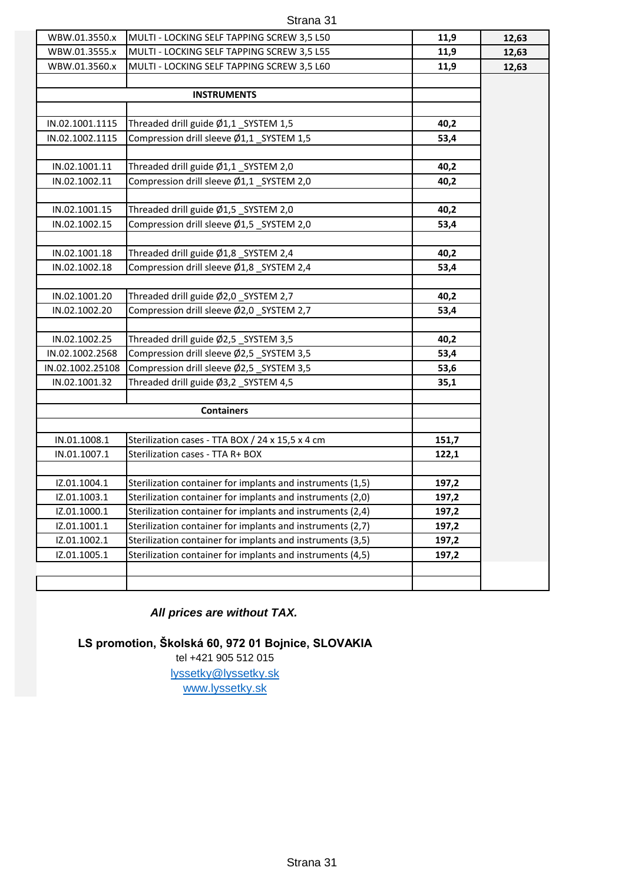| | | | |
|---|---|---|---|
| WBW.01.3550.x | MULTI - LOCKING SELF TAPPING SCREW 3,5 L50 | **11,9** | **12,63** |
| WBW.01.3555.x | MULTI - LOCKING SELF TAPPING SCREW 3,5 L55 | **11,9** | **12,63** |
| WBW.01.3560.x | MULTI - LOCKING SELF TAPPING SCREW 3,5 L60 | **11,9** | **12,63** |
| | | | |
| | **INSTRUMENTS** | | |
| | | | |
| IN.02.1001.1115 | Threaded drill guide Ø1,1 _SYSTEM 1,5 | **40,2** | |
| IN.02.1002.1115 | Compression drill sleeve Ø1,1 _SYSTEM 1,5 | **53,4** | |
| | | | |
| IN.02.1001.11 | Threaded drill guide Ø1,1 _SYSTEM 2,0 | **40,2** | |
| IN.02.1002.11 | Compression drill sleeve Ø1,1 _SYSTEM 2,0 | **40,2** | |
| | | | |
| IN.02.1001.15 | Threaded drill guide Ø1,5 _SYSTEM 2,0 | **40,2** | |
| IN.02.1002.15 | Compression drill sleeve Ø1,5 _SYSTEM 2,0 | **53,4** | |
| | | | |
| IN.02.1001.18 | Threaded drill guide Ø1,8 _SYSTEM 2,4 | **40,2** | |
| IN.02.1002.18 | Compression drill sleeve Ø1,8 _SYSTEM 2,4 | **53,4** | |
| | | | |
| IN.02.1001.20 | Threaded drill guide Ø2,0 _SYSTEM 2,7 | **40,2** | |
| IN.02.1002.20 | Compression drill sleeve Ø2,0 _SYSTEM 2,7 | **53,4** | |
| | | | |
| IN.02.1002.25 | Threaded drill guide Ø2,5 _SYSTEM 3,5 | **40,2** | |
| IN.02.1002.2568 | Compression drill sleeve Ø2,5 _SYSTEM 3,5 | **53,4** | |
| IN.02.1002.25108 | Compression drill sleeve Ø2,5 _SYSTEM 3,5 | **53,6** | |
| IN.02.1001.32 | Threaded drill guide Ø3,2 _SYSTEM 4,5 | **35,1** | |
| | | | |
| | **Containers** | | |
| | | | |
| IN.01.1008.1 | Sterilization cases - TTA BOX / 24 x 15,5 x 4 cm | **151,7** | |
| IN.01.1007.1 | Sterilization cases - TTA R+ BOX | **122,1** | |
| | | | |
| IZ.01.1004.1 | Sterilization container for implants and instruments (1,5) | **197,2** | |
| IZ.01.1003.1 | Sterilization container for implants and instruments (2,0) | **197,2** | |
| IZ.01.1000.1 | Sterilization container for implants and instruments (2,4) | **197,2** | |
| IZ.01.1001.1 | Sterilization container for implants and instruments (2,7) | **197,2** | |
| IZ.01.1002.1 | Sterilization container for implants and instruments (3,5) | **197,2** | |
| IZ.01.1005.1 | Sterilization container for implants and instruments (4,5) | **197,2** | |
| | | | |
| | | | |

***All prices are without TAX.***

**LS promotion, Školská 60, 972 01 Bojnice, SLOVAKIA**

tel +421 905 512 015

lyssetky@lyssetky.sk

www.lyssetky.sk